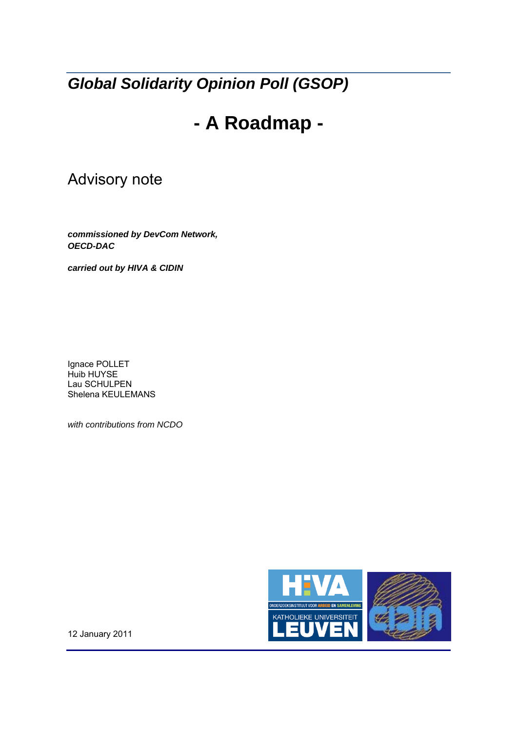# *Global Solidarity Opinion Poll (GSOP)*

# - A Roadmap -

## Advisory note

***commissioned by DevCom Network, OECD-DAC***

***carried out by HIVA & CIDIN***

Ignace POLLET
Huib HUYSE
Lau SCHULPEN
Shelena KEULEMANS

*with contributions from NCDO*

12 January 2011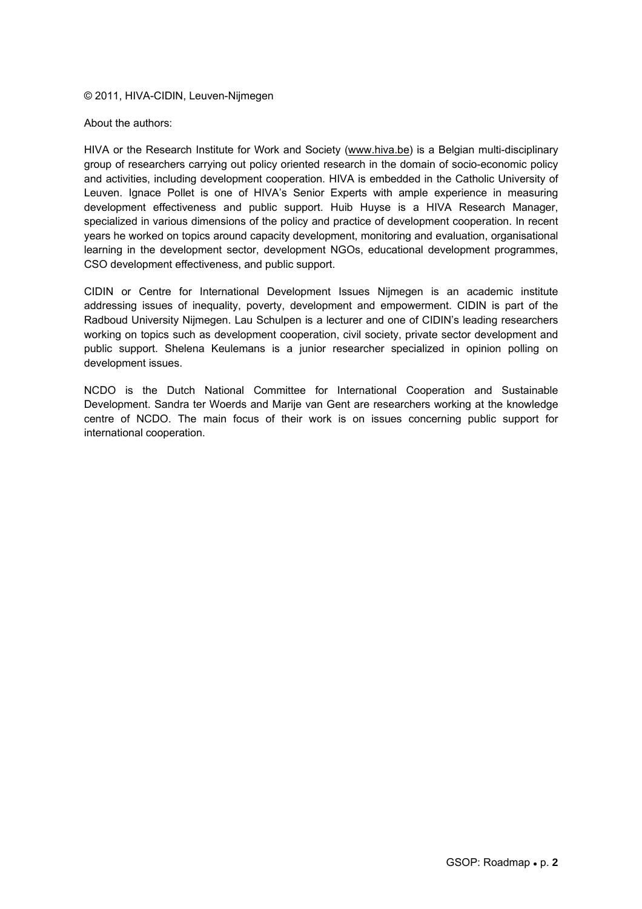© 2011, HIVA-CIDIN, Leuven-Nijmegen

About the authors:

HIVA or the Research Institute for Work and Society (www.hiva.be) is a Belgian multi-disciplinary group of researchers carrying out policy oriented research in the domain of socio-economic policy and activities, including development cooperation. HIVA is embedded in the Catholic University of Leuven. Ignace Pollet is one of HIVA's Senior Experts with ample experience in measuring development effectiveness and public support. Huib Huyse is a HIVA Research Manager, specialized in various dimensions of the policy and practice of development cooperation. In recent years he worked on topics around capacity development, monitoring and evaluation, organisational learning in the development sector, development NGOs, educational development programmes, CSO development effectiveness, and public support.

CIDIN or Centre for International Development Issues Nijmegen is an academic institute addressing issues of inequality, poverty, development and empowerment. CIDIN is part of the Radboud University Nijmegen. Lau Schulpen is a lecturer and one of CIDIN's leading researchers working on topics such as development cooperation, civil society, private sector development and public support. Shelena Keulemans is a junior researcher specialized in opinion polling on development issues.

NCDO is the Dutch National Committee for International Cooperation and Sustainable Development. Sandra ter Woerds and Marije van Gent are researchers working at the knowledge centre of NCDO. The main focus of their work is on issues concerning public support for international cooperation.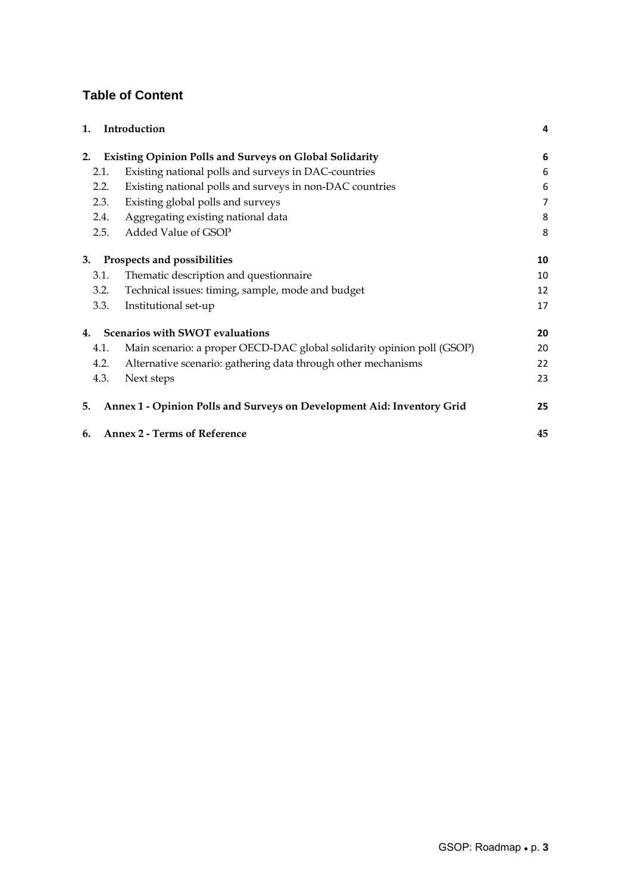## Table of Content

| | | |
|---|---|---|
| **1.** | **Introduction** | **4** |
| **2.** | **Existing Opinion Polls and Surveys on Global Solidarity** | **6** |
| 2.1. | Existing national polls and surveys in DAC-countries | 6 |
| 2.2. | Existing national polls and surveys in non-DAC countries | 6 |
| 2.3. | Existing global polls and surveys | 7 |
| 2.4. | Aggregating existing national data | 8 |
| 2.5. | Added Value of GSOP | 8 |
| **3.** | **Prospects and possibilities** | **10** |
| 3.1. | Thematic description and questionnaire | 10 |
| 3.2. | Technical issues: timing, sample, mode and budget | 12 |
| 3.3. | Institutional set-up | 17 |
| **4.** | **Scenarios with SWOT evaluations** | **20** |
| 4.1. | Main scenario: a proper OECD-DAC global solidarity opinion poll (GSOP) | 20 |
| 4.2. | Alternative scenario: gathering data through other mechanisms | 22 |
| 4.3. | Next steps | 23 |
| **5.** | **Annex 1 - Opinion Polls and Surveys on Development Aid: Inventory Grid** | **25** |
| **6.** | **Annex 2 - Terms of Reference** | **45** |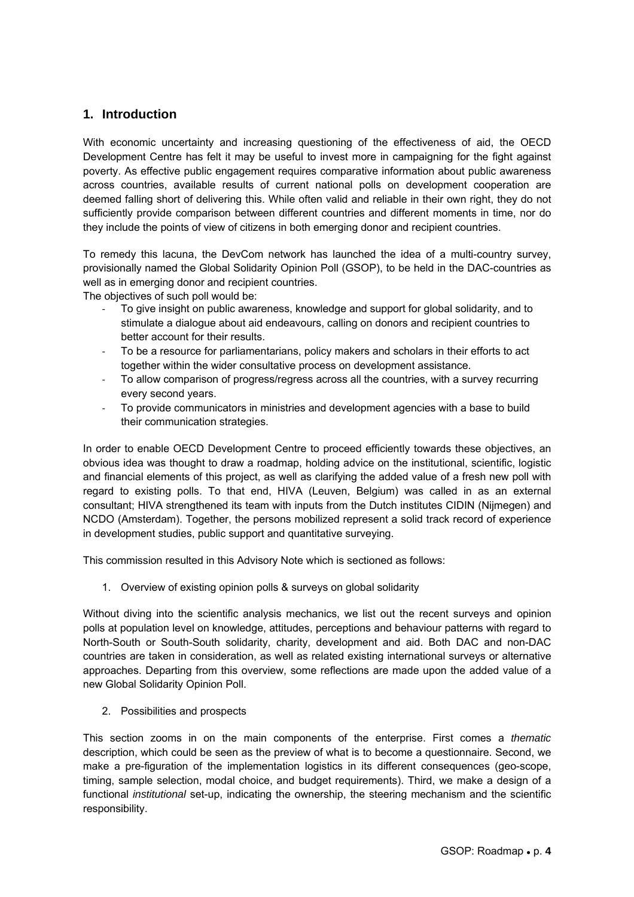## 1. Introduction

With economic uncertainty and increasing questioning of the effectiveness of aid, the OECD Development Centre has felt it may be useful to invest more in campaigning for the fight against poverty. As effective public engagement requires comparative information about public awareness across countries, available results of current national polls on development cooperation are deemed falling short of delivering this. While often valid and reliable in their own right, they do not sufficiently provide comparison between different countries and different moments in time, nor do they include the points of view of citizens in both emerging donor and recipient countries.

To remedy this lacuna, the DevCom network has launched the idea of a multi-country survey, provisionally named the Global Solidarity Opinion Poll (GSOP), to be held in the DAC-countries as well as in emerging donor and recipient countries.

The objectives of such poll would be:

- To give insight on public awareness, knowledge and support for global solidarity, and to stimulate a dialogue about aid endeavours, calling on donors and recipient countries to better account for their results.
- To be a resource for parliamentarians, policy makers and scholars in their efforts to act together within the wider consultative process on development assistance.
- To allow comparison of progress/regress across all the countries, with a survey recurring every second years.
- To provide communicators in ministries and development agencies with a base to build their communication strategies.

In order to enable OECD Development Centre to proceed efficiently towards these objectives, an obvious idea was thought to draw a roadmap, holding advice on the institutional, scientific, logistic and financial elements of this project, as well as clarifying the added value of a fresh new poll with regard to existing polls. To that end, HIVA (Leuven, Belgium) was called in as an external consultant; HIVA strengthened its team with inputs from the Dutch institutes CIDIN (Nijmegen) and NCDO (Amsterdam). Together, the persons mobilized represent a solid track record of experience in development studies, public support and quantitative surveying.

This commission resulted in this Advisory Note which is sectioned as follows:

1. Overview of existing opinion polls & surveys on global solidarity

Without diving into the scientific analysis mechanics, we list out the recent surveys and opinion polls at population level on knowledge, attitudes, perceptions and behaviour patterns with regard to North-South or South-South solidarity, charity, development and aid. Both DAC and non-DAC countries are taken in consideration, as well as related existing international surveys or alternative approaches. Departing from this overview, some reflections are made upon the added value of a new Global Solidarity Opinion Poll.

2. Possibilities and prospects

This section zooms in on the main components of the enterprise. First comes a *thematic* description, which could be seen as the preview of what is to become a questionnaire. Second, we make a pre-figuration of the implementation logistics in its different consequences (geo-scope, timing, sample selection, modal choice, and budget requirements). Third, we make a design of a functional *institutional* set-up, indicating the ownership, the steering mechanism and the scientific responsibility.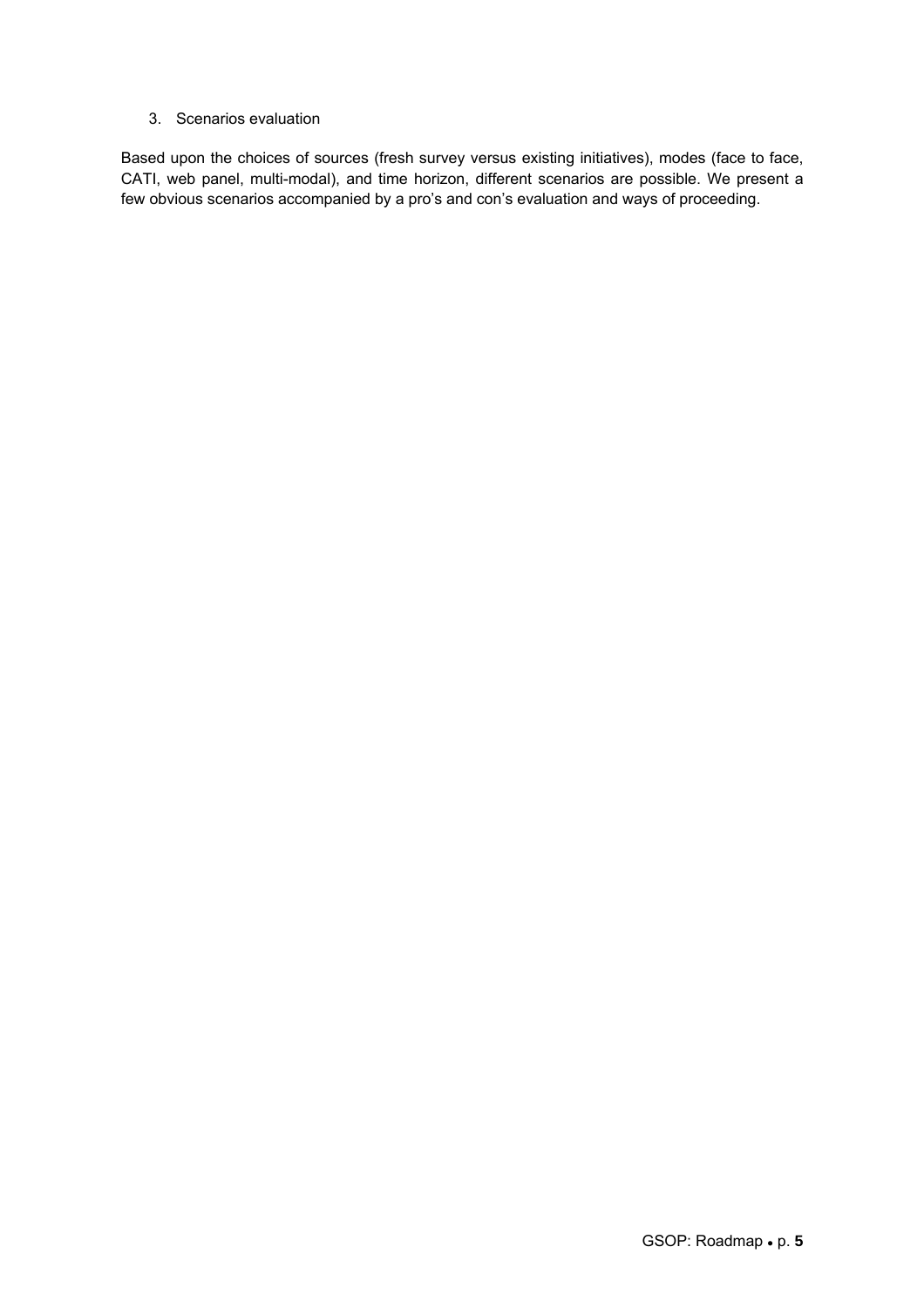## 3. Scenarios evaluation

Based upon the choices of sources (fresh survey versus existing initiatives), modes (face to face, CATI, web panel, multi-modal), and time horizon, different scenarios are possible. We present a few obvious scenarios accompanied by a pro's and con's evaluation and ways of proceeding.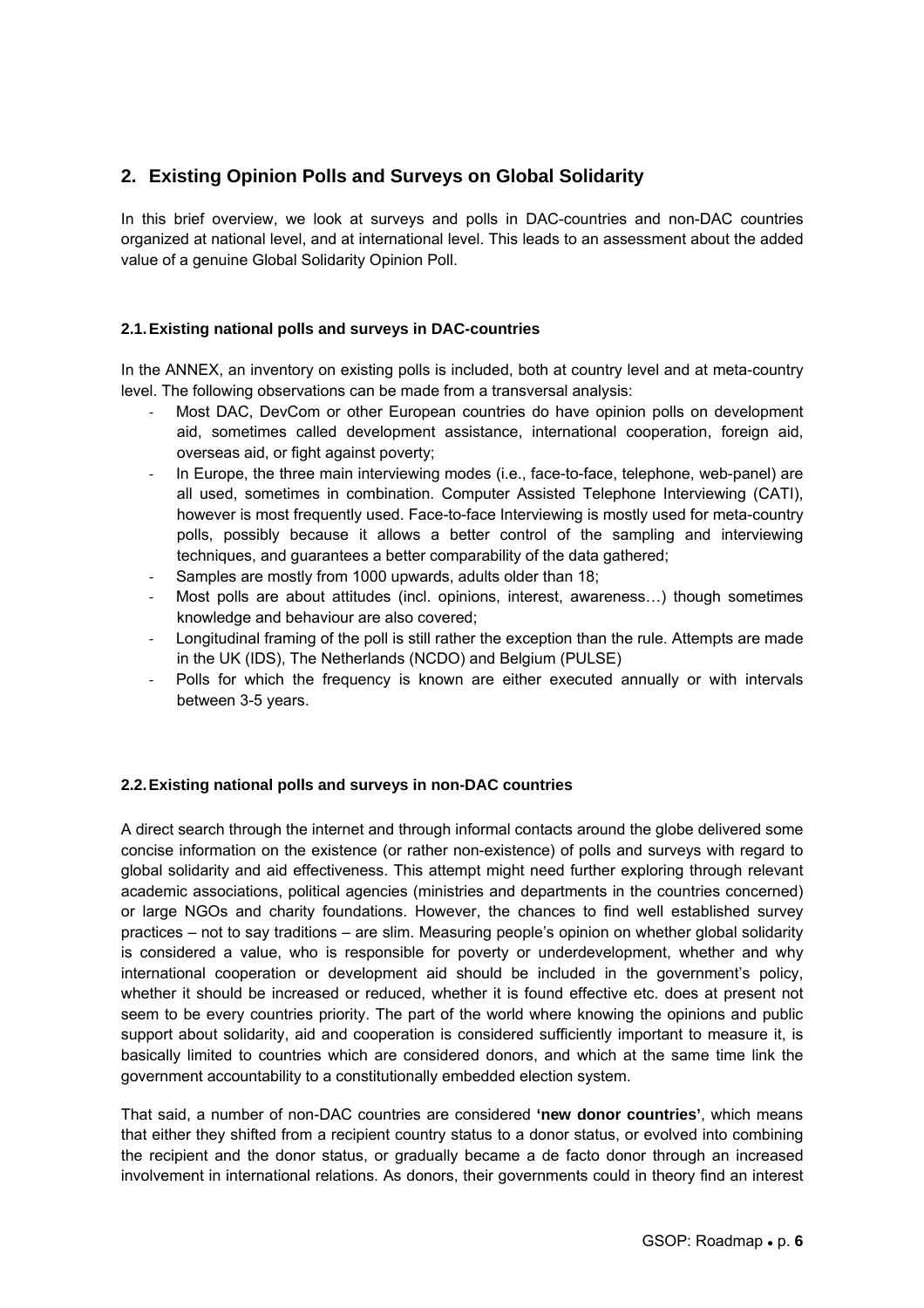## 2. Existing Opinion Polls and Surveys on Global Solidarity

In this brief overview, we look at surveys and polls in DAC-countries and non-DAC countries organized at national level, and at international level. This leads to an assessment about the added value of a genuine Global Solidarity Opinion Poll.

### 2.1. Existing national polls and surveys in DAC-countries

In the ANNEX, an inventory on existing polls is included, both at country level and at meta-country level. The following observations can be made from a transversal analysis:

- Most DAC, DevCom or other European countries do have opinion polls on development aid, sometimes called development assistance, international cooperation, foreign aid, overseas aid, or fight against poverty;
- In Europe, the three main interviewing modes (i.e., face-to-face, telephone, web-panel) are all used, sometimes in combination. Computer Assisted Telephone Interviewing (CATI), however is most frequently used. Face-to-face Interviewing is mostly used for meta-country polls, possibly because it allows a better control of the sampling and interviewing techniques, and guarantees a better comparability of the data gathered;
- Samples are mostly from 1000 upwards, adults older than 18;
- Most polls are about attitudes (incl. opinions, interest, awareness…) though sometimes knowledge and behaviour are also covered;
- Longitudinal framing of the poll is still rather the exception than the rule. Attempts are made in the UK (IDS), The Netherlands (NCDO) and Belgium (PULSE)
- Polls for which the frequency is known are either executed annually or with intervals between 3-5 years.

### 2.2. Existing national polls and surveys in non-DAC countries

A direct search through the internet and through informal contacts around the globe delivered some concise information on the existence (or rather non-existence) of polls and surveys with regard to global solidarity and aid effectiveness. This attempt might need further exploring through relevant academic associations, political agencies (ministries and departments in the countries concerned) or large NGOs and charity foundations. However, the chances to find well established survey practices – not to say traditions – are slim. Measuring people's opinion on whether global solidarity is considered a value, who is responsible for poverty or underdevelopment, whether and why international cooperation or development aid should be included in the government's policy, whether it should be increased or reduced, whether it is found effective etc. does at present not seem to be every countries priority. The part of the world where knowing the opinions and public support about solidarity, aid and cooperation is considered sufficiently important to measure it, is basically limited to countries which are considered donors, and which at the same time link the government accountability to a constitutionally embedded election system.

That said, a number of non-DAC countries are considered **'new donor countries'**, which means that either they shifted from a recipient country status to a donor status, or evolved into combining the recipient and the donor status, or gradually became a de facto donor through an increased involvement in international relations. As donors, their governments could in theory find an interest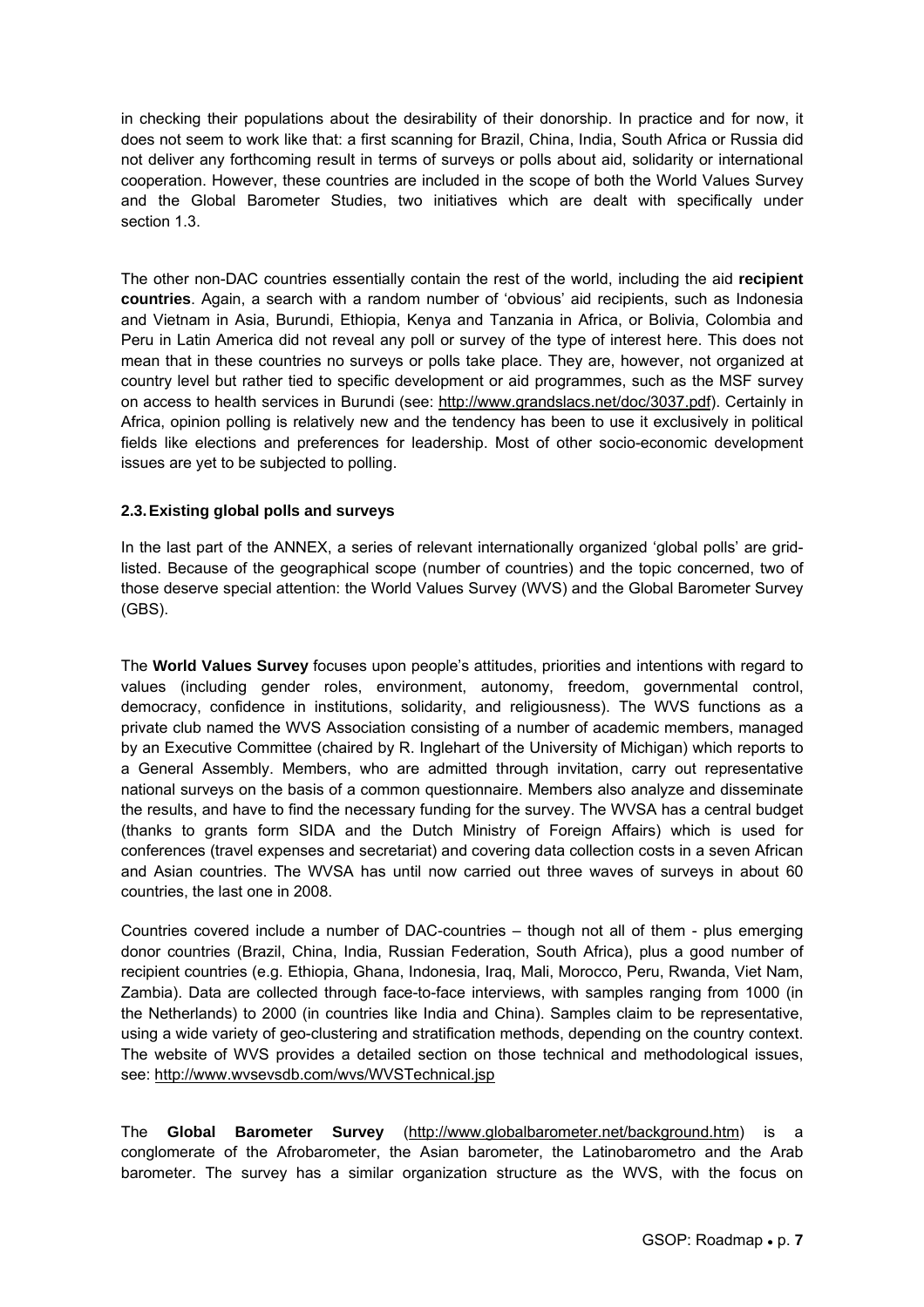in checking their populations about the desirability of their donorship. In practice and for now, it does not seem to work like that: a first scanning for Brazil, China, India, South Africa or Russia did not deliver any forthcoming result in terms of surveys or polls about aid, solidarity or international cooperation. However, these countries are included in the scope of both the World Values Survey and the Global Barometer Studies, two initiatives which are dealt with specifically under section 1.3.

The other non-DAC countries essentially contain the rest of the world, including the aid **recipient countries**. Again, a search with a random number of 'obvious' aid recipients, such as Indonesia and Vietnam in Asia, Burundi, Ethiopia, Kenya and Tanzania in Africa, or Bolivia, Colombia and Peru in Latin America did not reveal any poll or survey of the type of interest here. This does not mean that in these countries no surveys or polls take place. They are, however, not organized at country level but rather tied to specific development or aid programmes, such as the MSF survey on access to health services in Burundi (see: http://www.grandslacs.net/doc/3037.pdf). Certainly in Africa, opinion polling is relatively new and the tendency has been to use it exclusively in political fields like elections and preferences for leadership. Most of other socio-economic development issues are yet to be subjected to polling.

### 2.3. Existing global polls and surveys

In the last part of the ANNEX, a series of relevant internationally organized 'global polls' are grid-listed. Because of the geographical scope (number of countries) and the topic concerned, two of those deserve special attention: the World Values Survey (WVS) and the Global Barometer Survey (GBS).

The **World Values Survey** focuses upon people's attitudes, priorities and intentions with regard to values (including gender roles, environment, autonomy, freedom, governmental control, democracy, confidence in institutions, solidarity, and religiousness). The WVS functions as a private club named the WVS Association consisting of a number of academic members, managed by an Executive Committee (chaired by R. Inglehart of the University of Michigan) which reports to a General Assembly. Members, who are admitted through invitation, carry out representative national surveys on the basis of a common questionnaire. Members also analyze and disseminate the results, and have to find the necessary funding for the survey. The WVSA has a central budget (thanks to grants form SIDA and the Dutch Ministry of Foreign Affairs) which is used for conferences (travel expenses and secretariat) and covering data collection costs in a seven African and Asian countries. The WVSA has until now carried out three waves of surveys in about 60 countries, the last one in 2008.

Countries covered include a number of DAC-countries – though not all of them - plus emerging donor countries (Brazil, China, India, Russian Federation, South Africa), plus a good number of recipient countries (e.g. Ethiopia, Ghana, Indonesia, Iraq, Mali, Morocco, Peru, Rwanda, Viet Nam, Zambia). Data are collected through face-to-face interviews, with samples ranging from 1000 (in the Netherlands) to 2000 (in countries like India and China). Samples claim to be representative, using a wide variety of geo-clustering and stratification methods, depending on the country context. The website of WVS provides a detailed section on those technical and methodological issues, see: http://www.wvsevsdb.com/wvs/WVSTechnical.jsp

The **Global Barometer Survey** (http://www.globalbarometer.net/background.htm) is a conglomerate of the Afrobarometer, the Asian barometer, the Latinobarometro and the Arab barometer. The survey has a similar organization structure as the WVS, with the focus on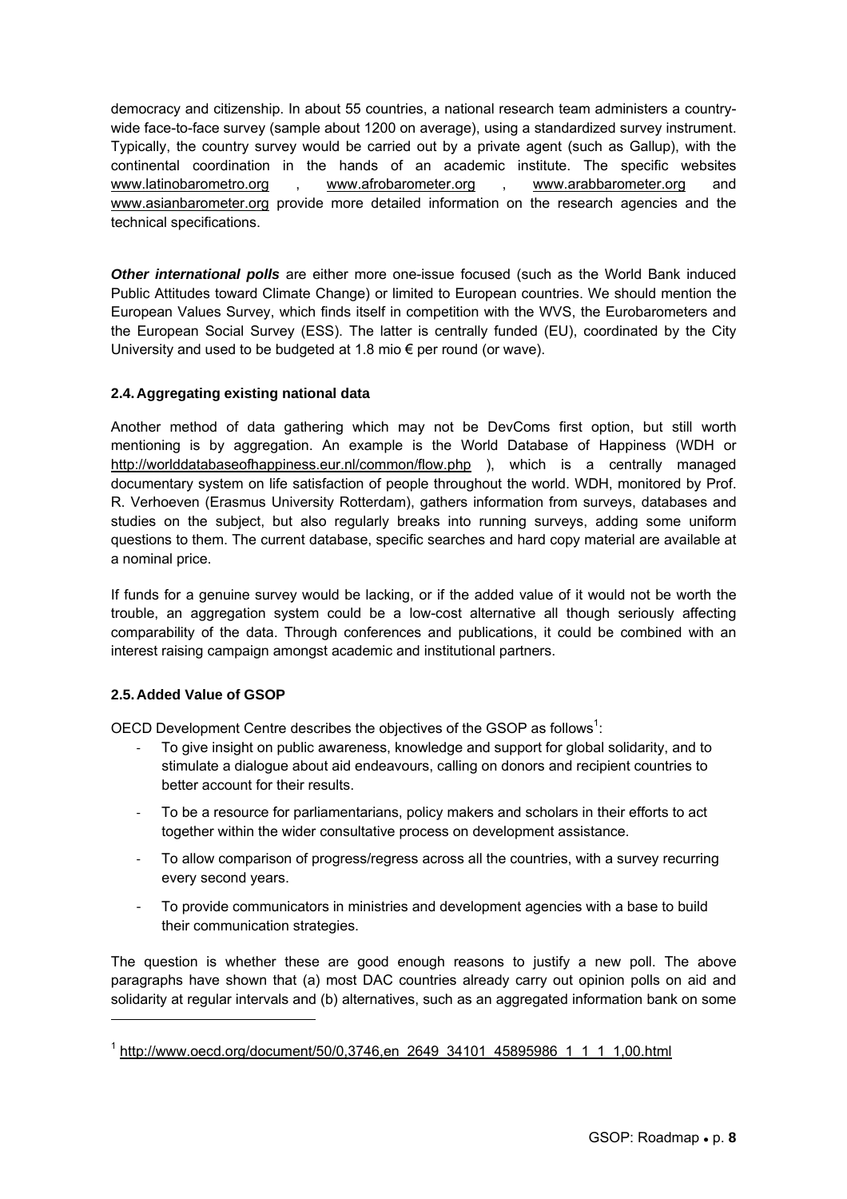democracy and citizenship. In about 55 countries, a national research team administers a country-wide face-to-face survey (sample about 1200 on average), using a standardized survey instrument. Typically, the country survey would be carried out by a private agent (such as Gallup), with the continental coordination in the hands of an academic institute. The specific websites www.latinobarometro.org , www.afrobarometer.org , www.arabbarometer.org and www.asianbarometer.org provide more detailed information on the research agencies and the technical specifications.

***Other international polls*** are either more one-issue focused (such as the World Bank induced Public Attitudes toward Climate Change) or limited to European countries. We should mention the European Values Survey, which finds itself in competition with the WVS, the Eurobarometers and the European Social Survey (ESS). The latter is centrally funded (EU), coordinated by the City University and used to be budgeted at 1.8 mio € per round (or wave).

### 2.4. Aggregating existing national data

Another method of data gathering which may not be DevComs first option, but still worth mentioning is by aggregation. An example is the World Database of Happiness (WDH or http://worlddatabaseofhappiness.eur.nl/common/flow.php ), which is a centrally managed documentary system on life satisfaction of people throughout the world. WDH, monitored by Prof. R. Verhoeven (Erasmus University Rotterdam), gathers information from surveys, databases and studies on the subject, but also regularly breaks into running surveys, adding some uniform questions to them. The current database, specific searches and hard copy material are available at a nominal price.

If funds for a genuine survey would be lacking, or if the added value of it would not be worth the trouble, an aggregation system could be a low-cost alternative all though seriously affecting comparability of the data. Through conferences and publications, it could be combined with an interest raising campaign amongst academic and institutional partners.

### 2.5. Added Value of GSOP

OECD Development Centre describes the objectives of the GSOP as follows[1]:

- To give insight on public awareness, knowledge and support for global solidarity, and to stimulate a dialogue about aid endeavours, calling on donors and recipient countries to better account for their results.
- To be a resource for parliamentarians, policy makers and scholars in their efforts to act together within the wider consultative process on development assistance.
- To allow comparison of progress/regress across all the countries, with a survey recurring every second years.
- To provide communicators in ministries and development agencies with a base to build their communication strategies.

The question is whether these are good enough reasons to justify a new poll. The above paragraphs have shown that (a) most DAC countries already carry out opinion polls on aid and solidarity at regular intervals and (b) alternatives, such as an aggregated information bank on some

[1] http://www.oecd.org/document/50/0,3746,en_2649_34101_45895986_1_1_1_1,00.html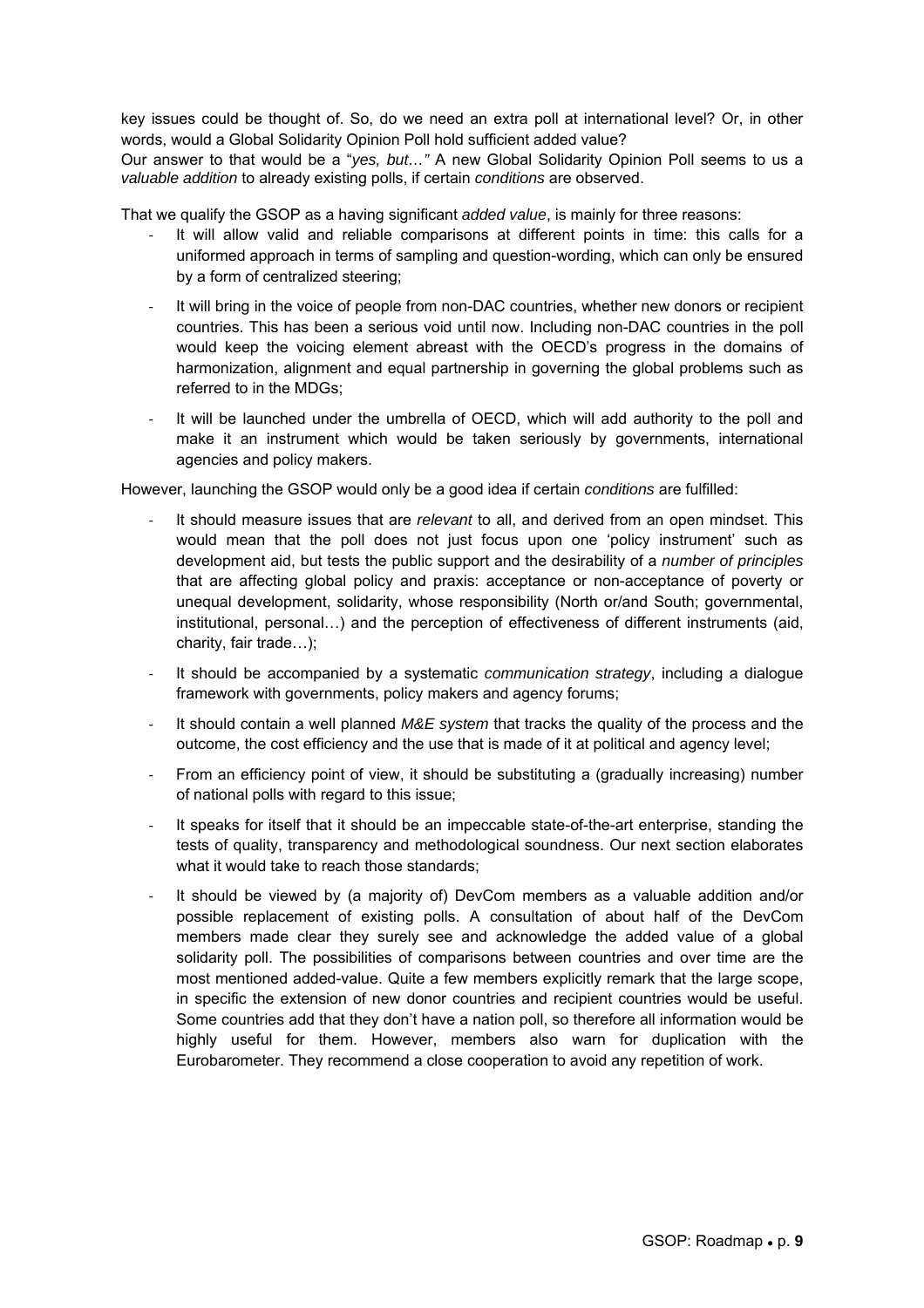key issues could be thought of. So, do we need an extra poll at international level? Or, in other words, would a Global Solidarity Opinion Poll hold sufficient added value?
Our answer to that would be a "*yes, but…"* A new Global Solidarity Opinion Poll seems to us a *valuable addition* to already existing polls, if certain *conditions* are observed.

That we qualify the GSOP as a having significant *added value*, is mainly for three reasons:

- It will allow valid and reliable comparisons at different points in time: this calls for a uniformed approach in terms of sampling and question-wording, which can only be ensured by a form of centralized steering;
- It will bring in the voice of people from non-DAC countries, whether new donors or recipient countries. This has been a serious void until now. Including non-DAC countries in the poll would keep the voicing element abreast with the OECD's progress in the domains of harmonization, alignment and equal partnership in governing the global problems such as referred to in the MDGs;
- It will be launched under the umbrella of OECD, which will add authority to the poll and make it an instrument which would be taken seriously by governments, international agencies and policy makers.

However, launching the GSOP would only be a good idea if certain *conditions* are fulfilled:

- It should measure issues that are *relevant* to all, and derived from an open mindset. This would mean that the poll does not just focus upon one 'policy instrument' such as development aid, but tests the public support and the desirability of a *number of principles* that are affecting global policy and praxis: acceptance or non-acceptance of poverty or unequal development, solidarity, whose responsibility (North or/and South; governmental, institutional, personal…) and the perception of effectiveness of different instruments (aid, charity, fair trade…);
- It should be accompanied by a systematic *communication strategy*, including a dialogue framework with governments, policy makers and agency forums;
- It should contain a well planned *M&E system* that tracks the quality of the process and the outcome, the cost efficiency and the use that is made of it at political and agency level;
- From an efficiency point of view, it should be substituting a (gradually increasing) number of national polls with regard to this issue;
- It speaks for itself that it should be an impeccable state-of-the-art enterprise, standing the tests of quality, transparency and methodological soundness. Our next section elaborates what it would take to reach those standards;
- It should be viewed by (a majority of) DevCom members as a valuable addition and/or possible replacement of existing polls. A consultation of about half of the DevCom members made clear they surely see and acknowledge the added value of a global solidarity poll. The possibilities of comparisons between countries and over time are the most mentioned added-value. Quite a few members explicitly remark that the large scope, in specific the extension of new donor countries and recipient countries would be useful. Some countries add that they don't have a nation poll, so therefore all information would be highly useful for them. However, members also warn for duplication with the Eurobarometer. They recommend a close cooperation to avoid any repetition of work.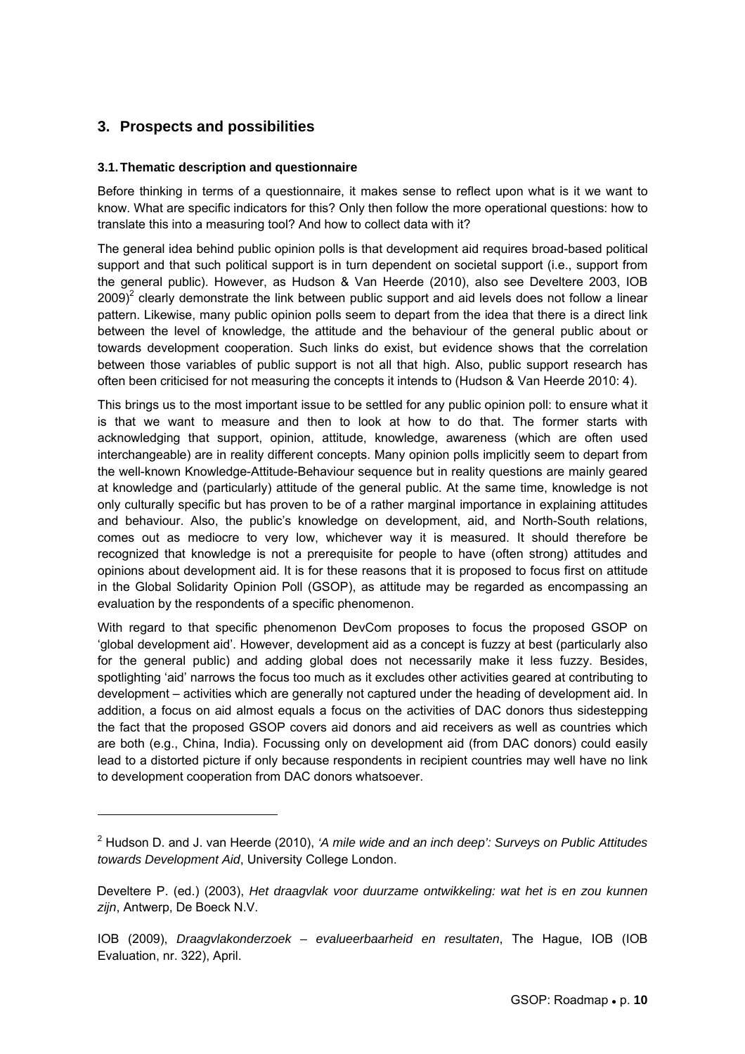## 3. Prospects and possibilities

### 3.1. Thematic description and questionnaire

Before thinking in terms of a questionnaire, it makes sense to reflect upon what is it we want to know. What are specific indicators for this? Only then follow the more operational questions: how to translate this into a measuring tool? And how to collect data with it?

The general idea behind public opinion polls is that development aid requires broad-based political support and that such political support is in turn dependent on societal support (i.e., support from the general public). However, as Hudson & Van Heerde (2010), also see Develtere 2003, IOB 2009)[2] clearly demonstrate the link between public support and aid levels does not follow a linear pattern. Likewise, many public opinion polls seem to depart from the idea that there is a direct link between the level of knowledge, the attitude and the behaviour of the general public about or towards development cooperation. Such links do exist, but evidence shows that the correlation between those variables of public support is not all that high. Also, public support research has often been criticised for not measuring the concepts it intends to (Hudson & Van Heerde 2010: 4).

This brings us to the most important issue to be settled for any public opinion poll: to ensure what it is that we want to measure and then to look at how to do that. The former starts with acknowledging that support, opinion, attitude, knowledge, awareness (which are often used interchangeable) are in reality different concepts. Many opinion polls implicitly seem to depart from the well-known Knowledge-Attitude-Behaviour sequence but in reality questions are mainly geared at knowledge and (particularly) attitude of the general public. At the same time, knowledge is not only culturally specific but has proven to be of a rather marginal importance in explaining attitudes and behaviour. Also, the public's knowledge on development, aid, and North-South relations, comes out as mediocre to very low, whichever way it is measured. It should therefore be recognized that knowledge is not a prerequisite for people to have (often strong) attitudes and opinions about development aid. It is for these reasons that it is proposed to focus first on attitude in the Global Solidarity Opinion Poll (GSOP), as attitude may be regarded as encompassing an evaluation by the respondents of a specific phenomenon.

With regard to that specific phenomenon DevCom proposes to focus the proposed GSOP on 'global development aid'. However, development aid as a concept is fuzzy at best (particularly also for the general public) and adding global does not necessarily make it less fuzzy. Besides, spotlighting 'aid' narrows the focus too much as it excludes other activities geared at contributing to development – activities which are generally not captured under the heading of development aid. In addition, a focus on aid almost equals a focus on the activities of DAC donors thus sidestepping the fact that the proposed GSOP covers aid donors and aid receivers as well as countries which are both (e.g., China, India). Focussing only on development aid (from DAC donors) could easily lead to a distorted picture if only because respondents in recipient countries may well have no link to development cooperation from DAC donors whatsoever.

---

[2] Hudson D. and J. van Heerde (2010), *'A mile wide and an inch deep': Surveys on Public Attitudes towards Development Aid*, University College London.

Develtere P. (ed.) (2003), *Het draagvlak voor duurzame ontwikkeling: wat het is en zou kunnen zijn*, Antwerp, De Boeck N.V.

IOB (2009), *Draagvlakonderzoek – evalueerbaarheid en resultaten*, The Hague, IOB (IOB Evaluation, nr. 322), April.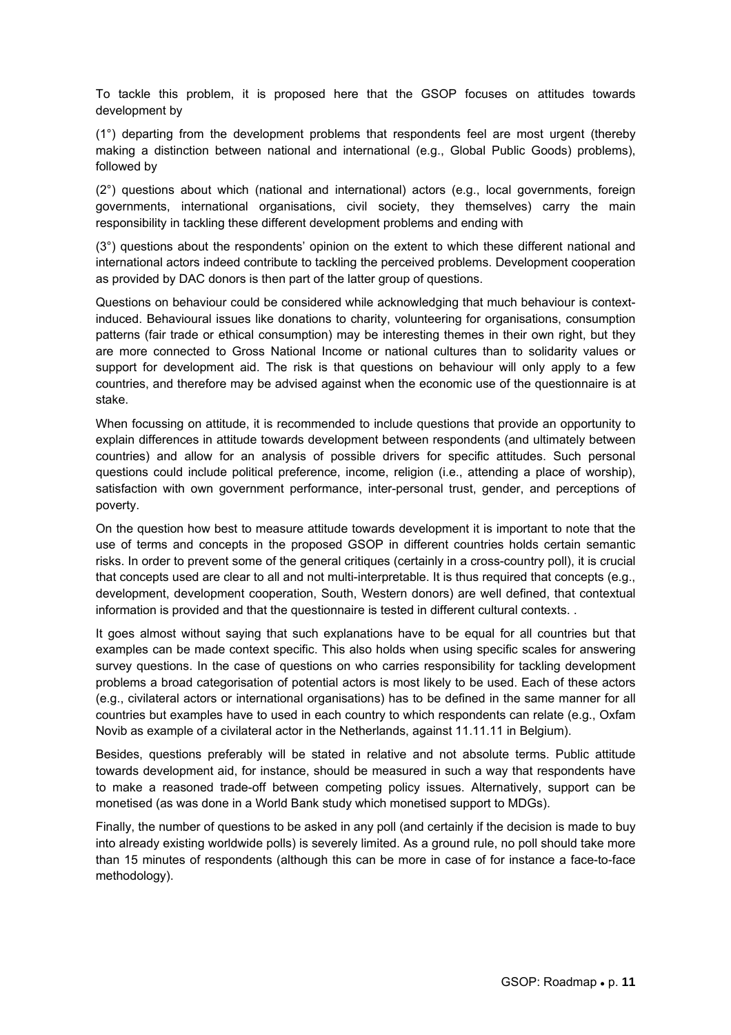To tackle this problem, it is proposed here that the GSOP focuses on attitudes towards development by

(1°) departing from the development problems that respondents feel are most urgent (thereby making a distinction between national and international (e.g., Global Public Goods) problems), followed by

(2°) questions about which (national and international) actors (e.g., local governments, foreign governments, international organisations, civil society, they themselves) carry the main responsibility in tackling these different development problems and ending with

(3°) questions about the respondents' opinion on the extent to which these different national and international actors indeed contribute to tackling the perceived problems. Development cooperation as provided by DAC donors is then part of the latter group of questions.

Questions on behaviour could be considered while acknowledging that much behaviour is context-induced. Behavioural issues like donations to charity, volunteering for organisations, consumption patterns (fair trade or ethical consumption) may be interesting themes in their own right, but they are more connected to Gross National Income or national cultures than to solidarity values or support for development aid. The risk is that questions on behaviour will only apply to a few countries, and therefore may be advised against when the economic use of the questionnaire is at stake.

When focussing on attitude, it is recommended to include questions that provide an opportunity to explain differences in attitude towards development between respondents (and ultimately between countries) and allow for an analysis of possible drivers for specific attitudes. Such personal questions could include political preference, income, religion (i.e., attending a place of worship), satisfaction with own government performance, inter-personal trust, gender, and perceptions of poverty.

On the question how best to measure attitude towards development it is important to note that the use of terms and concepts in the proposed GSOP in different countries holds certain semantic risks. In order to prevent some of the general critiques (certainly in a cross-country poll), it is crucial that concepts used are clear to all and not multi-interpretable. It is thus required that concepts (e.g., development, development cooperation, South, Western donors) are well defined, that contextual information is provided and that the questionnaire is tested in different cultural contexts. .

It goes almost without saying that such explanations have to be equal for all countries but that examples can be made context specific. This also holds when using specific scales for answering survey questions. In the case of questions on who carries responsibility for tackling development problems a broad categorisation of potential actors is most likely to be used. Each of these actors (e.g., civilateral actors or international organisations) has to be defined in the same manner for all countries but examples have to used in each country to which respondents can relate (e.g., Oxfam Novib as example of a civilateral actor in the Netherlands, against 11.11.11 in Belgium).

Besides, questions preferably will be stated in relative and not absolute terms. Public attitude towards development aid, for instance, should be measured in such a way that respondents have to make a reasoned trade-off between competing policy issues. Alternatively, support can be monetised (as was done in a World Bank study which monetised support to MDGs).

Finally, the number of questions to be asked in any poll (and certainly if the decision is made to buy into already existing worldwide polls) is severely limited. As a ground rule, no poll should take more than 15 minutes of respondents (although this can be more in case of for instance a face-to-face methodology).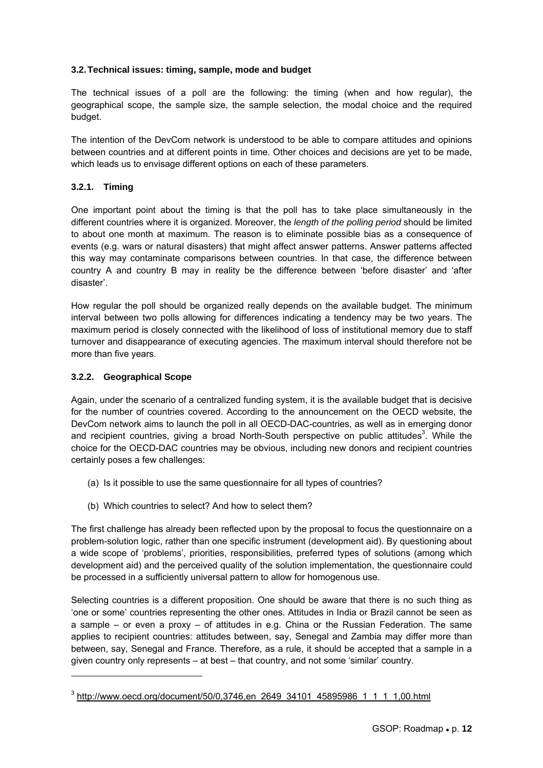### 3.2. Technical issues: timing, sample, mode and budget

The technical issues of a poll are the following: the timing (when and how regular), the geographical scope, the sample size, the sample selection, the modal choice and the required budget.

The intention of the DevCom network is understood to be able to compare attitudes and opinions between countries and at different points in time. Other choices and decisions are yet to be made, which leads us to envisage different options on each of these parameters.

#### 3.2.1. Timing

One important point about the timing is that the poll has to take place simultaneously in the different countries where it is organized. Moreover, the *length of the polling period* should be limited to about one month at maximum. The reason is to eliminate possible bias as a consequence of events (e.g. wars or natural disasters) that might affect answer patterns. Answer patterns affected this way may contaminate comparisons between countries. In that case, the difference between country A and country B may in reality be the difference between 'before disaster' and 'after disaster'.

How regular the poll should be organized really depends on the available budget. The minimum interval between two polls allowing for differences indicating a tendency may be two years. The maximum period is closely connected with the likelihood of loss of institutional memory due to staff turnover and disappearance of executing agencies. The maximum interval should therefore not be more than five years.

#### 3.2.2. Geographical Scope

Again, under the scenario of a centralized funding system, it is the available budget that is decisive for the number of countries covered. According to the announcement on the OECD website, the DevCom network aims to launch the poll in all OECD-DAC-countries, as well as in emerging donor and recipient countries, giving a broad North-South perspective on public attitudes[3]. While the choice for the OECD-DAC countries may be obvious, including new donors and recipient countries certainly poses a few challenges:

(a) Is it possible to use the same questionnaire for all types of countries?

(b) Which countries to select? And how to select them?

The first challenge has already been reflected upon by the proposal to focus the questionnaire on a problem-solution logic, rather than one specific instrument (development aid). By questioning about a wide scope of 'problems', priorities, responsibilities, preferred types of solutions (among which development aid) and the perceived quality of the solution implementation, the questionnaire could be processed in a sufficiently universal pattern to allow for homogenous use.

Selecting countries is a different proposition. One should be aware that there is no such thing as 'one or some' countries representing the other ones. Attitudes in India or Brazil cannot be seen as a sample – or even a proxy – of attitudes in e.g. China or the Russian Federation. The same applies to recipient countries: attitudes between, say, Senegal and Zambia may differ more than between, say, Senegal and France. Therefore, as a rule, it should be accepted that a sample in a given country only represents – at best – that country, and not some 'similar' country.

---

[3] http://www.oecd.org/document/50/0,3746,en_2649_34101_45895986_1_1_1_1,00.html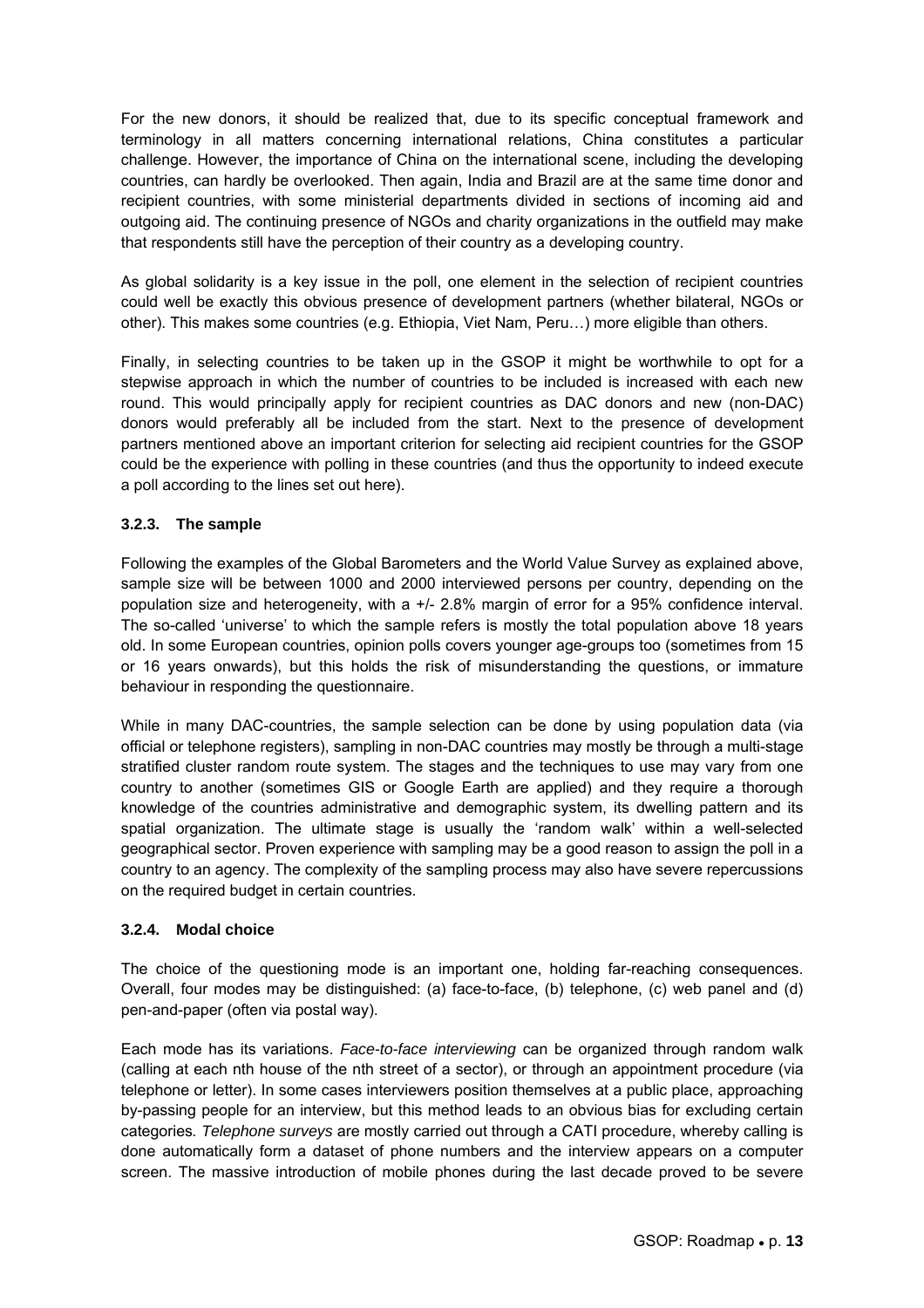For the new donors, it should be realized that, due to its specific conceptual framework and terminology in all matters concerning international relations, China constitutes a particular challenge. However, the importance of China on the international scene, including the developing countries, can hardly be overlooked. Then again, India and Brazil are at the same time donor and recipient countries, with some ministerial departments divided in sections of incoming aid and outgoing aid. The continuing presence of NGOs and charity organizations in the outfield may make that respondents still have the perception of their country as a developing country.

As global solidarity is a key issue in the poll, one element in the selection of recipient countries could well be exactly this obvious presence of development partners (whether bilateral, NGOs or other). This makes some countries (e.g. Ethiopia, Viet Nam, Peru…) more eligible than others.

Finally, in selecting countries to be taken up in the GSOP it might be worthwhile to opt for a stepwise approach in which the number of countries to be included is increased with each new round. This would principally apply for recipient countries as DAC donors and new (non-DAC) donors would preferably all be included from the start. Next to the presence of development partners mentioned above an important criterion for selecting aid recipient countries for the GSOP could be the experience with polling in these countries (and thus the opportunity to indeed execute a poll according to the lines set out here).

### 3.2.3. The sample

Following the examples of the Global Barometers and the World Value Survey as explained above, sample size will be between 1000 and 2000 interviewed persons per country, depending on the population size and heterogeneity, with a +/- 2.8% margin of error for a 95% confidence interval. The so-called 'universe' to which the sample refers is mostly the total population above 18 years old. In some European countries, opinion polls covers younger age-groups too (sometimes from 15 or 16 years onwards), but this holds the risk of misunderstanding the questions, or immature behaviour in responding the questionnaire.

While in many DAC-countries, the sample selection can be done by using population data (via official or telephone registers), sampling in non-DAC countries may mostly be through a multi-stage stratified cluster random route system. The stages and the techniques to use may vary from one country to another (sometimes GIS or Google Earth are applied) and they require a thorough knowledge of the countries administrative and demographic system, its dwelling pattern and its spatial organization. The ultimate stage is usually the 'random walk' within a well-selected geographical sector. Proven experience with sampling may be a good reason to assign the poll in a country to an agency. The complexity of the sampling process may also have severe repercussions on the required budget in certain countries.

### 3.2.4. Modal choice

The choice of the questioning mode is an important one, holding far-reaching consequences. Overall, four modes may be distinguished: (a) face-to-face, (b) telephone, (c) web panel and (d) pen-and-paper (often via postal way).

Each mode has its variations. *Face-to-face interviewing* can be organized through random walk (calling at each nth house of the nth street of a sector), or through an appointment procedure (via telephone or letter). In some cases interviewers position themselves at a public place, approaching by-passing people for an interview, but this method leads to an obvious bias for excluding certain categories. *Telephone surveys* are mostly carried out through a CATI procedure, whereby calling is done automatically form a dataset of phone numbers and the interview appears on a computer screen. The massive introduction of mobile phones during the last decade proved to be severe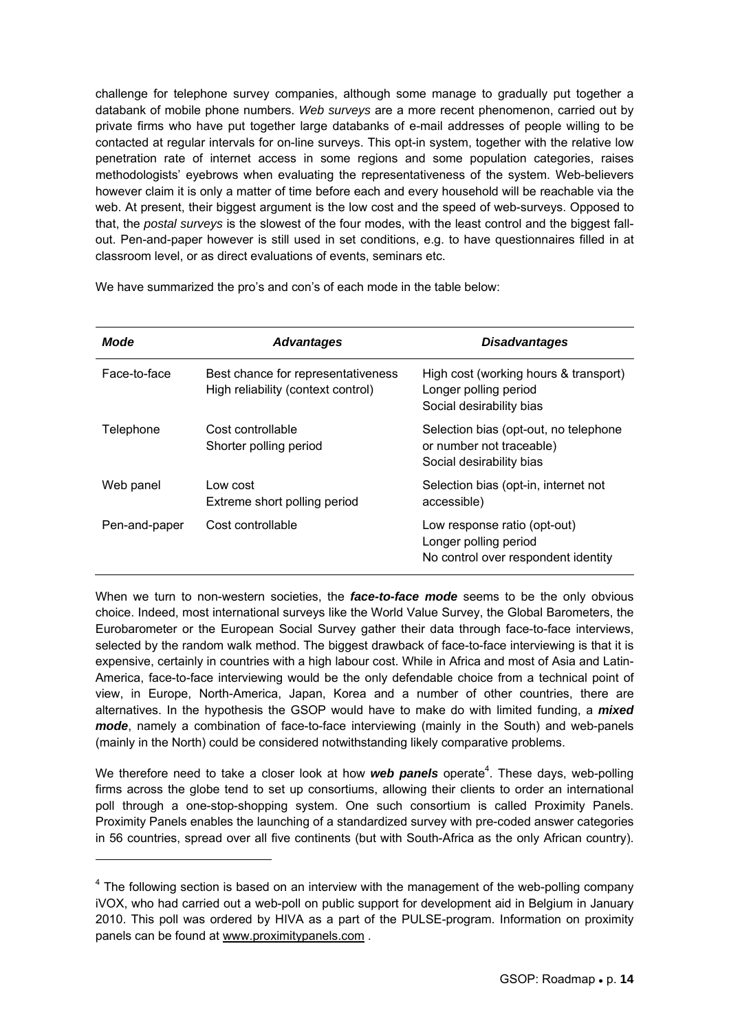challenge for telephone survey companies, although some manage to gradually put together a databank of mobile phone numbers. *Web surveys* are a more recent phenomenon, carried out by private firms who have put together large databanks of e-mail addresses of people willing to be contacted at regular intervals for on-line surveys. This opt-in system, together with the relative low penetration rate of internet access in some regions and some population categories, raises methodologists' eyebrows when evaluating the representativeness of the system. Web-believers however claim it is only a matter of time before each and every household will be reachable via the web. At present, their biggest argument is the low cost and the speed of web-surveys. Opposed to that, the *postal surveys* is the slowest of the four modes, with the least control and the biggest fall-out. Pen-and-paper however is still used in set conditions, e.g. to have questionnaires filled in at classroom level, or as direct evaluations of events, seminars etc.

We have summarized the pro's and con's of each mode in the table below:

| *Mode* | *Advantages* | *Disadvantages* |
|---|---|---|
| Face-to-face | Best chance for representativeness<br>High reliability (context control) | High cost (working hours & transport)<br>Longer polling period<br>Social desirability bias |
| Telephone | Cost controllable<br>Shorter polling period | Selection bias (opt-out, no telephone or number not traceable)<br>Social desirability bias |
| Web panel | Low cost<br>Extreme short polling period | Selection bias (opt-in, internet not accessible) |
| Pen-and-paper | Cost controllable | Low response ratio (opt-out)<br>Longer polling period<br>No control over respondent identity |

When we turn to non-western societies, the ***face-to-face mode*** seems to be the only obvious choice. Indeed, most international surveys like the World Value Survey, the Global Barometers, the Eurobarometer or the European Social Survey gather their data through face-to-face interviews, selected by the random walk method. The biggest drawback of face-to-face interviewing is that it is expensive, certainly in countries with a high labour cost. While in Africa and most of Asia and Latin-America, face-to-face interviewing would be the only defendable choice from a technical point of view, in Europe, North-America, Japan, Korea and a number of other countries, there are alternatives. In the hypothesis the GSOP would have to make do with limited funding, a ***mixed mode***, namely a combination of face-to-face interviewing (mainly in the South) and web-panels (mainly in the North) could be considered notwithstanding likely comparative problems.

We therefore need to take a closer look at how ***web panels*** operate[4]. These days, web-polling firms across the globe tend to set up consortiums, allowing their clients to order an international poll through a one-stop-shopping system. One such consortium is called Proximity Panels. Proximity Panels enables the launching of a standardized survey with pre-coded answer categories in 56 countries, spread over all five continents (but with South-Africa as the only African country).

[4] The following section is based on an interview with the management of the web-polling company iVOX, who had carried out a web-poll on public support for development aid in Belgium in January 2010. This poll was ordered by HIVA as a part of the PULSE-program. Information on proximity panels can be found at www.proximitypanels.com .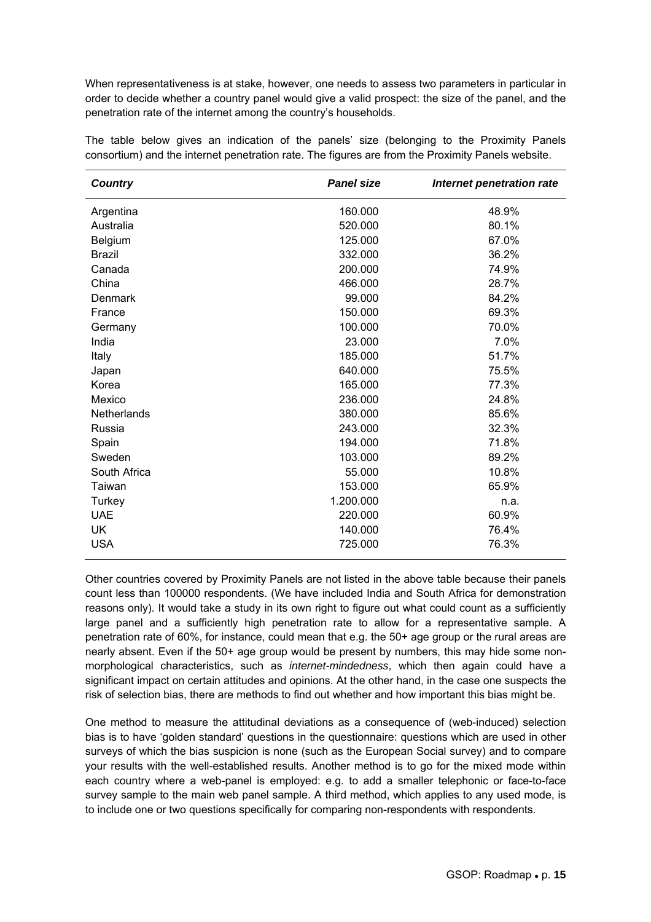When representativeness is at stake, however, one needs to assess two parameters in particular in order to decide whether a country panel would give a valid prospect: the size of the panel, and the penetration rate of the internet among the country's households.

The table below gives an indication of the panels' size (belonging to the Proximity Panels consortium) and the internet penetration rate. The figures are from the Proximity Panels website.

| ***Country*** | ***Panel size*** | ***Internet penetration rate*** |
|---|---|---|
| Argentina | 160.000 | 48.9% |
| Australia | 520.000 | 80.1% |
| Belgium | 125.000 | 67.0% |
| Brazil | 332.000 | 36.2% |
| Canada | 200.000 | 74.9% |
| China | 466.000 | 28.7% |
| Denmark | 99.000 | 84.2% |
| France | 150.000 | 69.3% |
| Germany | 100.000 | 70.0% |
| India | 23.000 | 7.0% |
| Italy | 185.000 | 51.7% |
| Japan | 640.000 | 75.5% |
| Korea | 165.000 | 77.3% |
| Mexico | 236.000 | 24.8% |
| Netherlands | 380.000 | 85.6% |
| Russia | 243.000 | 32.3% |
| Spain | 194.000 | 71.8% |
| Sweden | 103.000 | 89.2% |
| South Africa | 55.000 | 10.8% |
| Taiwan | 153.000 | 65.9% |
| Turkey | 1.200.000 | n.a. |
| UAE | 220.000 | 60.9% |
| UK | 140.000 | 76.4% |
| USA | 725.000 | 76.3% |

Other countries covered by Proximity Panels are not listed in the above table because their panels count less than 100000 respondents. (We have included India and South Africa for demonstration reasons only). It would take a study in its own right to figure out what could count as a sufficiently large panel and a sufficiently high penetration rate to allow for a representative sample. A penetration rate of 60%, for instance, could mean that e.g. the 50+ age group or the rural areas are nearly absent. Even if the 50+ age group would be present by numbers, this may hide some non-morphological characteristics, such as *internet-mindedness*, which then again could have a significant impact on certain attitudes and opinions. At the other hand, in the case one suspects the risk of selection bias, there are methods to find out whether and how important this bias might be.

One method to measure the attitudinal deviations as a consequence of (web-induced) selection bias is to have 'golden standard' questions in the questionnaire: questions which are used in other surveys of which the bias suspicion is none (such as the European Social survey) and to compare your results with the well-established results. Another method is to go for the mixed mode within each country where a web-panel is employed: e.g. to add a smaller telephonic or face-to-face survey sample to the main web panel sample. A third method, which applies to any used mode, is to include one or two questions specifically for comparing non-respondents with respondents.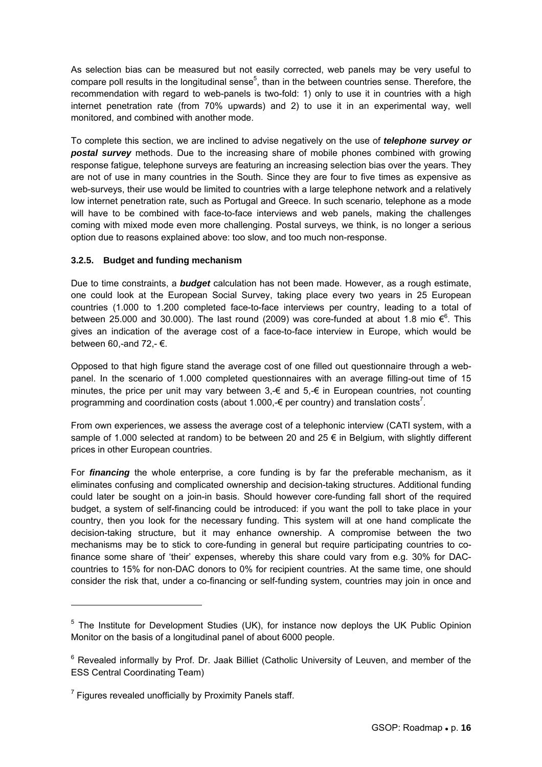As selection bias can be measured but not easily corrected, web panels may be very useful to compare poll results in the longitudinal sense[5], than in the between countries sense. Therefore, the recommendation with regard to web-panels is two-fold: 1) only to use it in countries with a high internet penetration rate (from 70% upwards) and 2) to use it in an experimental way, well monitored, and combined with another mode.

To complete this section, we are inclined to advise negatively on the use of ***telephone survey or postal survey*** methods. Due to the increasing share of mobile phones combined with growing response fatigue, telephone surveys are featuring an increasing selection bias over the years. They are not of use in many countries in the South. Since they are four to five times as expensive as web-surveys, their use would be limited to countries with a large telephone network and a relatively low internet penetration rate, such as Portugal and Greece. In such scenario, telephone as a mode will have to be combined with face-to-face interviews and web panels, making the challenges coming with mixed mode even more challenging. Postal surveys, we think, is no longer a serious option due to reasons explained above: too slow, and too much non-response.

### 3.2.5. Budget and funding mechanism

Due to time constraints, a ***budget*** calculation has not been made. However, as a rough estimate, one could look at the European Social Survey, taking place every two years in 25 European countries (1.000 to 1.200 completed face-to-face interviews per country, leading to a total of between 25.000 and 30.000). The last round (2009) was core-funded at about 1.8 mio €[6]. This gives an indication of the average cost of a face-to-face interview in Europe, which would be between 60,-and 72,- €.

Opposed to that high figure stand the average cost of one filled out questionnaire through a web-panel. In the scenario of 1.000 completed questionnaires with an average filling-out time of 15 minutes, the price per unit may vary between 3,-€ and 5,-€ in European countries, not counting programming and coordination costs (about 1.000,-€ per country) and translation costs[7].

From own experiences, we assess the average cost of a telephonic interview (CATI system, with a sample of 1.000 selected at random) to be between 20 and 25 € in Belgium, with slightly different prices in other European countries.

For ***financing*** the whole enterprise, a core funding is by far the preferable mechanism, as it eliminates confusing and complicated ownership and decision-taking structures. Additional funding could later be sought on a join-in basis. Should however core-funding fall short of the required budget, a system of self-financing could be introduced: if you want the poll to take place in your country, then you look for the necessary funding. This system will at one hand complicate the decision-taking structure, but it may enhance ownership. A compromise between the two mechanisms may be to stick to core-funding in general but require participating countries to co-finance some share of 'their' expenses, whereby this share could vary from e.g. 30% for DAC-countries to 15% for non-DAC donors to 0% for recipient countries. At the same time, one should consider the risk that, under a co-financing or self-funding system, countries may join in once and

---

[5] The Institute for Development Studies (UK), for instance now deploys the UK Public Opinion Monitor on the basis of a longitudinal panel of about 6000 people.

[6] Revealed informally by Prof. Dr. Jaak Billiet (Catholic University of Leuven, and member of the ESS Central Coordinating Team)

[7] Figures revealed unofficially by Proximity Panels staff.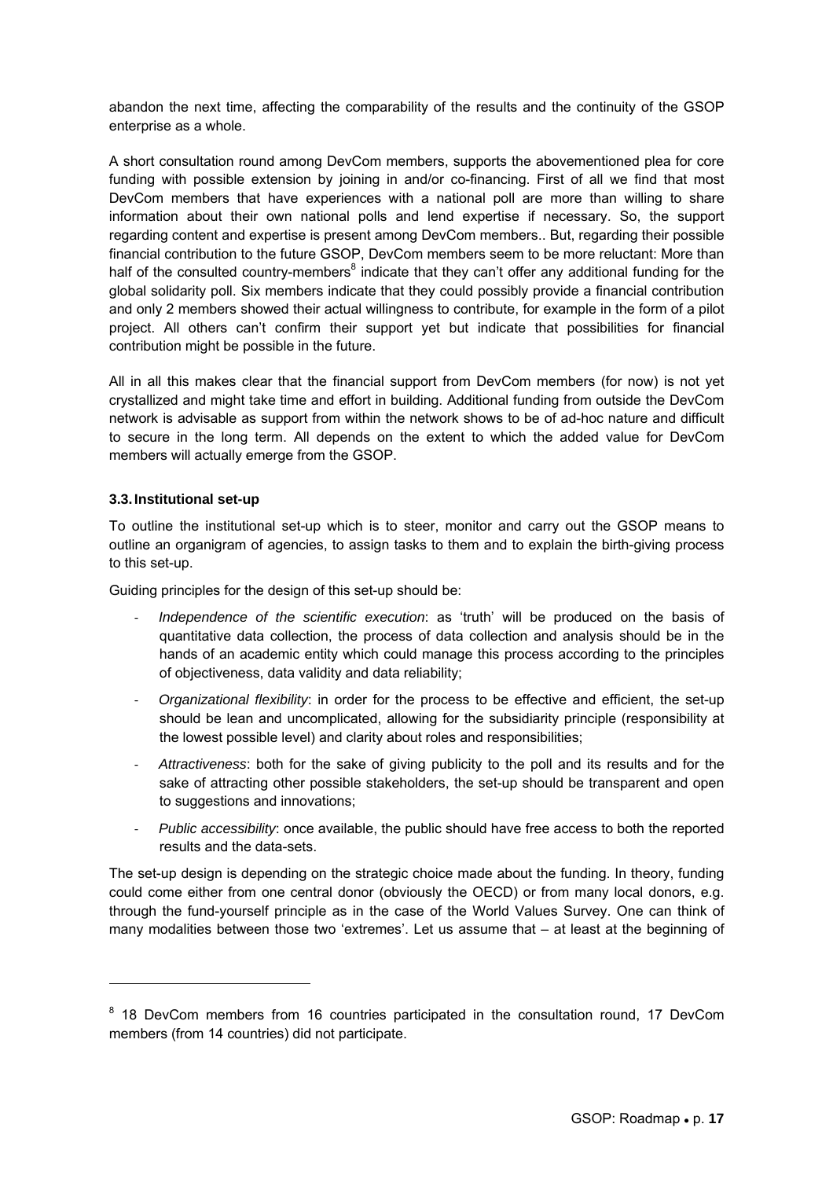abandon the next time, affecting the comparability of the results and the continuity of the GSOP enterprise as a whole.

A short consultation round among DevCom members, supports the abovementioned plea for core funding with possible extension by joining in and/or co-financing. First of all we find that most DevCom members that have experiences with a national poll are more than willing to share information about their own national polls and lend expertise if necessary. So, the support regarding content and expertise is present among DevCom members.. But, regarding their possible financial contribution to the future GSOP, DevCom members seem to be more reluctant: More than half of the consulted country-members[8] indicate that they can't offer any additional funding for the global solidarity poll. Six members indicate that they could possibly provide a financial contribution and only 2 members showed their actual willingness to contribute, for example in the form of a pilot project. All others can't confirm their support yet but indicate that possibilities for financial contribution might be possible in the future.

All in all this makes clear that the financial support from DevCom members (for now) is not yet crystallized and might take time and effort in building. Additional funding from outside the DevCom network is advisable as support from within the network shows to be of ad-hoc nature and difficult to secure in the long term. All depends on the extent to which the added value for DevCom members will actually emerge from the GSOP.

### 3.3. Institutional set-up

To outline the institutional set-up which is to steer, monitor and carry out the GSOP means to outline an organigram of agencies, to assign tasks to them and to explain the birth-giving process to this set-up.

Guiding principles for the design of this set-up should be:

- *Independence of the scientific execution*: as 'truth' will be produced on the basis of quantitative data collection, the process of data collection and analysis should be in the hands of an academic entity which could manage this process according to the principles of objectiveness, data validity and data reliability;
- *Organizational flexibility*: in order for the process to be effective and efficient, the set-up should be lean and uncomplicated, allowing for the subsidiarity principle (responsibility at the lowest possible level) and clarity about roles and responsibilities;
- *Attractiveness*: both for the sake of giving publicity to the poll and its results and for the sake of attracting other possible stakeholders, the set-up should be transparent and open to suggestions and innovations;
- *Public accessibility*: once available, the public should have free access to both the reported results and the data-sets.

The set-up design is depending on the strategic choice made about the funding. In theory, funding could come either from one central donor (obviously the OECD) or from many local donors, e.g. through the fund-yourself principle as in the case of the World Values Survey. One can think of many modalities between those two 'extremes'. Let us assume that – at least at the beginning of

---

[8] 18 DevCom members from 16 countries participated in the consultation round, 17 DevCom members (from 14 countries) did not participate.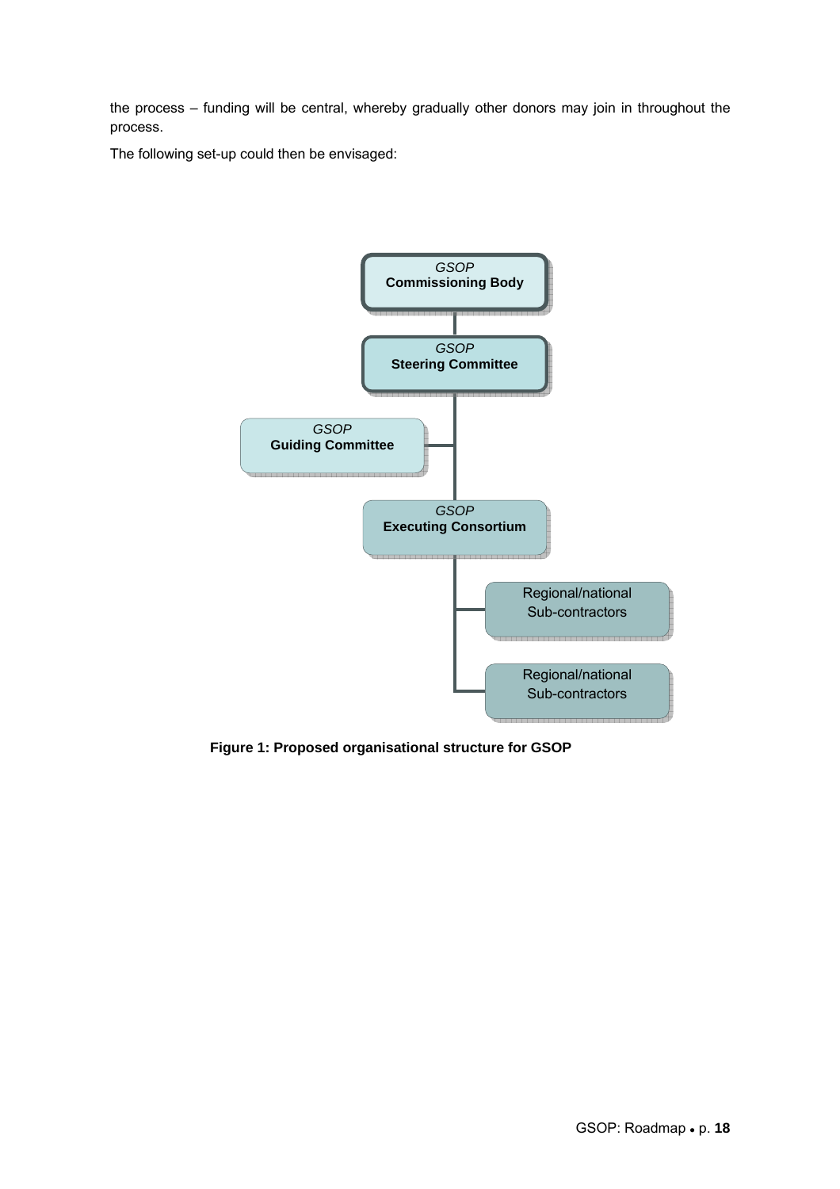the process – funding will be central, whereby gradually other donors may join in throughout the process.

The following set-up could then be envisaged:

*GSOP*
**Commissioning Body**

*GSOP*
**Steering Committee**

*GSOP*
**Guiding Committee**

*GSOP*
**Executing Consortium**

Regional/national
Sub-contractors

Regional/national
Sub-contractors

**Figure 1: Proposed organisational structure for GSOP**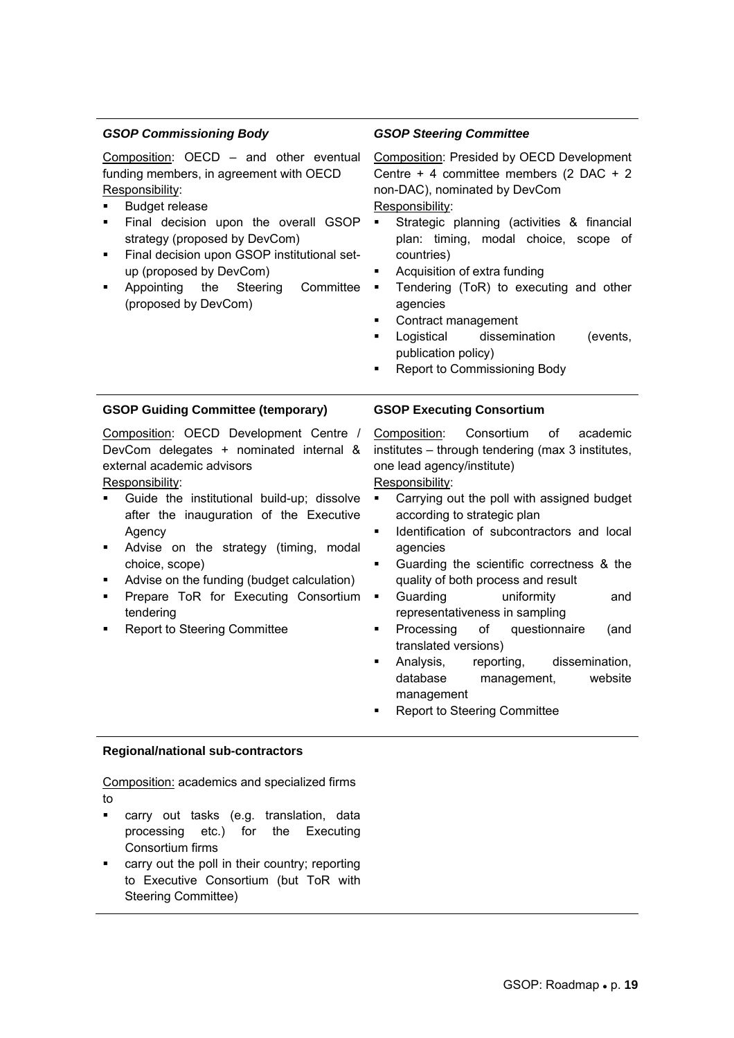### *GSOP Commissioning Body*

Composition: OECD – and other eventual funding members, in agreement with OECD

Responsibility:

- Budget release
- Final decision upon the overall GSOP strategy (proposed by DevCom)
- Final decision upon GSOP institutional set-up (proposed by DevCom)
- Appointing the Steering Committee (proposed by DevCom)

### *GSOP Steering Committee*

Composition: Presided by OECD Development Centre + 4 committee members (2 DAC + 2 non-DAC), nominated by DevCom

Responsibility:

- Strategic planning (activities & financial plan: timing, modal choice, scope of countries)
- Acquisition of extra funding
- Tendering (ToR) to executing and other agencies
- Contract management
- Logistical dissemination (events, publication policy)
- Report to Commissioning Body

### GSOP Guiding Committee (temporary)

Composition: OECD Development Centre / DevCom delegates + nominated internal & external academic advisors

Responsibility:

- Guide the institutional build-up; dissolve after the inauguration of the Executive Agency
- Advise on the strategy (timing, modal choice, scope)
- Advise on the funding (budget calculation)
- Prepare ToR for Executing Consortium tendering
- Report to Steering Committee

### GSOP Executing Consortium

Composition: Consortium of academic institutes – through tendering (max 3 institutes, one lead agency/institute)

Responsibility:

- Carrying out the poll with assigned budget according to strategic plan
- Identification of subcontractors and local agencies
- Guarding the scientific correctness & the quality of both process and result
- Guarding uniformity and representativeness in sampling
- Processing of questionnaire (and translated versions)
- Analysis, reporting, dissemination, database management, website management
- Report to Steering Committee

### Regional/national sub-contractors

Composition: academics and specialized firms to

- carry out tasks (e.g. translation, data processing etc.) for the Executing Consortium firms
- carry out the poll in their country; reporting to Executive Consortium (but ToR with Steering Committee)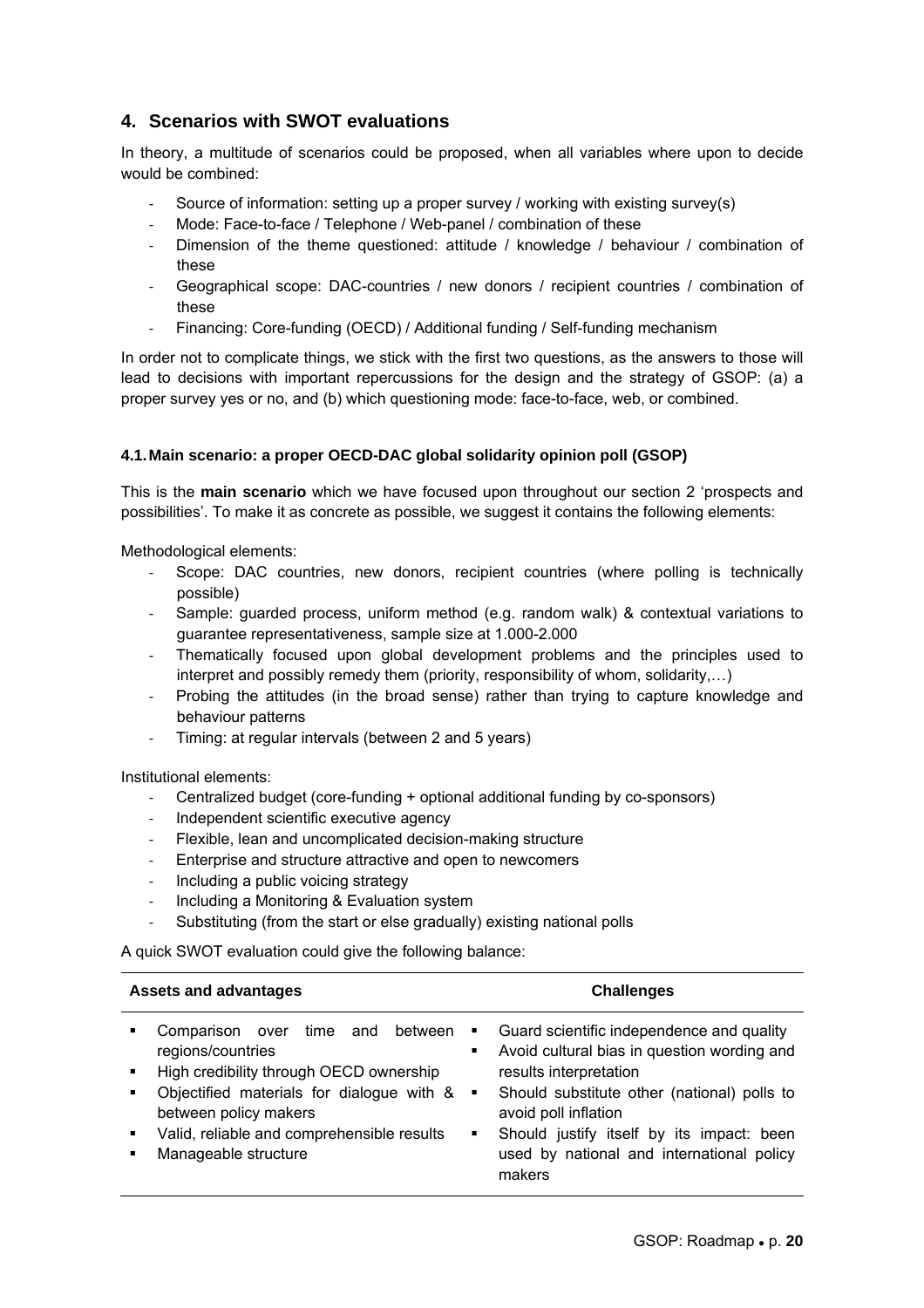## 4. Scenarios with SWOT evaluations

In theory, a multitude of scenarios could be proposed, when all variables where upon to decide would be combined:

- Source of information: setting up a proper survey / working with existing survey(s)
- Mode: Face-to-face / Telephone / Web-panel / combination of these
- Dimension of the theme questioned: attitude / knowledge / behaviour / combination of these
- Geographical scope: DAC-countries / new donors / recipient countries / combination of these
- Financing: Core-funding (OECD) / Additional funding / Self-funding mechanism

In order not to complicate things, we stick with the first two questions, as the answers to those will lead to decisions with important repercussions for the design and the strategy of GSOP: (a) a proper survey yes or no, and (b) which questioning mode: face-to-face, web, or combined.

### 4.1. Main scenario: a proper OECD-DAC global solidarity opinion poll (GSOP)

This is the **main scenario** which we have focused upon throughout our section 2 'prospects and possibilities'. To make it as concrete as possible, we suggest it contains the following elements:

Methodological elements:

- Scope: DAC countries, new donors, recipient countries (where polling is technically possible)
- Sample: guarded process, uniform method (e.g. random walk) & contextual variations to guarantee representativeness, sample size at 1.000-2.000
- Thematically focused upon global development problems and the principles used to interpret and possibly remedy them (priority, responsibility of whom, solidarity,…)
- Probing the attitudes (in the broad sense) rather than trying to capture knowledge and behaviour patterns
- Timing: at regular intervals (between 2 and 5 years)

Institutional elements:

- Centralized budget (core-funding + optional additional funding by co-sponsors)
- Independent scientific executive agency
- Flexible, lean and uncomplicated decision-making structure
- Enterprise and structure attractive and open to newcomers
- Including a public voicing strategy
- Including a Monitoring & Evaluation system
- Substituting (from the start or else gradually) existing national polls

A quick SWOT evaluation could give the following balance:

| Assets and advantages | Challenges |
|---|---|
| ▪ Comparison over time and between regions/countries<br>▪ High credibility through OECD ownership<br>▪ Objectified materials for dialogue with & between policy makers<br>▪ Valid, reliable and comprehensible results<br>▪ Manageable structure | ▪ Guard scientific independence and quality<br>▪ Avoid cultural bias in question wording and results interpretation<br>▪ Should substitute other (national) polls to avoid poll inflation<br>▪ Should justify itself by its impact: been used by national and international policy makers |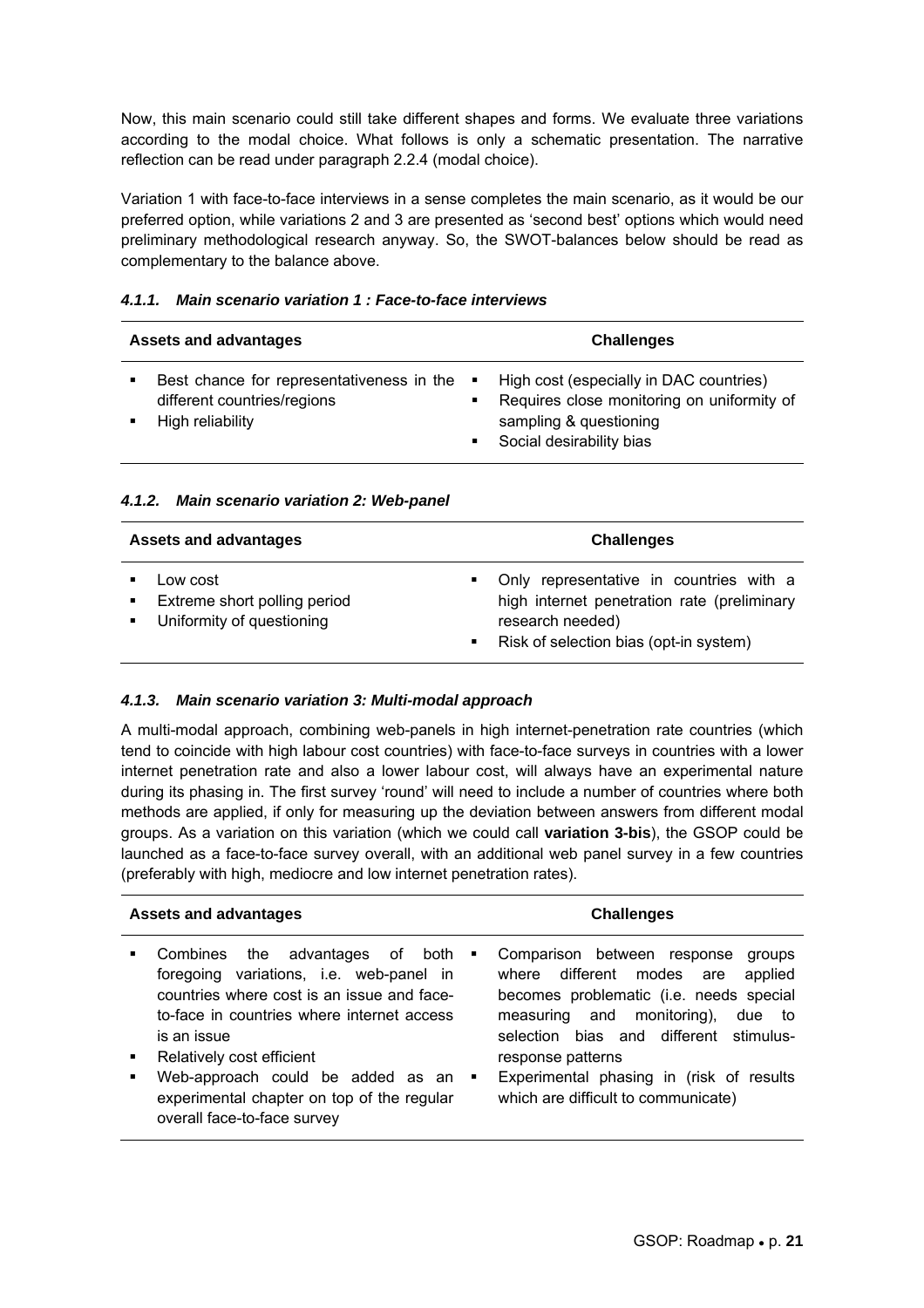Now, this main scenario could still take different shapes and forms. We evaluate three variations according to the modal choice. What follows is only a schematic presentation. The narrative reflection can be read under paragraph 2.2.4 (modal choice).

Variation 1 with face-to-face interviews in a sense completes the main scenario, as it would be our preferred option, while variations 2 and 3 are presented as 'second best' options which would need preliminary methodological research anyway. So, the SWOT-balances below should be read as complementary to the balance above.

#### *4.1.1. Main scenario variation 1 : Face-to-face interviews*

| Assets and advantages | Challenges |
|---|---|
| ▪ Best chance for representativeness in the different countries/regions<br>▪ High reliability | ▪ High cost (especially in DAC countries)<br>▪ Requires close monitoring on uniformity of sampling & questioning<br>▪ Social desirability bias |

#### *4.1.2. Main scenario variation 2: Web-panel*

| Assets and advantages | Challenges |
|---|---|
| ▪ Low cost<br>▪ Extreme short polling period<br>▪ Uniformity of questioning | ▪ Only representative in countries with a high internet penetration rate (preliminary research needed)<br>▪ Risk of selection bias (opt-in system) |

#### *4.1.3. Main scenario variation 3: Multi-modal approach*

A multi-modal approach, combining web-panels in high internet-penetration rate countries (which tend to coincide with high labour cost countries) with face-to-face surveys in countries with a lower internet penetration rate and also a lower labour cost, will always have an experimental nature during its phasing in. The first survey 'round' will need to include a number of countries where both methods are applied, if only for measuring up the deviation between answers from different modal groups. As a variation on this variation (which we could call **variation 3-bis**), the GSOP could be launched as a face-to-face survey overall, with an additional web panel survey in a few countries (preferably with high, mediocre and low internet penetration rates).

| Assets and advantages | Challenges |
|---|---|
| ▪ Combines the advantages of both foregoing variations, i.e. web-panel in countries where cost is an issue and face-to-face in countries where internet access is an issue<br>▪ Relatively cost efficient<br>▪ Web-approach could be added as an experimental chapter on top of the regular overall face-to-face survey | ▪ Comparison between response groups where different modes are applied becomes problematic (i.e. needs special measuring and monitoring), due to selection bias and different stimulus-response patterns<br>▪ Experimental phasing in (risk of results which are difficult to communicate) |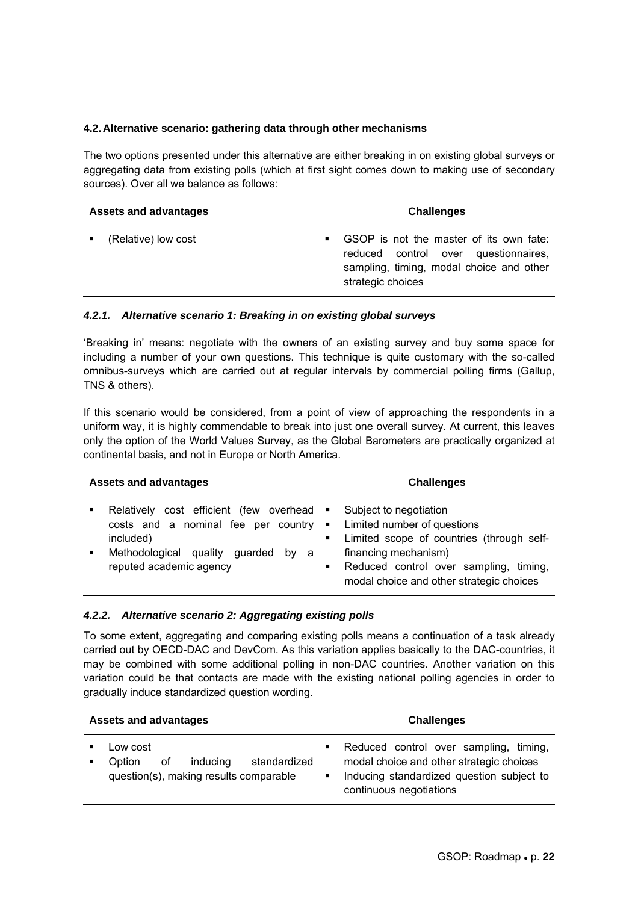### 4.2. Alternative scenario: gathering data through other mechanisms

The two options presented under this alternative are either breaking in on existing global surveys or aggregating data from existing polls (which at first sight comes down to making use of secondary sources). Over all we balance as follows:

| Assets and advantages | Challenges |
|---|---|
| ▪ (Relative) low cost | ▪ GSOP is not the master of its own fate: reduced control over questionnaires, sampling, timing, modal choice and other strategic choices |

#### *4.2.1. Alternative scenario 1: Breaking in on existing global surveys*

'Breaking in' means: negotiate with the owners of an existing survey and buy some space for including a number of your own questions. This technique is quite customary with the so-called omnibus-surveys which are carried out at regular intervals by commercial polling firms (Gallup, TNS & others).

If this scenario would be considered, from a point of view of approaching the respondents in a uniform way, it is highly commendable to break into just one overall survey. At current, this leaves only the option of the World Values Survey, as the Global Barometers are practically organized at continental basis, and not in Europe or North America.

| Assets and advantages | Challenges |
|---|---|
| ▪ Relatively cost efficient (few overhead costs and a nominal fee per country included)<br>▪ Methodological quality guarded by a reputed academic agency | ▪ Subject to negotiation<br>▪ Limited number of questions<br>▪ Limited scope of countries (through self-financing mechanism)<br>▪ Reduced control over sampling, timing, modal choice and other strategic choices |

#### *4.2.2. Alternative scenario 2: Aggregating existing polls*

To some extent, aggregating and comparing existing polls means a continuation of a task already carried out by OECD-DAC and DevCom. As this variation applies basically to the DAC-countries, it may be combined with some additional polling in non-DAC countries. Another variation on this variation could be that contacts are made with the existing national polling agencies in order to gradually induce standardized question wording.

| Assets and advantages | Challenges |
|---|---|
| ▪ Low cost<br>▪ Option of inducing standardized question(s), making results comparable | ▪ Reduced control over sampling, timing, modal choice and other strategic choices<br>▪ Inducing standardized question subject to continuous negotiations |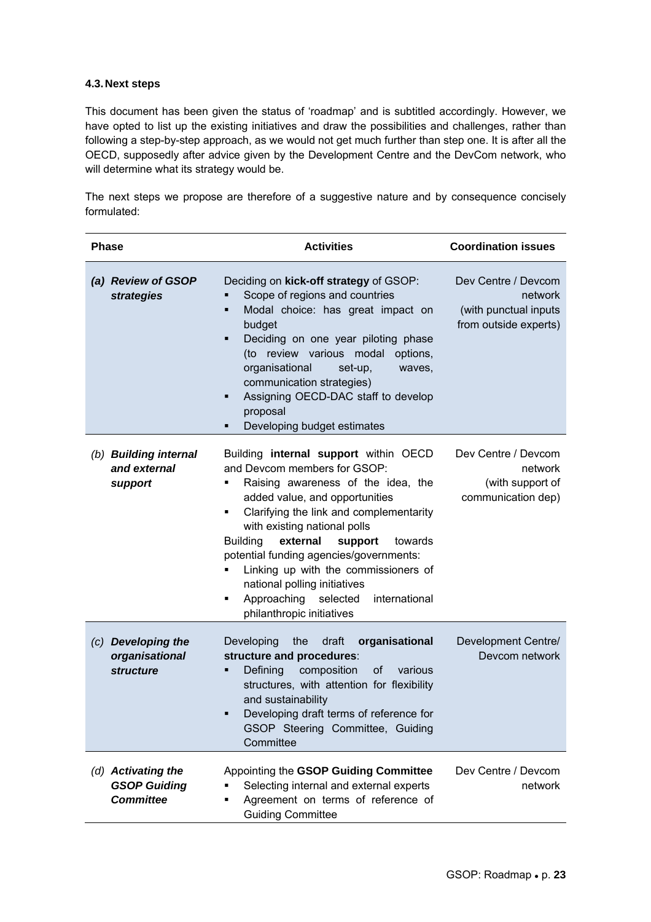### 4.3. Next steps

This document has been given the status of 'roadmap' and is subtitled accordingly. However, we have opted to list up the existing initiatives and draw the possibilities and challenges, rather than following a step-by-step approach, as we would not get much further than step one. It is after all the OECD, supposedly after advice given by the Development Centre and the DevCom network, who will determine what its strategy would be.

The next steps we propose are therefore of a suggestive nature and by consequence concisely formulated:

| Phase | Activities | Coordination issues |
|---|---|---|
| *(a)* ***Review of GSOP strategies*** | Deciding on **kick-off strategy** of GSOP:<br>▪ Scope of regions and countries<br>▪ Modal choice: has great impact on budget<br>▪ Deciding on one year piloting phase (to review various modal options, organisational set-up, waves, communication strategies)<br>▪ Assigning OECD-DAC staff to develop proposal<br>▪ Developing budget estimates | Dev Centre / Devcom network (with punctual inputs from outside experts) |
| *(b)* ***Building internal and external support*** | Building **internal support** within OECD and Devcom members for GSOP:<br>▪ Raising awareness of the idea, the added value, and opportunities<br>▪ Clarifying the link and complementarity with existing national polls<br>Building **external support** towards potential funding agencies/governments:<br>▪ Linking up with the commissioners of national polling initiatives<br>▪ Approaching selected international philanthropic initiatives | Dev Centre / Devcom network (with support of communication dep) |
| *(c)* ***Developing the organisational structure*** | Developing the draft **organisational structure and procedures**:<br>▪ Defining composition of various structures, with attention for flexibility and sustainability<br>▪ Developing draft terms of reference for GSOP Steering Committee, Guiding Committee | Development Centre/ Devcom network |
| *(d)* ***Activating the GSOP Guiding Committee*** | Appointing the **GSOP Guiding Committee**<br>▪ Selecting internal and external experts<br>▪ Agreement on terms of reference of Guiding Committee | Dev Centre / Devcom network |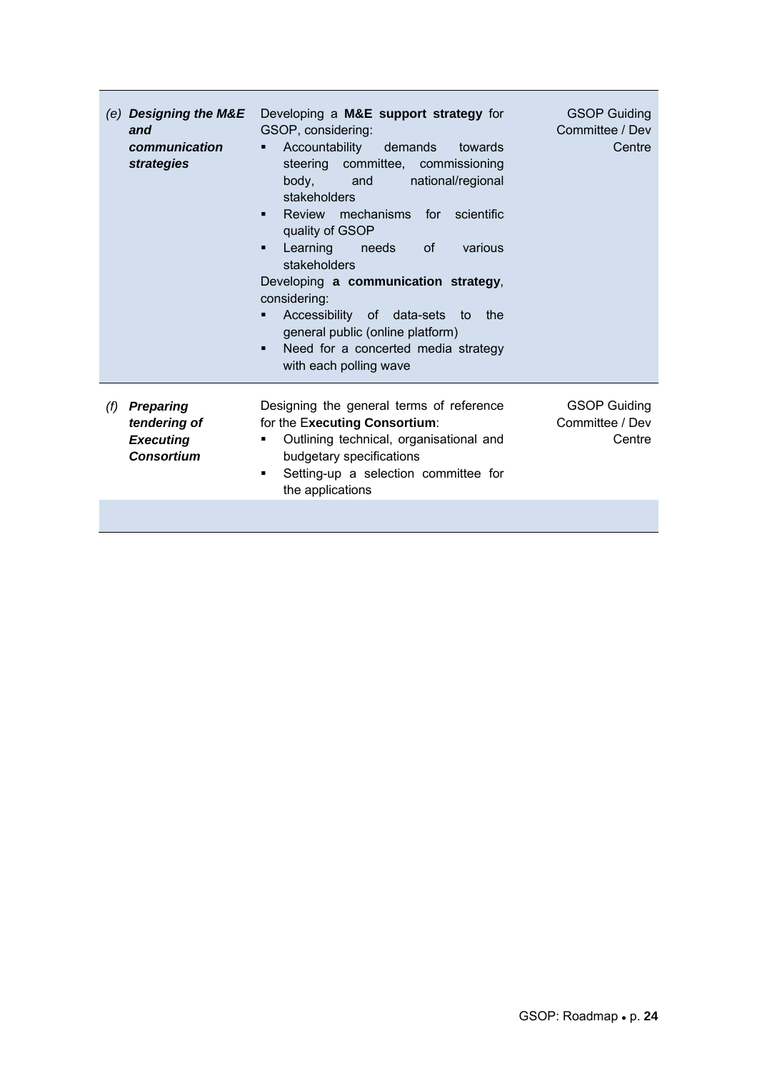| | | |
|---|---|---|
| *(e)* ***Designing the M&E and communication strategies*** | Developing a **M&E support strategy** for GSOP, considering:<br>▪ Accountability demands towards steering committee, commissioning body, and national/regional stakeholders<br>▪ Review mechanisms for scientific quality of GSOP<br>▪ Learning needs of various stakeholders<br>Developing **a communication strategy**, considering:<br>▪ Accessibility of data-sets to the general public (online platform)<br>▪ Need for a concerted media strategy with each polling wave | GSOP Guiding Committee / Dev Centre |
| *(f)* ***Preparing tendering of Executing Consortium*** | Designing the general terms of reference for the E**xecuting Consortium**:<br>▪ Outlining technical, organisational and budgetary specifications<br>▪ Setting-up a selection committee for the applications | GSOP Guiding Committee / Dev Centre |
| | | |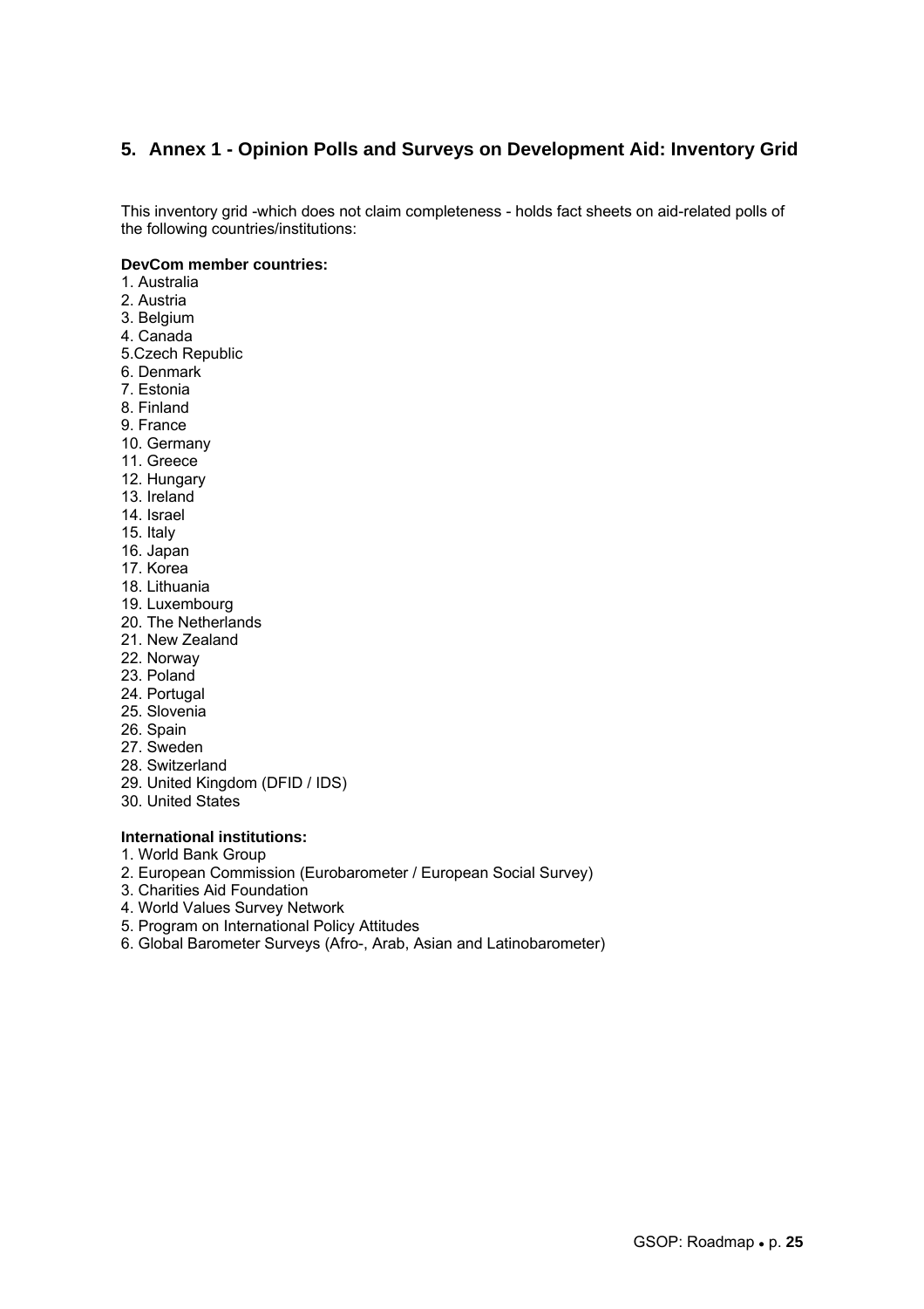## 5. Annex 1 - Opinion Polls and Surveys on Development Aid: Inventory Grid

This inventory grid -which does not claim completeness - holds fact sheets on aid-related polls of the following countries/institutions:

**DevCom member countries:**

1. Australia
2. Austria
3. Belgium
4. Canada
5. Czech Republic
6. Denmark
7. Estonia
8. Finland
9. France
10. Germany
11. Greece
12. Hungary
13. Ireland
14. Israel
15. Italy
16. Japan
17. Korea
18. Lithuania
19. Luxembourg
20. The Netherlands
21. New Zealand
22. Norway
23. Poland
24. Portugal
25. Slovenia
26. Spain
27. Sweden
28. Switzerland
29. United Kingdom (DFID / IDS)
30. United States

**International institutions:**

1. World Bank Group
2. European Commission (Eurobarometer / European Social Survey)
3. Charities Aid Foundation
4. World Values Survey Network
5. Program on International Policy Attitudes
6. Global Barometer Surveys (Afro-, Arab, Asian and Latinobarometer)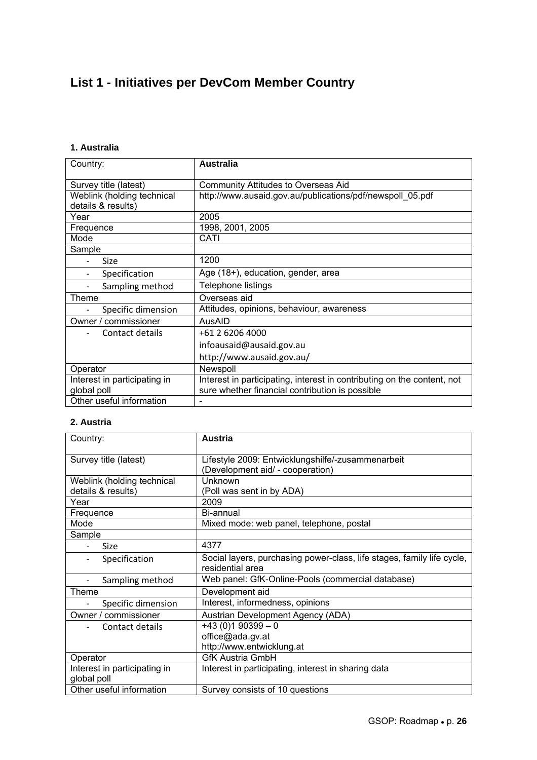## List 1 - Initiatives per DevCom Member Country

### 1. Australia

| Country: | **Australia** |
|---|---|
| Survey title (latest) | Community Attitudes to Overseas Aid |
| Weblink (holding technical details & results) | http://www.ausaid.gov.au/publications/pdf/newspoll_05.pdf |
| Year | 2005 |
| Frequence | 1998, 2001, 2005 |
| Mode | CATI |
| Sample | |
| - Size | 1200 |
| - Specification | Age (18+), education, gender, area |
| - Sampling method | Telephone listings |
| Theme | Overseas aid |
| - Specific dimension | Attitudes, opinions, behaviour, awareness |
| Owner / commissioner | AusAID |
| - Contact details | +61 2 6206 4000<br>infoausaid@ausaid.gov.au<br>http://www.ausaid.gov.au/ |
| Operator | Newspoll |
| Interest in participating in global poll | Interest in participating, interest in contributing on the content, not sure whether financial contribution is possible |
| Other useful information | - |

### 2. Austria

| Country: | **Austria** |
|---|---|
| Survey title (latest) | Lifestyle 2009: Entwicklungshilfe/-zusammenarbeit (Development aid/ - cooperation) |
| Weblink (holding technical details & results) | Unknown<br>(Poll was sent in by ADA) |
| Year | 2009 |
| Frequence | Bi-annual |
| Mode | Mixed mode: web panel, telephone, postal |
| Sample | |
| - Size | 4377 |
| - Specification | Social layers, purchasing power-class, life stages, family life cycle, residential area |
| - Sampling method | Web panel: GfK-Online-Pools (commercial database) |
| Theme | Development aid |
| - Specific dimension | Interest, informedness, opinions |
| Owner / commissioner | Austrian Development Agency (ADA) |
| - Contact details | +43 (0)1 90399 – 0<br>office@ada.gv.at<br>http://www.entwicklung.at |
| Operator | GfK Austria GmbH |
| Interest in participating in global poll | Interest in participating, interest in sharing data |
| Other useful information | Survey consists of 10 questions |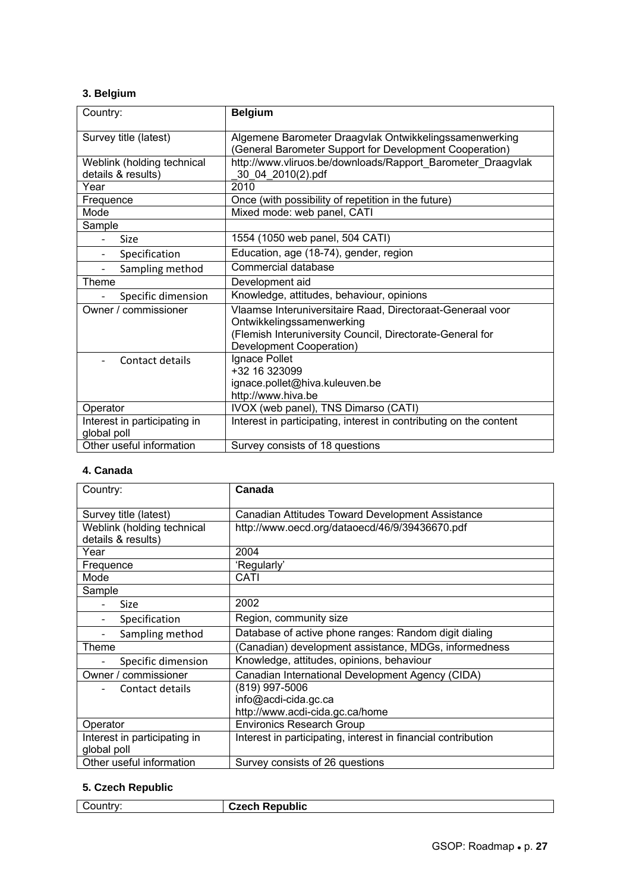### 3. Belgium

| Country: | **Belgium** |
|---|---|
| Survey title (latest) | Algemene Barometer Draagvlak Ontwikkelingssamenwerking (General Barometer Support for Development Cooperation) |
| Weblink (holding technical details & results) | http://www.vliruos.be/downloads/Rapport_Barometer_Draagvlak_30_04_2010(2).pdf |
| Year | 2010 |
| Frequence | Once (with possibility of repetition in the future) |
| Mode | Mixed mode: web panel, CATI |
| Sample | |
| - Size | 1554 (1050 web panel, 504 CATI) |
| - Specification | Education, age (18-74), gender, region |
| - Sampling method | Commercial database |
| Theme | Development aid |
| - Specific dimension | Knowledge, attitudes, behaviour, opinions |
| Owner / commissioner | Vlaamse Interuniversitaire Raad, Directoraat-Generaal voor Ontwikkelingssamenwerking (Flemish Interuniversity Council, Directorate-General for Development Cooperation) |
| - Contact details | Ignace Pollet<br>+32 16 323099<br>ignace.pollet@hiva.kuleuven.be<br>http://www.hiva.be |
| Operator | IVOX (web panel), TNS Dimarso (CATI) |
| Interest in participating in global poll | Interest in participating, interest in contributing on the content |
| Other useful information | Survey consists of 18 questions |

### 4. Canada

| Country: | **Canada** |
|---|---|
| Survey title (latest) | Canadian Attitudes Toward Development Assistance |
| Weblink (holding technical details & results) | http://www.oecd.org/dataoecd/46/9/39436670.pdf |
| Year | 2004 |
| Frequence | 'Regularly' |
| Mode | CATI |
| Sample | |
| - Size | 2002 |
| - Specification | Region, community size |
| - Sampling method | Database of active phone ranges: Random digit dialing |
| Theme | (Canadian) development assistance, MDGs, informedness |
| - Specific dimension | Knowledge, attitudes, opinions, behaviour |
| Owner / commissioner | Canadian International Development Agency (CIDA) |
| - Contact details | (819) 997-5006<br>info@acdi-cida.gc.ca<br>http://www.acdi-cida.gc.ca/home |
| Operator | Environics Research Group |
| Interest in participating in global poll | Interest in participating, interest in financial contribution |
| Other useful information | Survey consists of 26 questions |

### 5. Czech Republic

| Country: | **Czech Republic** |
|---|---|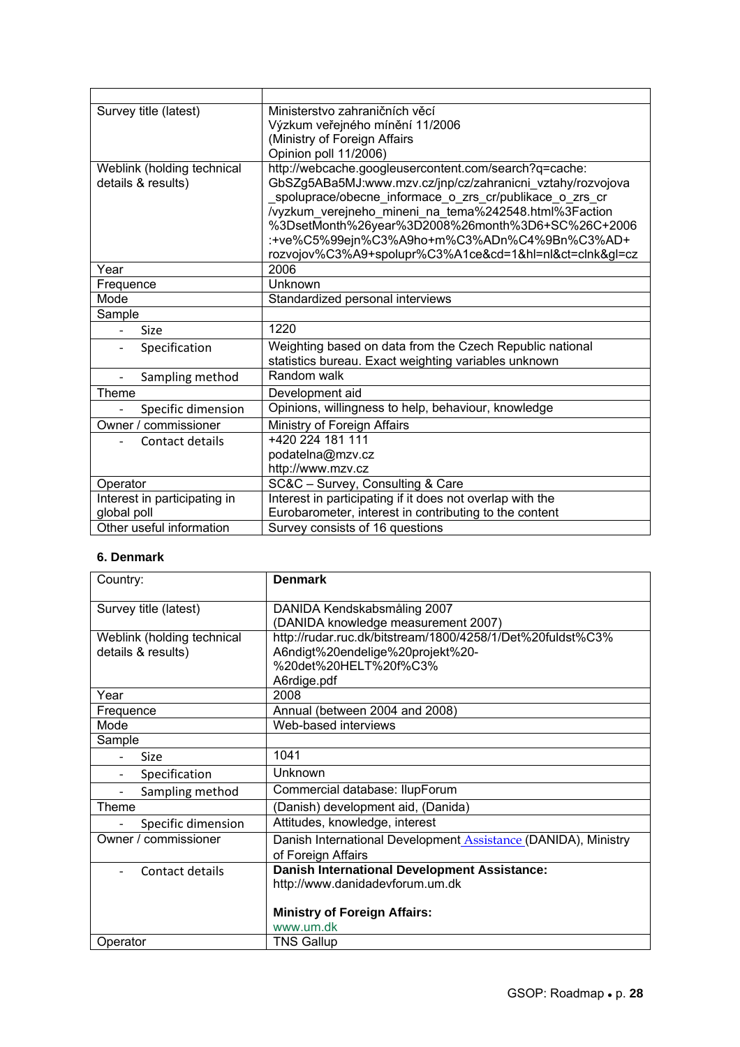| | |
|---|---|
| Survey title (latest) | Ministerstvo zahraničních věcí<br>Výzkum veřejného mínění 11/2006<br>(Ministry of Foreign Affairs<br>Opinion poll 11/2006) |
| Weblink (holding technical details & results) | http://webcache.googleusercontent.com/search?q=cache:GbSZg5ABa5MJ:www.mzv.cz/jnp/cz/zahranicni_vztahy/rozvojova_spoluprace/obecne_informace_o_zrs_cr/publikace_o_zrs_cr/vyzkum_verejneho_mineni_na_tema%242548.html%3Faction%3DsetMonth%26year%3D2008%26month%3D6+SC%26C+2006:+ve%C5%99ejn%C3%A9ho+m%C3%ADn%C4%9Bn%C3%AD+rozvojov%C3%A9+spolupr%C3%A1ce&cd=1&hl=nl&ct=clnk&gl=cz |
| Year | 2006 |
| Frequence | Unknown |
| Mode | Standardized personal interviews |
| Sample | |
| - Size | 1220 |
| - Specification | Weighting based on data from the Czech Republic national statistics bureau. Exact weighting variables unknown |
| - Sampling method | Random walk |
| Theme | Development aid |
| - Specific dimension | Opinions, willingness to help, behaviour, knowledge |
| Owner / commissioner | Ministry of Foreign Affairs |
| - Contact details | +420 224 181 111<br>podatelna@mzv.cz<br>http://www.mzv.cz |
| Operator | SC&C – Survey, Consulting & Care |
| Interest in participating in global poll | Interest in participating if it does not overlap with the Eurobarometer, interest in contributing to the content |
| Other useful information | Survey consists of 16 questions |

### 6. Denmark

| Country: | **Denmark** |
|---|---|
| Survey title (latest) | DANIDA Kendskabsmåling 2007<br>(DANIDA knowledge measurement 2007) |
| Weblink (holding technical details & results) | http://rudar.ruc.dk/bitstream/1800/4258/1/Det%20fuldst%C3%A6ndigt%20endelige%20projekt%20-%20det%20HELT%20f%C3%A6rdige.pdf |
| Year | 2008 |
| Frequence | Annual (between 2004 and 2008) |
| Mode | Web-based interviews |
| Sample | |
| - Size | 1041 |
| - Specification | Unknown |
| - Sampling method | Commercial database: IlupForum |
| Theme | (Danish) development aid, (Danida) |
| - Specific dimension | Attitudes, knowledge, interest |
| Owner / commissioner | Danish International Development Assistance (DANIDA), Ministry of Foreign Affairs |
| - Contact details | **Danish International Development Assistance:**<br>http://www.danidadevforum.um.dk<br><br>**Ministry of Foreign Affairs:**<br>www.um.dk |
| Operator | TNS Gallup |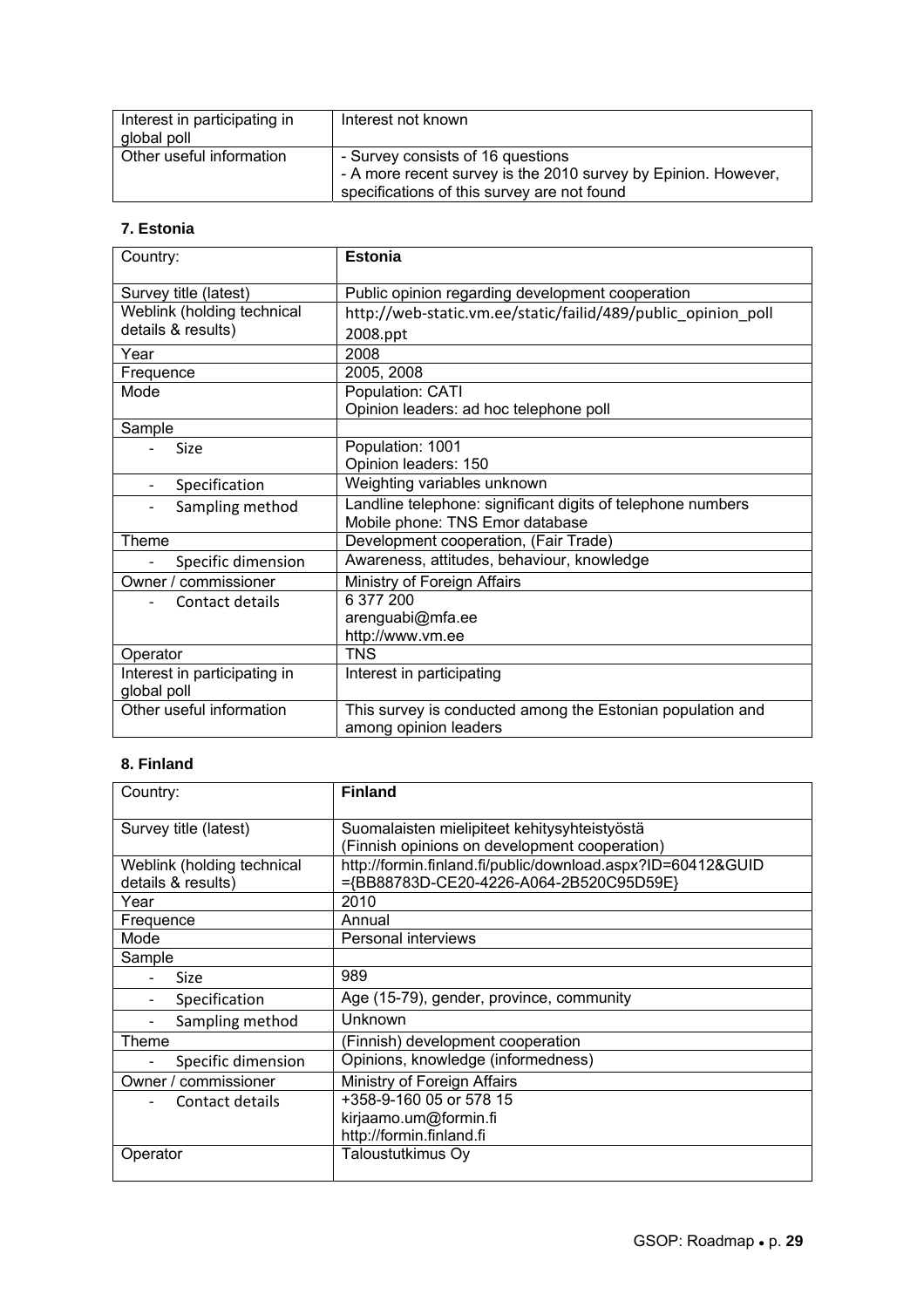| | |
|---|---|
| Interest in participating in global poll | Interest not known |
| Other useful information | - Survey consists of 16 questions<br>- A more recent survey is the 2010 survey by Epinion. However, specifications of this survey are not found |

### 7. Estonia

| Country: | **Estonia** |
|---|---|
| Survey title (latest) | Public opinion regarding development cooperation |
| Weblink (holding technical details & results) | http://web-static.vm.ee/static/failid/489/public_opinion_poll 2008.ppt |
| Year | 2008 |
| Frequence | 2005, 2008 |
| Mode | Population: CATI<br>Opinion leaders: ad hoc telephone poll |
| Sample | |
| - Size | Population: 1001<br>Opinion leaders: 150 |
| - Specification | Weighting variables unknown |
| - Sampling method | Landline telephone: significant digits of telephone numbers<br>Mobile phone: TNS Emor database |
| Theme | Development cooperation, (Fair Trade) |
| - Specific dimension | Awareness, attitudes, behaviour, knowledge |
| Owner / commissioner | Ministry of Foreign Affairs |
| - Contact details | 6 377 200<br>arenguabi@mfa.ee<br>http://www.vm.ee |
| Operator | TNS |
| Interest in participating in global poll | Interest in participating |
| Other useful information | This survey is conducted among the Estonian population and among opinion leaders |

### 8. Finland

| Country: | **Finland** |
|---|---|
| Survey title (latest) | Suomalaisten mielipiteet kehitysyhteistyöstä<br>(Finnish opinions on development cooperation) |
| Weblink (holding technical details & results) | http://formin.finland.fi/public/download.aspx?ID=60412&GUID={BB88783D-CE20-4226-A064-2B520C95D59E} |
| Year | 2010 |
| Frequence | Annual |
| Mode | Personal interviews |
| Sample | |
| - Size | 989 |
| - Specification | Age (15-79), gender, province, community |
| - Sampling method | Unknown |
| Theme | (Finnish) development cooperation |
| - Specific dimension | Opinions, knowledge (informedness) |
| Owner / commissioner | Ministry of Foreign Affairs |
| - Contact details | +358-9-160 05 or 578 15<br>kirjaamo.um@formin.fi<br>http://formin.finland.fi |
| Operator | Taloustutkimus Oy |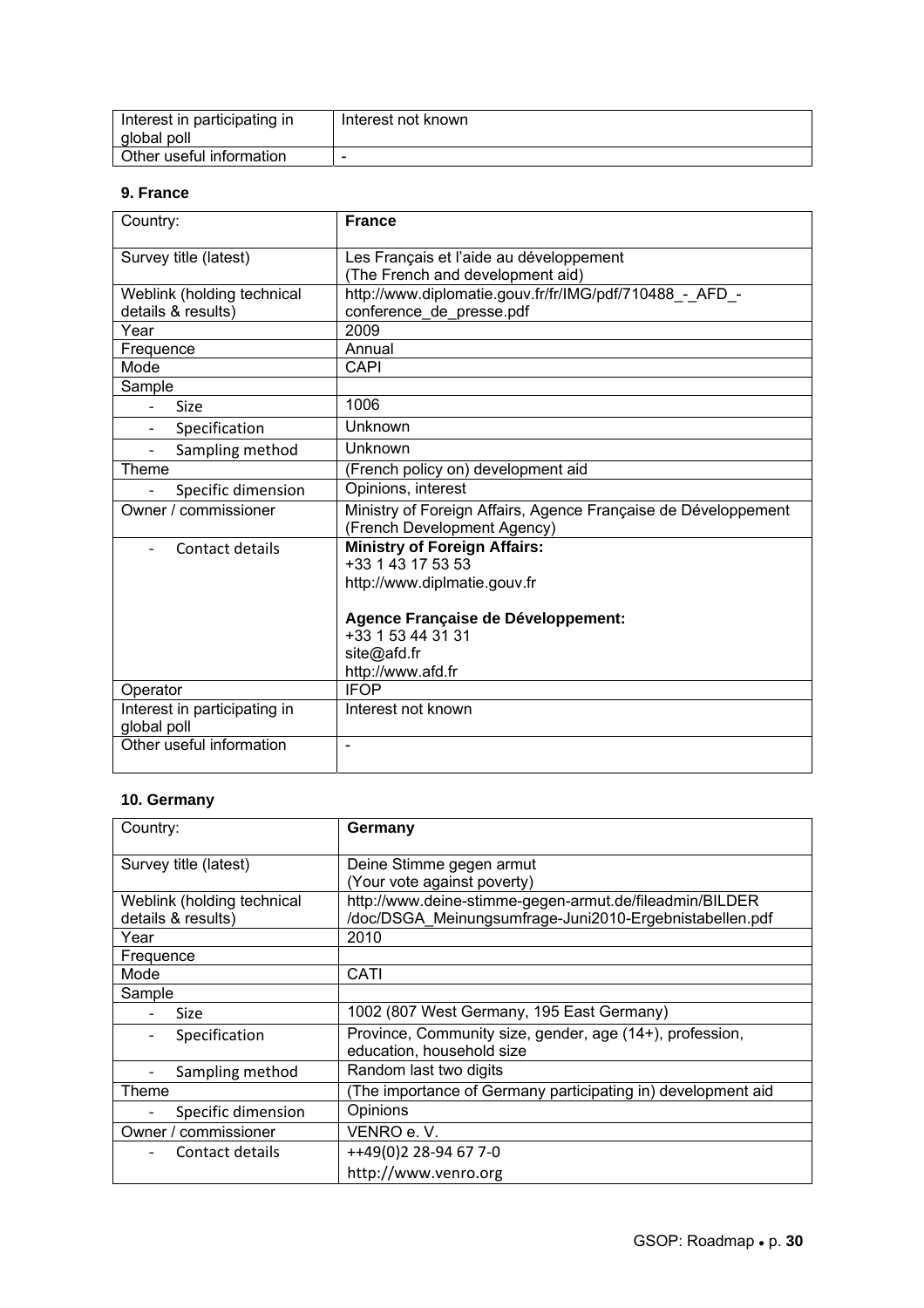| Interest in participating in global poll | Interest not known |
|---|---|
| Other useful information | - |

### 9. France

| Country: | **France** |
|---|---|
| Survey title (latest) | Les Français et l'aide au développement (The French and development aid) |
| Weblink (holding technical details & results) | http://www.diplomatie.gouv.fr/fr/IMG/pdf/710488_-_AFD_-conference_de_presse.pdf |
| Year | 2009 |
| Frequence | Annual |
| Mode | CAPI |
| Sample | |
| - Size | 1006 |
| - Specification | Unknown |
| - Sampling method | Unknown |
| Theme | (French policy on) development aid |
| - Specific dimension | Opinions, interest |
| Owner / commissioner | Ministry of Foreign Affairs, Agence Française de Développement (French Development Agency) |
| - Contact details | **Ministry of Foreign Affairs:**<br>+33 1 43 17 53 53<br>http://www.diplmatie.gouv.fr<br><br>**Agence Française de Développement:**<br>+33 1 53 44 31 31<br>site@afd.fr<br>http://www.afd.fr |
| Operator | IFOP |
| Interest in participating in global poll | Interest not known |
| Other useful information | - |

### 10. Germany

| Country: | **Germany** |
|---|---|
| Survey title (latest) | Deine Stimme gegen armut (Your vote against poverty) |
| Weblink (holding technical details & results) | http://www.deine-stimme-gegen-armut.de/fileadmin/BILDER/doc/DSGA_Meinungsumfrage-Juni2010-Ergebnistabellen.pdf |
| Year | 2010 |
| Frequence | |
| Mode | CATI |
| Sample | |
| - Size | 1002 (807 West Germany, 195 East Germany) |
| - Specification | Province, Community size, gender, age (14+), profession, education, household size |
| - Sampling method | Random last two digits |
| Theme | (The importance of Germany participating in) development aid |
| - Specific dimension | Opinions |
| Owner / commissioner | VENRO e. V. |
| - Contact details | ++49(0)2 28-94 67 7-0<br>http://www.venro.org |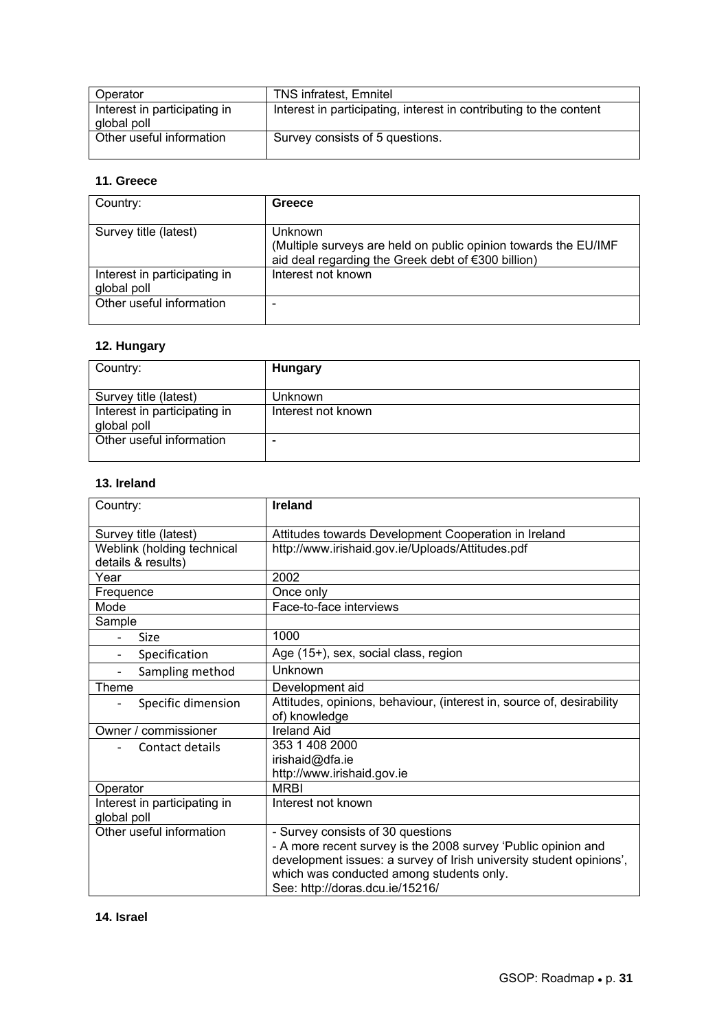| Operator | TNS infratest, Emnitel |
|---|---|
| Interest in participating in global poll | Interest in participating, interest in contributing to the content |
| Other useful information | Survey consists of 5 questions. |

### 11. Greece

| Country: | **Greece** |
|---|---|
| Survey title (latest) | Unknown<br>(Multiple surveys are held on public opinion towards the EU/IMF aid deal regarding the Greek debt of €300 billion) |
| Interest in participating in global poll | Interest not known |
| Other useful information | - |

### 12. Hungary

| Country: | **Hungary** |
|---|---|
| Survey title (latest) | Unknown |
| Interest in participating in global poll | Interest not known |
| Other useful information | - |

### 13. Ireland

| Country: | **Ireland** |
|---|---|
| Survey title (latest) | Attitudes towards Development Cooperation in Ireland |
| Weblink (holding technical details & results) | http://www.irishaid.gov.ie/Uploads/Attitudes.pdf |
| Year | 2002 |
| Frequence | Once only |
| Mode | Face-to-face interviews |
| Sample | |
| - Size | 1000 |
| - Specification | Age (15+), sex, social class, region |
| - Sampling method | Unknown |
| Theme | Development aid |
| - Specific dimension | Attitudes, opinions, behaviour, (interest in, source of, desirability of) knowledge |
| Owner / commissioner | Ireland Aid |
| - Contact details | 353 1 408 2000<br>irishaid@dfa.ie<br>http://www.irishaid.gov.ie |
| Operator | MRBI |
| Interest in participating in global poll | Interest not known |
| Other useful information | - Survey consists of 30 questions<br>- A more recent survey is the 2008 survey 'Public opinion and development issues: a survey of Irish university student opinions', which was conducted among students only.<br>See: http://doras.dcu.ie/15216/ |

### 14. Israel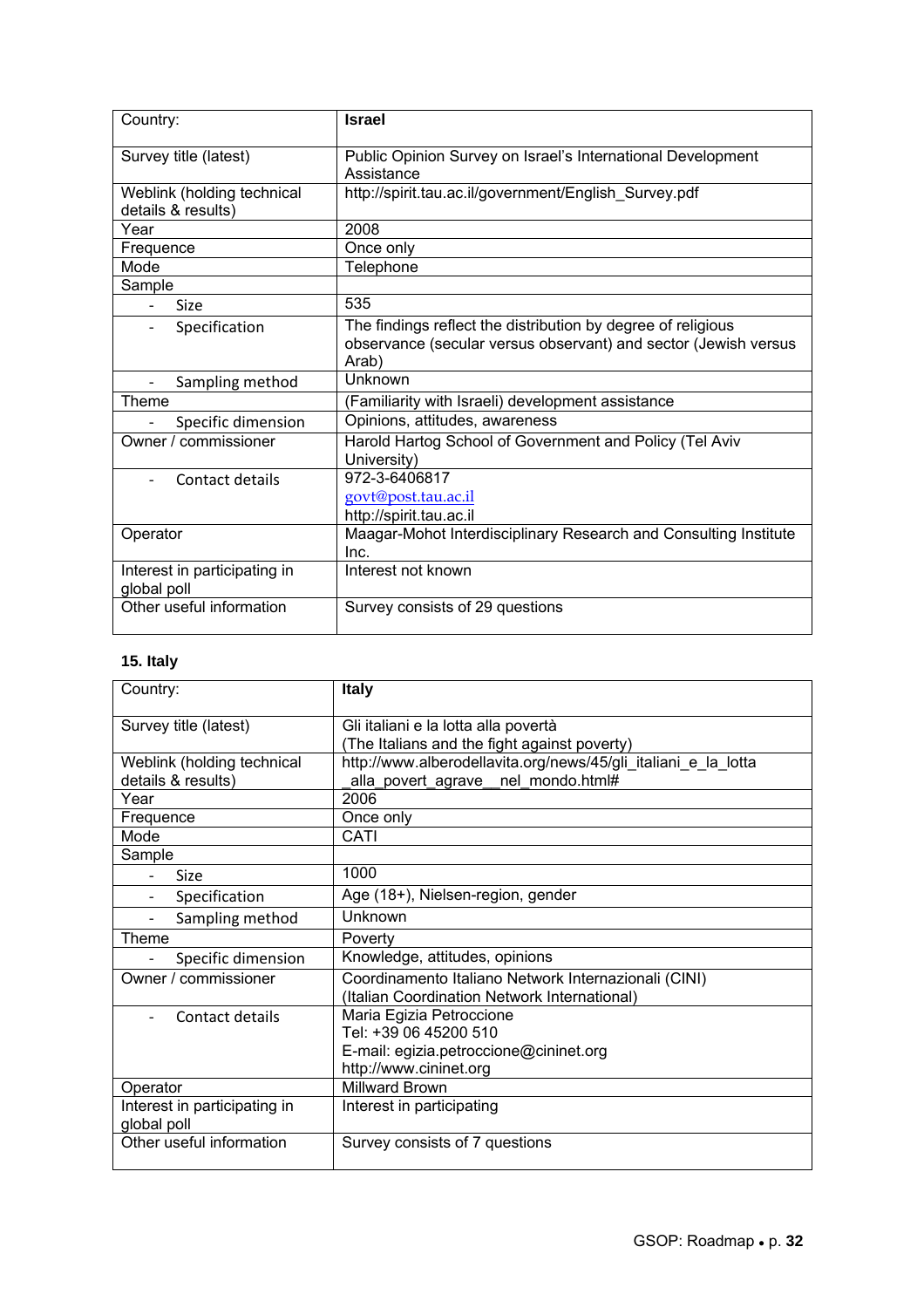| Country: | **Israel** |
|---|---|
| Survey title (latest) | Public Opinion Survey on Israel's International Development Assistance |
| Weblink (holding technical details & results) | http://spirit.tau.ac.il/government/English_Survey.pdf |
| Year | 2008 |
| Frequence | Once only |
| Mode | Telephone |
| Sample | |
| - Size | 535 |
| - Specification | The findings reflect the distribution by degree of religious observance (secular versus observant) and sector (Jewish versus Arab) |
| - Sampling method | Unknown |
| Theme | (Familiarity with Israeli) development assistance |
| - Specific dimension | Opinions, attitudes, awareness |
| Owner / commissioner | Harold Hartog School of Government and Policy (Tel Aviv University) |
| - Contact details | 972-3-6406817<br>govt@post.tau.ac.il<br>http://spirit.tau.ac.il |
| Operator | Maagar-Mohot Interdisciplinary Research and Consulting Institute Inc. |
| Interest in participating in global poll | Interest not known |
| Other useful information | Survey consists of 29 questions |

### 15. Italy

| Country: | **Italy** |
|---|---|
| Survey title (latest) | Gli italiani e la lotta alla povertà<br>(The Italians and the fight against poverty) |
| Weblink (holding technical details & results) | http://www.alberodellavita.org/news/45/gli_italiani_e_la_lotta_alla_povert_agrave__nel_mondo.html# |
| Year | 2006 |
| Frequence | Once only |
| Mode | CATI |
| Sample | |
| - Size | 1000 |
| - Specification | Age (18+), Nielsen-region, gender |
| - Sampling method | Unknown |
| Theme | Poverty |
| - Specific dimension | Knowledge, attitudes, opinions |
| Owner / commissioner | Coordinamento Italiano Network Internazionali (CINI)<br>(Italian Coordination Network International) |
| - Contact details | Maria Egizia Petroccione<br>Tel: +39 06 45200 510<br>E-mail: egizia.petroccione@cininet.org<br>http://www.cininet.org |
| Operator | Millward Brown |
| Interest in participating in global poll | Interest in participating |
| Other useful information | Survey consists of 7 questions |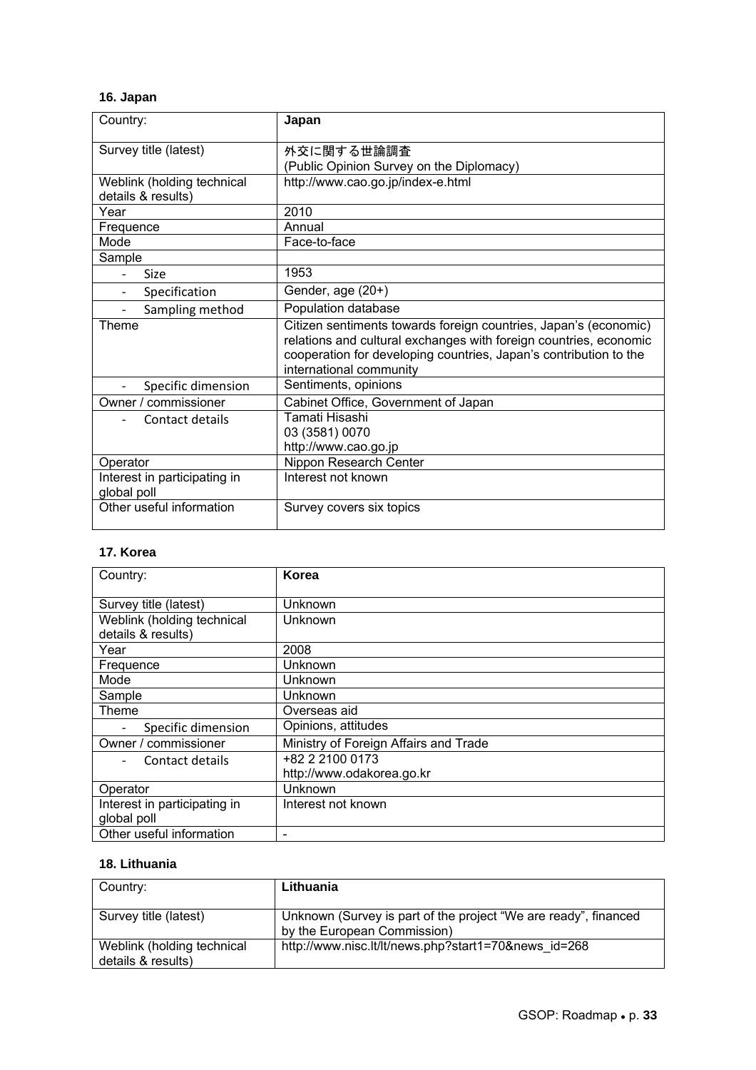**16. Japan**

| Country: | **Japan** |
|---|---|
| Survey title (latest) | 外交に関する世論調査<br>(Public Opinion Survey on the Diplomacy) |
| Weblink (holding technical details & results) | http://www.cao.go.jp/index-e.html |
| Year | 2010 |
| Frequence | Annual |
| Mode | Face-to-face |
| Sample | |
| - Size | 1953 |
| - Specification | Gender, age (20+) |
| - Sampling method | Population database |
| Theme | Citizen sentiments towards foreign countries, Japan's (economic) relations and cultural exchanges with foreign countries, economic cooperation for developing countries, Japan's contribution to the international community |
| - Specific dimension | Sentiments, opinions |
| Owner / commissioner | Cabinet Office, Government of Japan |
| - Contact details | Tamati Hisashi<br>03 (3581) 0070<br>http://www.cao.go.jp |
| Operator | Nippon Research Center |
| Interest in participating in global poll | Interest not known |
| Other useful information | Survey covers six topics |

**17. Korea**

| Country: | **Korea** |
|---|---|
| Survey title (latest) | Unknown |
| Weblink (holding technical details & results) | Unknown |
| Year | 2008 |
| Frequence | Unknown |
| Mode | Unknown |
| Sample | Unknown |
| Theme | Overseas aid |
| - Specific dimension | Opinions, attitudes |
| Owner / commissioner | Ministry of Foreign Affairs and Trade |
| - Contact details | +82 2 2100 0173<br>http://www.odakorea.go.kr |
| Operator | Unknown |
| Interest in participating in global poll | Interest not known |
| Other useful information | - |

**18. Lithuania**

| Country: | **Lithuania** |
|---|---|
| Survey title (latest) | Unknown (Survey is part of the project "We are ready", financed by the European Commission) |
| Weblink (holding technical details & results) | http://www.nisc.lt/lt/news.php?start1=70&news_id=268 |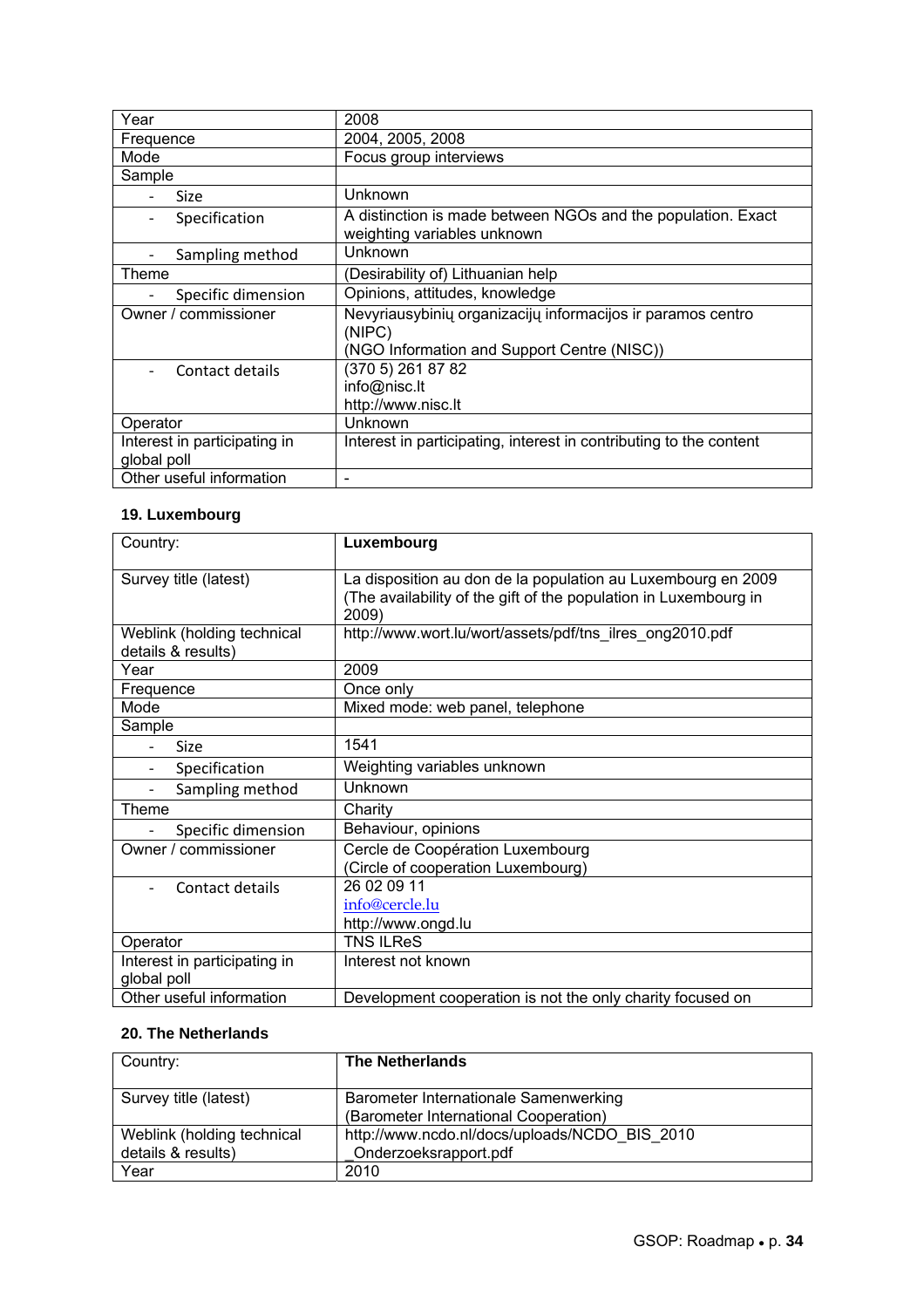| Year | 2008 |
|---|---|
| Frequence | 2004, 2005, 2008 |
| Mode | Focus group interviews |
| Sample | |
| - Size | Unknown |
| - Specification | A distinction is made between NGOs and the population. Exact weighting variables unknown |
| - Sampling method | Unknown |
| Theme | (Desirability of) Lithuanian help |
| - Specific dimension | Opinions, attitudes, knowledge |
| Owner / commissioner | Nevyriausybinių organizacijų informacijos ir paramos centro (NIPC)<br>(NGO Information and Support Centre (NISC)) |
| - Contact details | (370 5) 261 87 82<br>info@nisc.lt<br>http://www.nisc.lt |
| Operator | Unknown |
| Interest in participating in global poll | Interest in participating, interest in contributing to the content |
| Other useful information | - |

### 19. Luxembourg

| Country: | **Luxembourg** |
|---|---|
| Survey title (latest) | La disposition au don de la population au Luxembourg en 2009 (The availability of the gift of the population in Luxembourg in 2009) |
| Weblink (holding technical details & results) | http://www.wort.lu/wort/assets/pdf/tns_ilres_ong2010.pdf |
| Year | 2009 |
| Frequence | Once only |
| Mode | Mixed mode: web panel, telephone |
| Sample | |
| - Size | 1541 |
| - Specification | Weighting variables unknown |
| - Sampling method | Unknown |
| Theme | Charity |
| - Specific dimension | Behaviour, opinions |
| Owner / commissioner | Cercle de Coopération Luxembourg<br>(Circle of cooperation Luxembourg) |
| - Contact details | 26 02 09 11<br>info@cercle.lu<br>http://www.ongd.lu |
| Operator | TNS ILReS |
| Interest in participating in global poll | Interest not known |
| Other useful information | Development cooperation is not the only charity focused on |

### 20. The Netherlands

| Country: | **The Netherlands** |
|---|---|
| Survey title (latest) | Barometer Internationale Samenwerking<br>(Barometer International Cooperation) |
| Weblink (holding technical details & results) | http://www.ncdo.nl/docs/uploads/NCDO_BIS_2010_Onderzoeksrapport.pdf |
| Year | 2010 |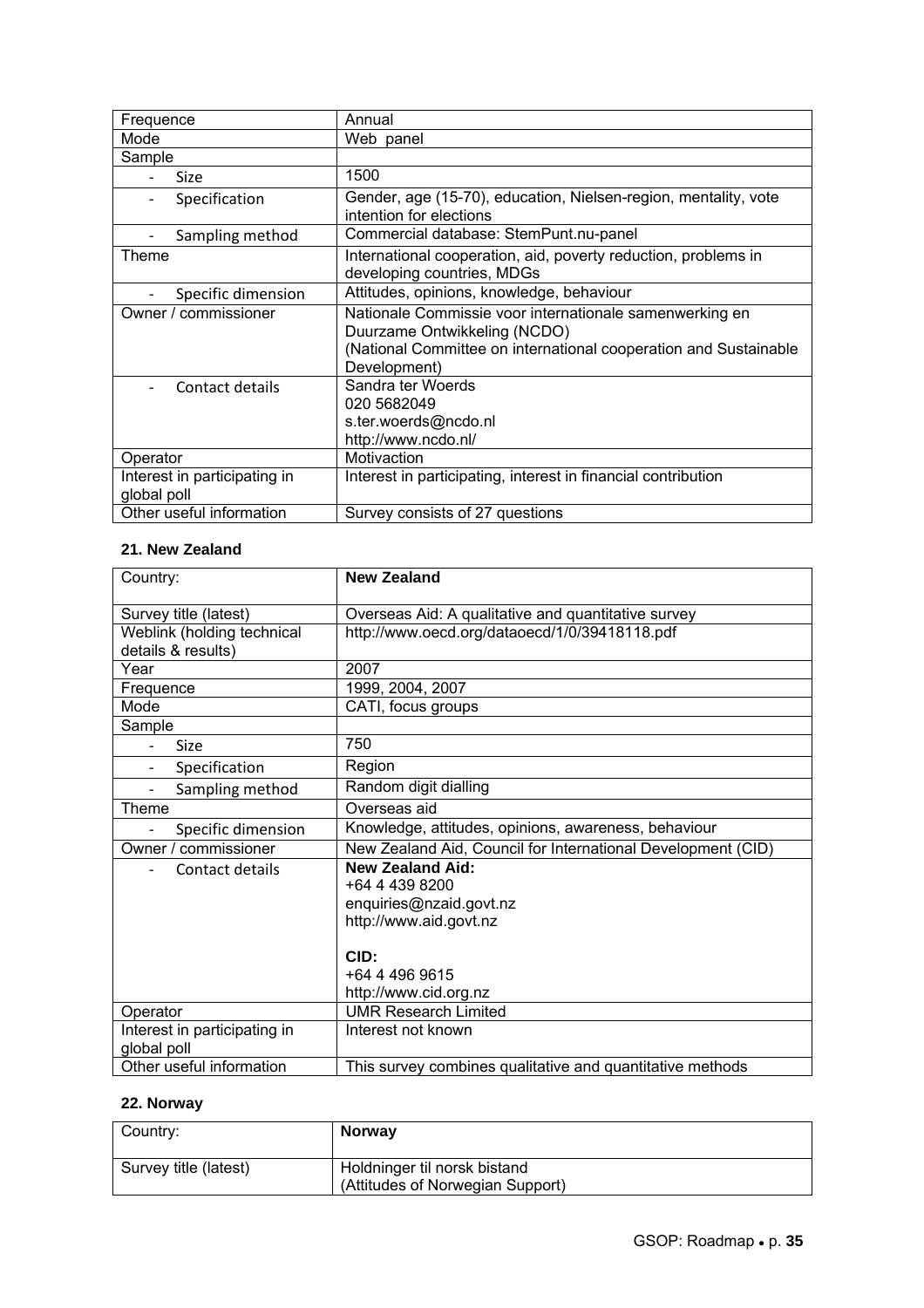| | |
|---|---|
| Frequence | Annual |
| Mode | Web panel |
| Sample | |
| - Size | 1500 |
| - Specification | Gender, age (15-70), education, Nielsen-region, mentality, vote intention for elections |
| - Sampling method | Commercial database: StemPunt.nu-panel |
| Theme | International cooperation, aid, poverty reduction, problems in developing countries, MDGs |
| - Specific dimension | Attitudes, opinions, knowledge, behaviour |
| Owner / commissioner | Nationale Commissie voor internationale samenwerking en Duurzame Ontwikkeling (NCDO)<br>(National Committee on international cooperation and Sustainable Development) |
| - Contact details | Sandra ter Woerds<br>020 5682049<br>s.ter.woerds@ncdo.nl<br>http://www.ncdo.nl/ |
| Operator | Motivaction |
| Interest in participating in global poll | Interest in participating, interest in financial contribution |
| Other useful information | Survey consists of 27 questions |

### 21. New Zealand

| Country: | **New Zealand** |
|---|---|
| Survey title (latest) | Overseas Aid: A qualitative and quantitative survey |
| Weblink (holding technical details & results) | http://www.oecd.org/dataoecd/1/0/39418118.pdf |
| Year | 2007 |
| Frequence | 1999, 2004, 2007 |
| Mode | CATI, focus groups |
| Sample | |
| - Size | 750 |
| - Specification | Region |
| - Sampling method | Random digit dialling |
| Theme | Overseas aid |
| - Specific dimension | Knowledge, attitudes, opinions, awareness, behaviour |
| Owner / commissioner | New Zealand Aid, Council for International Development (CID) |
| - Contact details | **New Zealand Aid:**<br>+64 4 439 8200<br>enquiries@nzaid.govt.nz<br>http://www.aid.govt.nz<br><br>**CID:**<br>+64 4 496 9615<br>http://www.cid.org.nz |
| Operator | UMR Research Limited |
| Interest in participating in global poll | Interest not known |
| Other useful information | This survey combines qualitative and quantitative methods |

### 22. Norway

| Country: | **Norway** |
|---|---|
| Survey title (latest) | Holdninger til norsk bistand<br>(Attitudes of Norwegian Support) |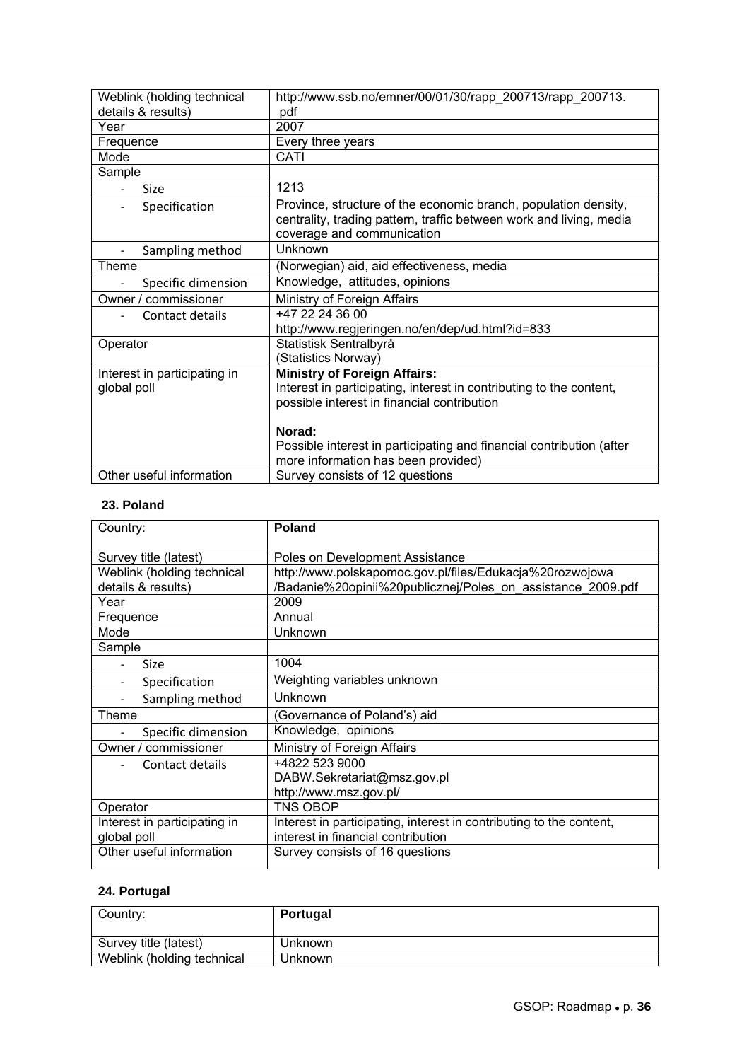| Weblink (holding technical details & results) | http://www.ssb.no/emner/00/01/30/rapp_200713/rapp_200713.pdf |
|---|---|
| Year | 2007 |
| Frequence | Every three years |
| Mode | CATI |
| Sample | |
| - Size | 1213 |
| - Specification | Province, structure of the economic branch, population density, centrality, trading pattern, traffic between work and living, media coverage and communication |
| - Sampling method | Unknown |
| Theme | (Norwegian) aid, aid effectiveness, media |
| - Specific dimension | Knowledge, attitudes, opinions |
| Owner / commissioner | Ministry of Foreign Affairs |
| - Contact details | +47 22 24 36 00<br>http://www.regjeringen.no/en/dep/ud.html?id=833 |
| Operator | Statistisk Sentralbyrå<br>(Statistics Norway) |
| Interest in participating in global poll | **Ministry of Foreign Affairs:**<br>Interest in participating, interest in contributing to the content, possible interest in financial contribution<br><br>**Norad:**<br>Possible interest in participating and financial contribution (after more information has been provided) |
| Other useful information | Survey consists of 12 questions |

### 23. Poland

| Country: | **Poland** |
|---|---|
| Survey title (latest) | Poles on Development Assistance |
| Weblink (holding technical details & results) | http://www.polskapomoc.gov.pl/files/Edukacja%20rozwojowa/Badanie%20opinii%20publicznej/Poles_on_assistance_2009.pdf |
| Year | 2009 |
| Frequence | Annual |
| Mode | Unknown |
| Sample | |
| - Size | 1004 |
| - Specification | Weighting variables unknown |
| - Sampling method | Unknown |
| Theme | (Governance of Poland's) aid |
| - Specific dimension | Knowledge, opinions |
| Owner / commissioner | Ministry of Foreign Affairs |
| - Contact details | +4822 523 9000<br>DABW.Sekretariat@msz.gov.pl<br>http://www.msz.gov.pl/ |
| Operator | TNS OBOP |
| Interest in participating in global poll | Interest in participating, interest in contributing to the content, interest in financial contribution |
| Other useful information | Survey consists of 16 questions |

### 24. Portugal

| Country: | **Portugal** |
|---|---|
| Survey title (latest) | Unknown |
| Weblink (holding technical | Unknown |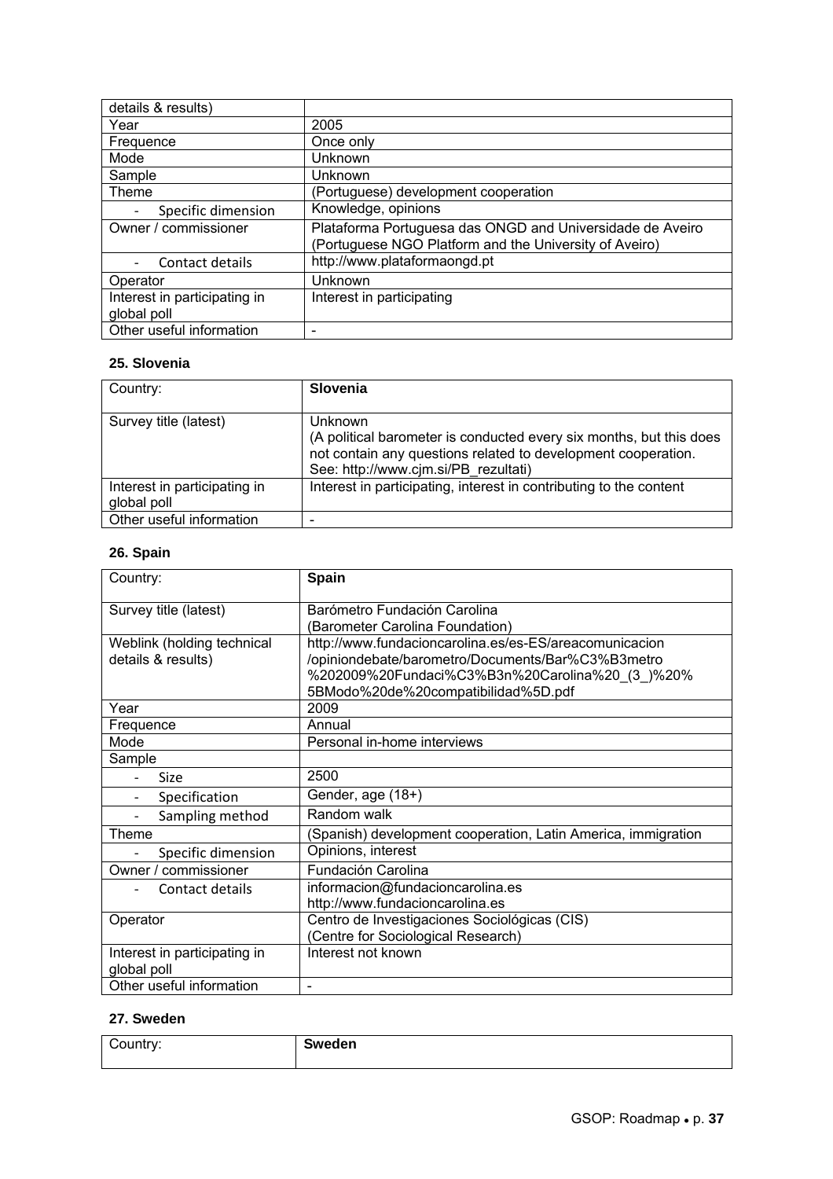| details & results) | |
|---|---|
| Year | 2005 |
| Frequence | Once only |
| Mode | Unknown |
| Sample | Unknown |
| Theme | (Portuguese) development cooperation |
| - Specific dimension | Knowledge, opinions |
| Owner / commissioner | Plataforma Portuguesa das ONGD and Universidade de Aveiro (Portuguese NGO Platform and the University of Aveiro) |
| - Contact details | http://www.plataformaongd.pt |
| Operator | Unknown |
| Interest in participating in global poll | Interest in participating |
| Other useful information | - |

**25. Slovenia**

| Country: | **Slovenia** |
|---|---|
| Survey title (latest) | Unknown (A political barometer is conducted every six months, but this does not contain any questions related to development cooperation. See: http://www.cjm.si/PB_rezultati) |
| Interest in participating in global poll | Interest in participating, interest in contributing to the content |
| Other useful information | - |

**26. Spain**

| Country: | **Spain** |
|---|---|
| Survey title (latest) | Barómetro Fundación Carolina (Barometer Carolina Foundation) |
| Weblink (holding technical details & results) | http://www.fundacioncarolina.es/es-ES/areacomunicacion /opiniondebate/barometro/Documents/Bar%C3%B3metro %202009%20Fundaci%C3%B3n%20Carolina%20_(3_)%20% 5BModo%20de%20compatibilidad%5D.pdf |
| Year | 2009 |
| Frequence | Annual |
| Mode | Personal in-home interviews |
| Sample | |
| - Size | 2500 |
| - Specification | Gender, age (18+) |
| - Sampling method | Random walk |
| Theme | (Spanish) development cooperation, Latin America, immigration |
| - Specific dimension | Opinions, interest |
| Owner / commissioner | Fundación Carolina |
| - Contact details | informacion@fundacioncarolina.es http://www.fundacioncarolina.es |
| Operator | Centro de Investigaciones Sociológicas (CIS) (Centre for Sociological Research) |
| Interest in participating in global poll | Interest not known |
| Other useful information | - |

**27. Sweden**

| Country: | **Sweden** |
|---|---|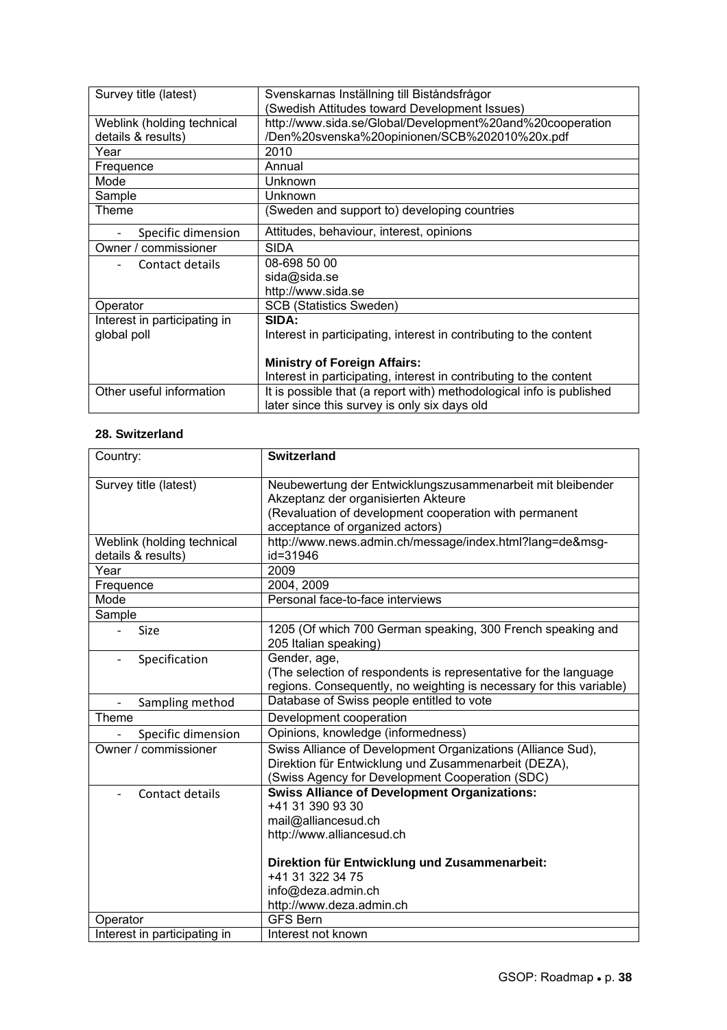| Survey title (latest) | Svenskarnas Inställning till Biståndsfrågor (Swedish Attitudes toward Development Issues) |
|---|---|
| Weblink (holding technical details & results) | http://www.sida.se/Global/Development%20and%20cooperation/Den%20svenska%20opinionen/SCB%202010%20x.pdf |
| Year | 2010 |
| Frequence | Annual |
| Mode | Unknown |
| Sample | Unknown |
| Theme | (Sweden and support to) developing countries |
| - Specific dimension | Attitudes, behaviour, interest, opinions |
| Owner / commissioner | SIDA |
| - Contact details | 08-698 50 00<br>sida@sida.se<br>http://www.sida.se |
| Operator | SCB (Statistics Sweden) |
| Interest in participating in global poll | **SIDA:**<br>Interest in participating, interest in contributing to the content<br><br>**Ministry of Foreign Affairs:**<br>Interest in participating, interest in contributing to the content |
| Other useful information | It is possible that (a report with) methodological info is published later since this survey is only six days old |

### 28. Switzerland

| Country: | **Switzerland** |
|---|---|
| Survey title (latest) | Neubewertung der Entwicklungszusammenarbeit mit bleibender Akzeptanz der organisierten Akteure<br>(Revaluation of development cooperation with permanent acceptance of organized actors) |
| Weblink (holding technical details & results) | http://www.news.admin.ch/message/index.html?lang=de&msg-id=31946 |
| Year | 2009 |
| Frequence | 2004, 2009 |
| Mode | Personal face-to-face interviews |
| Sample | |
| - Size | 1205 (Of which 700 German speaking, 300 French speaking and 205 Italian speaking) |
| - Specification | Gender, age,<br>(The selection of respondents is representative for the language regions. Consequently, no weighting is necessary for this variable) |
| - Sampling method | Database of Swiss people entitled to vote |
| Theme | Development cooperation |
| - Specific dimension | Opinions, knowledge (informedness) |
| Owner / commissioner | Swiss Alliance of Development Organizations (Alliance Sud),<br>Direktion für Entwicklung und Zusammenarbeit (DEZA),<br>(Swiss Agency for Development Cooperation (SDC) |
| - Contact details | **Swiss Alliance of Development Organizations:**<br>+41 31 390 93 30<br>mail@alliancesud.ch<br>http://www.alliancesud.ch<br><br>**Direktion für Entwicklung und Zusammenarbeit:**<br>+41 31 322 34 75<br>info@deza.admin.ch<br>http://www.deza.admin.ch |
| Operator | GFS Bern |
| Interest in participating in | Interest not known |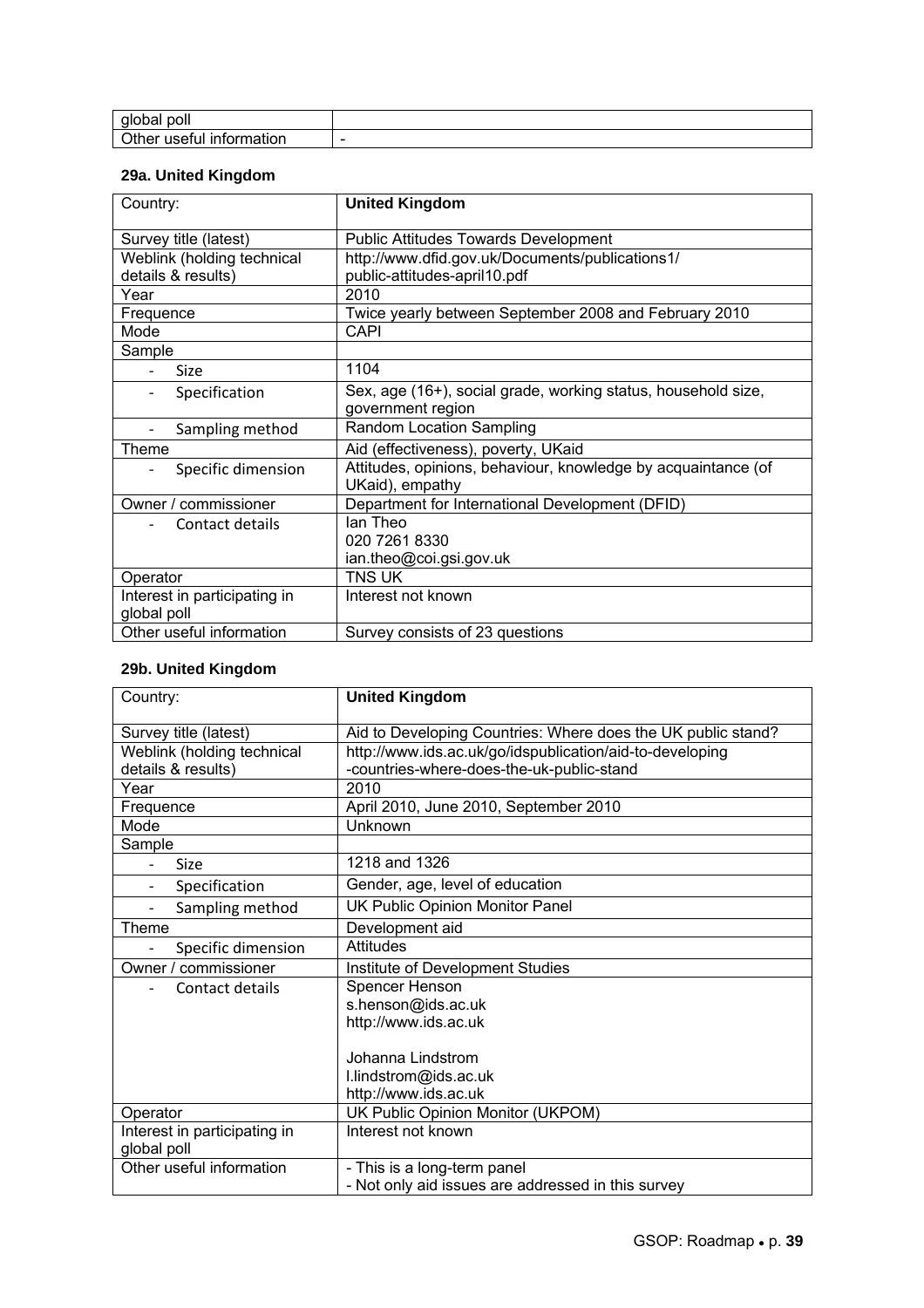| global poll | |
|---|---|
| Other useful information | - |

### 29a. United Kingdom

| Country: | **United Kingdom** |
|---|---|
| Survey title (latest) | Public Attitudes Towards Development |
| Weblink (holding technical details & results) | http://www.dfid.gov.uk/Documents/publications1/ public-attitudes-april10.pdf |
| Year | 2010 |
| Frequence | Twice yearly between September 2008 and February 2010 |
| Mode | CAPI |
| Sample | |
| - Size | 1104 |
| - Specification | Sex, age (16+), social grade, working status, household size, government region |
| - Sampling method | Random Location Sampling |
| Theme | Aid (effectiveness), poverty, UKaid |
| - Specific dimension | Attitudes, opinions, behaviour, knowledge by acquaintance (of UKaid), empathy |
| Owner / commissioner | Department for International Development (DFID) |
| - Contact details | Ian Theo<br>020 7261 8330<br>ian.theo@coi.gsi.gov.uk |
| Operator | TNS UK |
| Interest in participating in global poll | Interest not known |
| Other useful information | Survey consists of 23 questions |

### 29b. United Kingdom

| Country: | **United Kingdom** |
|---|---|
| Survey title (latest) | Aid to Developing Countries: Where does the UK public stand? |
| Weblink (holding technical details & results) | http://www.ids.ac.uk/go/idspublication/aid-to-developing -countries-where-does-the-uk-public-stand |
| Year | 2010 |
| Frequence | April 2010, June 2010, September 2010 |
| Mode | Unknown |
| Sample | |
| - Size | 1218 and 1326 |
| - Specification | Gender, age, level of education |
| - Sampling method | UK Public Opinion Monitor Panel |
| Theme | Development aid |
| - Specific dimension | Attitudes |
| Owner / commissioner | Institute of Development Studies |
| - Contact details | Spencer Henson<br>s.henson@ids.ac.uk<br>http://www.ids.ac.uk<br><br>Johanna Lindstrom<br>l.lindstrom@ids.ac.uk<br>http://www.ids.ac.uk |
| Operator | UK Public Opinion Monitor (UKPOM) |
| Interest in participating in global poll | Interest not known |
| Other useful information | - This is a long-term panel<br>- Not only aid issues are addressed in this survey |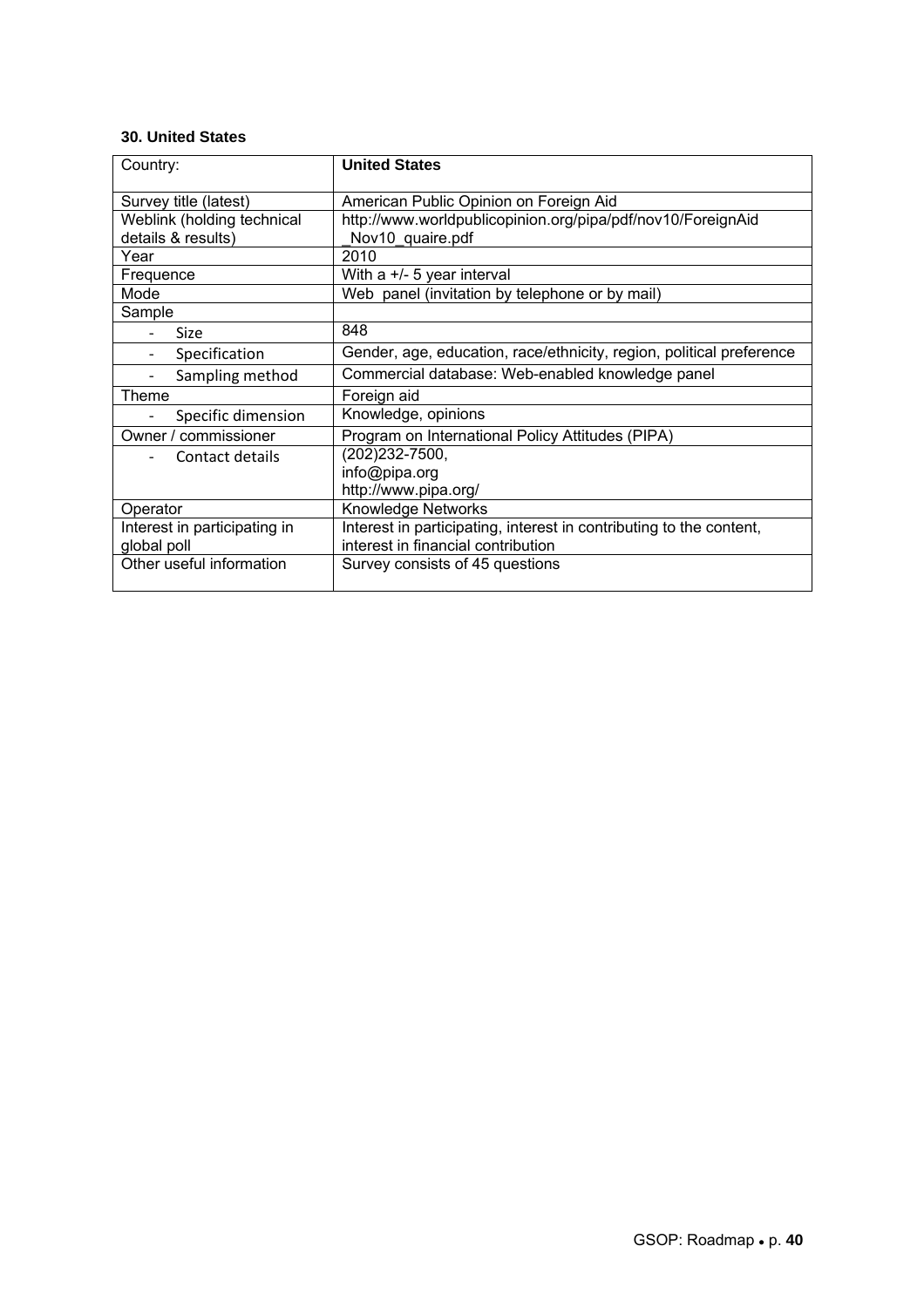### 30. United States

| Country: | **United States** |
|---|---|
| Survey title (latest) | American Public Opinion on Foreign Aid |
| Weblink (holding technical details & results) | http://www.worldpublicopinion.org/pipa/pdf/nov10/ForeignAid_Nov10_quaire.pdf |
| Year | 2010 |
| Frequence | With a +/- 5 year interval |
| Mode | Web panel (invitation by telephone or by mail) |
| Sample | |
| - Size | 848 |
| - Specification | Gender, age, education, race/ethnicity, region, political preference |
| - Sampling method | Commercial database: Web-enabled knowledge panel |
| Theme | Foreign aid |
| - Specific dimension | Knowledge, opinions |
| Owner / commissioner | Program on International Policy Attitudes (PIPA) |
| - Contact details | (202)232-7500,<br>info@pipa.org<br>http://www.pipa.org/ |
| Operator | Knowledge Networks |
| Interest in participating in global poll | Interest in participating, interest in contributing to the content, interest in financial contribution |
| Other useful information | Survey consists of 45 questions |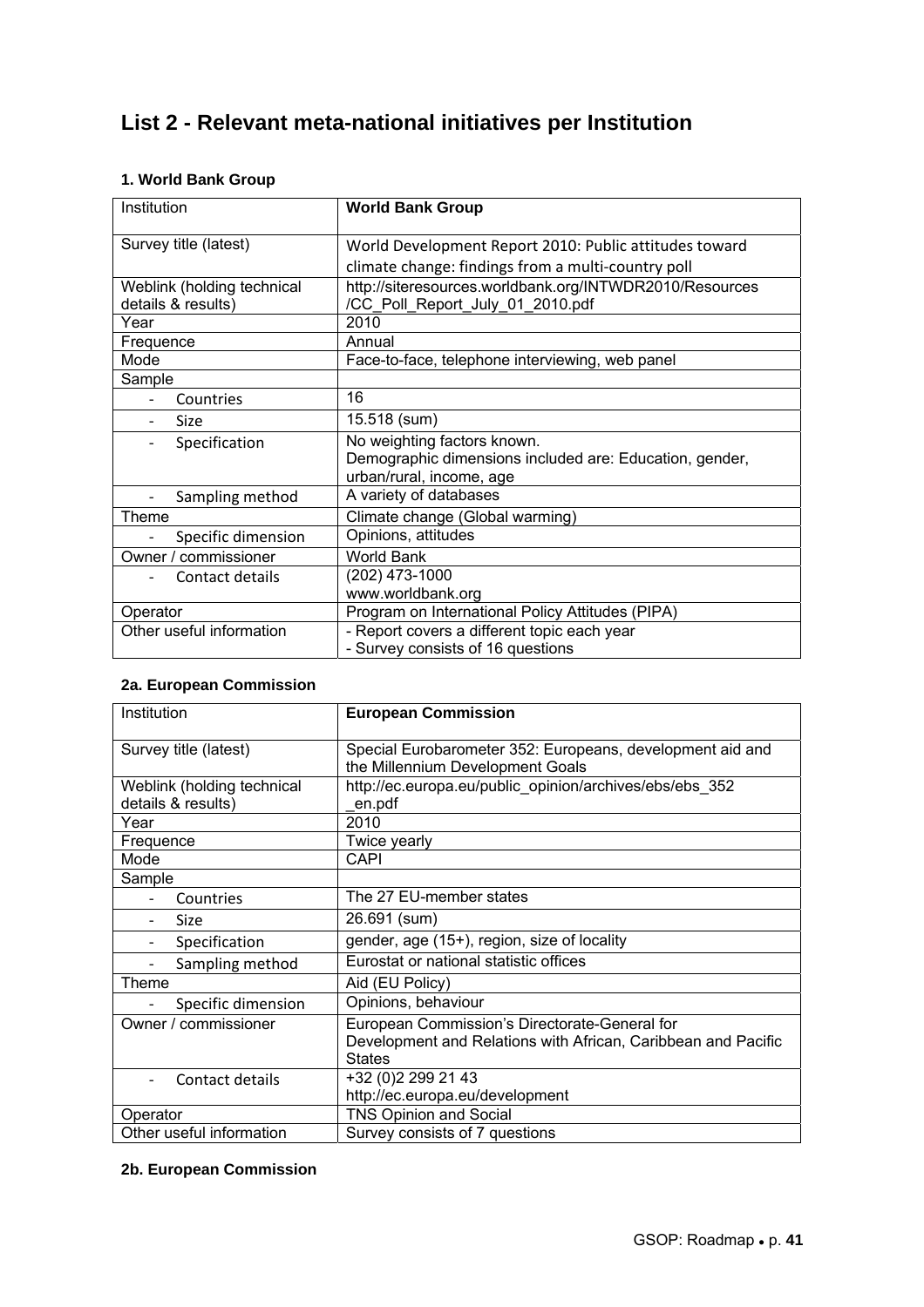# List 2 - Relevant meta-national initiatives per Institution

### 1. World Bank Group

| Institution | **World Bank Group** |
|---|---|
| Survey title (latest) | World Development Report 2010: Public attitudes toward climate change: findings from a multi-country poll |
| Weblink (holding technical details & results) | http://siteresources.worldbank.org/INTWDR2010/Resources /CC_Poll_Report_July_01_2010.pdf |
| Year | 2010 |
| Frequence | Annual |
| Mode | Face-to-face, telephone interviewing, web panel |
| Sample | |
| - Countries | 16 |
| - Size | 15.518 (sum) |
| - Specification | No weighting factors known.<br>Demographic dimensions included are: Education, gender, urban/rural, income, age |
| - Sampling method | A variety of databases |
| Theme | Climate change (Global warming) |
| - Specific dimension | Opinions, attitudes |
| Owner / commissioner | World Bank |
| - Contact details | (202) 473-1000<br>www.worldbank.org |
| Operator | Program on International Policy Attitudes (PIPA) |
| Other useful information | - Report covers a different topic each year<br>- Survey consists of 16 questions |

### 2a. European Commission

| Institution | **European Commission** |
|---|---|
| Survey title (latest) | Special Eurobarometer 352: Europeans, development aid and the Millennium Development Goals |
| Weblink (holding technical details & results) | http://ec.europa.eu/public_opinion/archives/ebs/ebs_352 _en.pdf |
| Year | 2010 |
| Frequence | Twice yearly |
| Mode | CAPI |
| Sample | |
| - Countries | The 27 EU-member states |
| - Size | 26.691 (sum) |
| - Specification | gender, age (15+), region, size of locality |
| - Sampling method | Eurostat or national statistic offices |
| Theme | Aid (EU Policy) |
| - Specific dimension | Opinions, behaviour |
| Owner / commissioner | European Commission's Directorate-General for Development and Relations with African, Caribbean and Pacific States |
| - Contact details | +32 (0)2 299 21 43<br>http://ec.europa.eu/development |
| Operator | TNS Opinion and Social |
| Other useful information | Survey consists of 7 questions |

### 2b. European Commission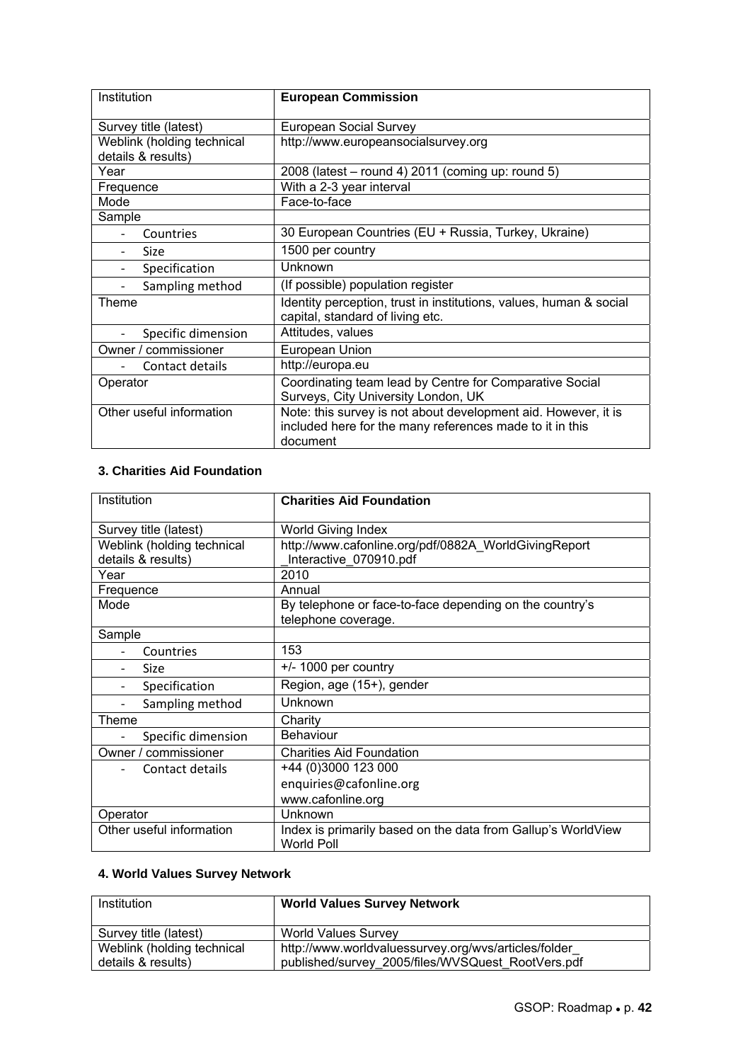| Institution | **European Commission** |
|---|---|
| Survey title (latest) | European Social Survey |
| Weblink (holding technical details & results) | http://www.europeansocialsurvey.org |
| Year | 2008 (latest – round 4) 2011 (coming up: round 5) |
| Frequence | With a 2-3 year interval |
| Mode | Face-to-face |
| Sample | |
| - Countries | 30 European Countries (EU + Russia, Turkey, Ukraine) |
| - Size | 1500 per country |
| - Specification | Unknown |
| - Sampling method | (If possible) population register |
| Theme | Identity perception, trust in institutions, values, human & social capital, standard of living etc. |
| - Specific dimension | Attitudes, values |
| Owner / commissioner | European Union |
| - Contact details | http://europa.eu |
| Operator | Coordinating team lead by Centre for Comparative Social Surveys, City University London, UK |
| Other useful information | Note: this survey is not about development aid. However, it is included here for the many references made to it in this document |

### 3. Charities Aid Foundation

| Institution | **Charities Aid Foundation** |
|---|---|
| Survey title (latest) | World Giving Index |
| Weblink (holding technical details & results) | http://www.cafonline.org/pdf/0882A_WorldGivingReport_Interactive_070910.pdf |
| Year | 2010 |
| Frequence | Annual |
| Mode | By telephone or face-to-face depending on the country's telephone coverage. |
| Sample | |
| - Countries | 153 |
| - Size | +/- 1000 per country |
| - Specification | Region, age (15+), gender |
| - Sampling method | Unknown |
| Theme | Charity |
| - Specific dimension | Behaviour |
| Owner / commissioner | Charities Aid Foundation |
| - Contact details | +44 (0)3000 123 000<br>enquiries@cafonline.org<br>www.cafonline.org |
| Operator | Unknown |
| Other useful information | Index is primarily based on the data from Gallup's WorldView World Poll |

### 4. World Values Survey Network

| Institution | **World Values Survey Network** |
|---|---|
| Survey title (latest) | World Values Survey |
| Weblink (holding technical details & results) | http://www.worldvaluessurvey.org/wvs/articles/folder_published/survey_2005/files/WVSQuest_RootVers.pdf |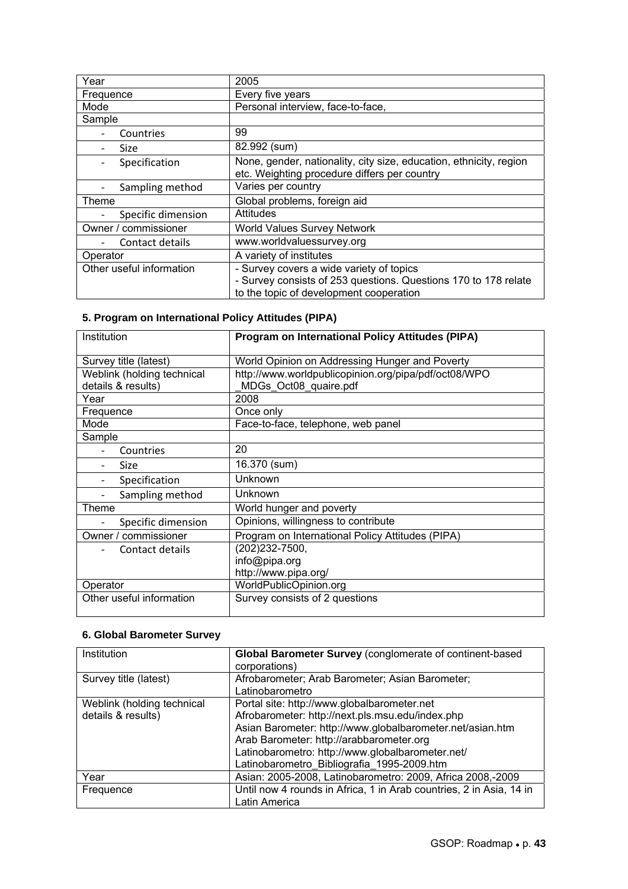| Year | 2005 |
|---|---|
| Frequence | Every five years |
| Mode | Personal interview, face-to-face, |
| Sample | |
| - Countries | 99 |
| - Size | 82.992 (sum) |
| - Specification | None, gender, nationality, city size, education, ethnicity, region etc. Weighting procedure differs per country |
| - Sampling method | Varies per country |
| Theme | Global problems, foreign aid |
| - Specific dimension | Attitudes |
| Owner / commissioner | World Values Survey Network |
| - Contact details | www.worldvaluessurvey.org |
| Operator | A variety of institutes |
| Other useful information | - Survey covers a wide variety of topics<br>- Survey consists of 253 questions. Questions 170 to 178 relate to the topic of development cooperation |

### 5. Program on International Policy Attitudes (PIPA)

| Institution | **Program on International Policy Attitudes (PIPA)** |
|---|---|
| Survey title (latest) | World Opinion on Addressing Hunger and Poverty |
| Weblink (holding technical details & results) | http://www.worldpublicopinion.org/pipa/pdf/oct08/WPO_MDGs_Oct08_quaire.pdf |
| Year | 2008 |
| Frequence | Once only |
| Mode | Face-to-face, telephone, web panel |
| Sample | |
| - Countries | 20 |
| - Size | 16.370 (sum) |
| - Specification | Unknown |
| - Sampling method | Unknown |
| Theme | World hunger and poverty |
| - Specific dimension | Opinions, willingness to contribute |
| Owner / commissioner | Program on International Policy Attitudes (PIPA) |
| - Contact details | (202)232-7500,<br>info@pipa.org<br>http://www.pipa.org/ |
| Operator | WorldPublicOpinion.org |
| Other useful information | Survey consists of 2 questions |

### 6. Global Barometer Survey

| Institution | **Global Barometer Survey** (conglomerate of continent-based corporations) |
|---|---|
| Survey title (latest) | Afrobarometer; Arab Barometer; Asian Barometer; Latinobarometro |
| Weblink (holding technical details & results) | Portal site: http://www.globalbarometer.net<br>Afrobarometer: http://next.pls.msu.edu/index.php<br>Asian Barometer: http://www.globalbarometer.net/asian.htm<br>Arab Barometer: http://arabbarometer.org<br>Latinobarometro: http://www.globalbarometer.net/Latinobarometro_Bibliografia_1995-2009.htm |
| Year | Asian: 2005-2008, Latinobarometro: 2009, Africa 2008,-2009 |
| Frequence | Until now 4 rounds in Africa, 1 in Arab countries, 2 in Asia, 14 in Latin America |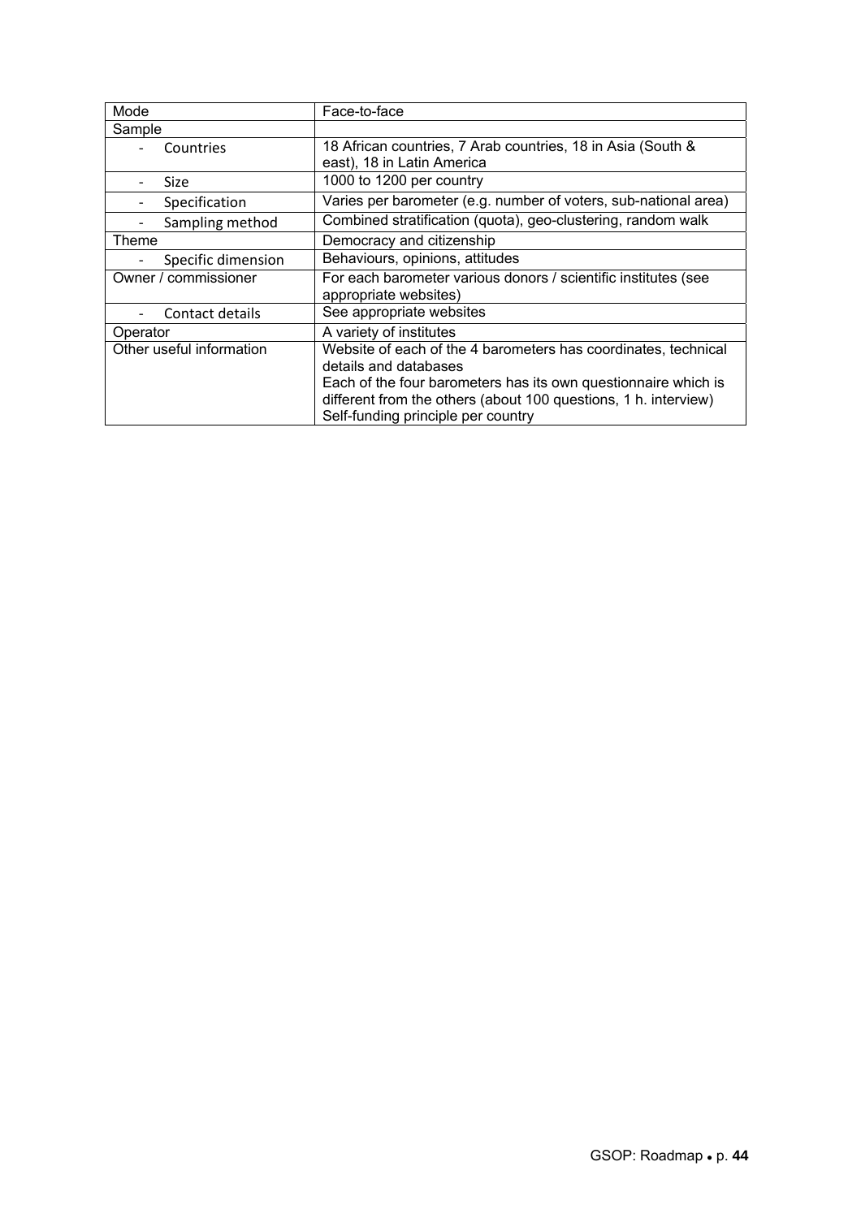| Mode | Face-to-face |
| --- | --- |
| Sample | |
| - Countries | 18 African countries, 7 Arab countries, 18 in Asia (South & east), 18 in Latin America |
| - Size | 1000 to 1200 per country |
| - Specification | Varies per barometer (e.g. number of voters, sub-national area) |
| - Sampling method | Combined stratification (quota), geo-clustering, random walk |
| Theme | Democracy and citizenship |
| - Specific dimension | Behaviours, opinions, attitudes |
| Owner / commissioner | For each barometer various donors / scientific institutes (see appropriate websites) |
| - Contact details | See appropriate websites |
| Operator | A variety of institutes |
| Other useful information | Website of each of the 4 barometers has coordinates, technical details and databases<br>Each of the four barometers has its own questionnaire which is different from the others (about 100 questions, 1 h. interview)<br>Self-funding principle per country |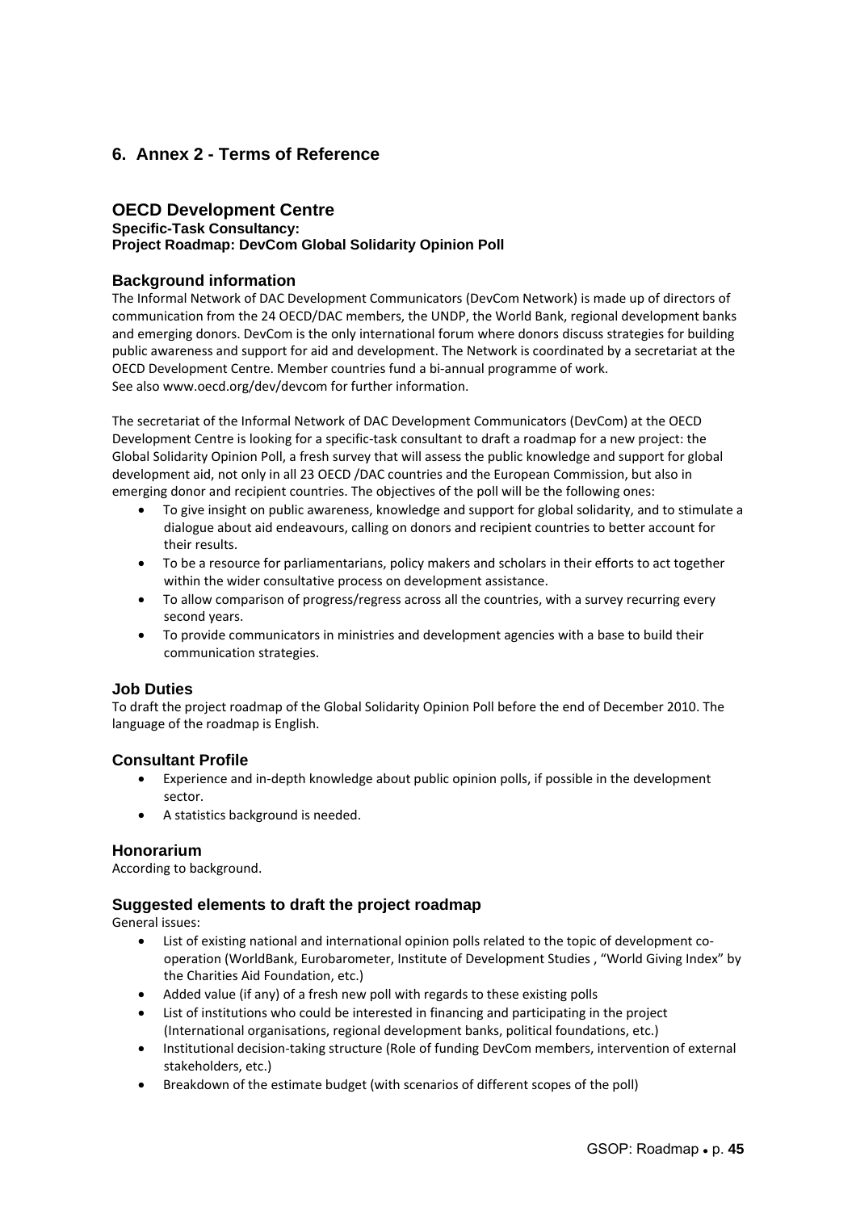## 6. Annex 2 - Terms of Reference

### OECD Development Centre

**Specific-Task Consultancy:**
**Project Roadmap: DevCom Global Solidarity Opinion Poll**

#### Background information

The Informal Network of DAC Development Communicators (DevCom Network) is made up of directors of communication from the 24 OECD/DAC members, the UNDP, the World Bank, regional development banks and emerging donors. DevCom is the only international forum where donors discuss strategies for building public awareness and support for aid and development. The Network is coordinated by a secretariat at the OECD Development Centre. Member countries fund a bi-annual programme of work.
See also www.oecd.org/dev/devcom for further information.

The secretariat of the Informal Network of DAC Development Communicators (DevCom) at the OECD Development Centre is looking for a specific-task consultant to draft a roadmap for a new project: the Global Solidarity Opinion Poll, a fresh survey that will assess the public knowledge and support for global development aid, not only in all 23 OECD /DAC countries and the European Commission, but also in emerging donor and recipient countries. The objectives of the poll will be the following ones:

- To give insight on public awareness, knowledge and support for global solidarity, and to stimulate a dialogue about aid endeavours, calling on donors and recipient countries to better account for their results.
- To be a resource for parliamentarians, policy makers and scholars in their efforts to act together within the wider consultative process on development assistance.
- To allow comparison of progress/regress across all the countries, with a survey recurring every second years.
- To provide communicators in ministries and development agencies with a base to build their communication strategies.

#### Job Duties

To draft the project roadmap of the Global Solidarity Opinion Poll before the end of December 2010. The language of the roadmap is English.

#### Consultant Profile

- Experience and in-depth knowledge about public opinion polls, if possible in the development sector.
- A statistics background is needed.

#### Honorarium

According to background.

#### Suggested elements to draft the project roadmap

General issues:

- List of existing national and international opinion polls related to the topic of development co-operation (WorldBank, Eurobarometer, Institute of Development Studies , "World Giving Index" by the Charities Aid Foundation, etc.)
- Added value (if any) of a fresh new poll with regards to these existing polls
- List of institutions who could be interested in financing and participating in the project (International organisations, regional development banks, political foundations, etc.)
- Institutional decision-taking structure (Role of funding DevCom members, intervention of external stakeholders, etc.)
- Breakdown of the estimate budget (with scenarios of different scopes of the poll)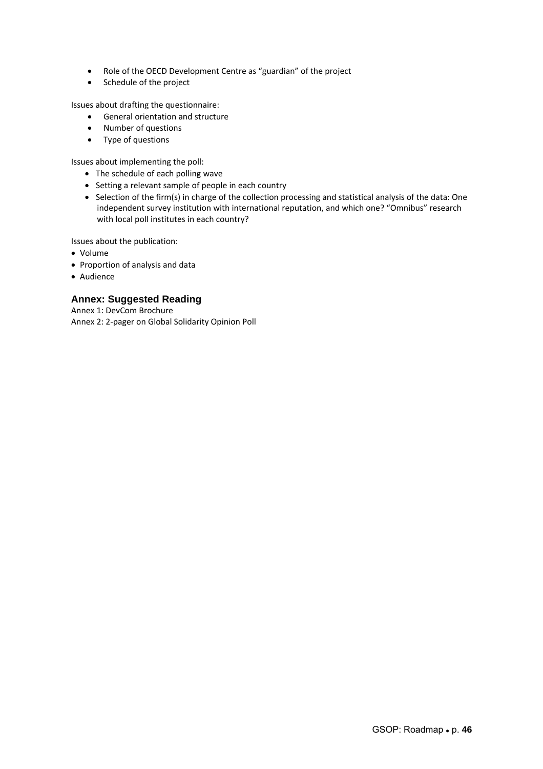- Role of the OECD Development Centre as "guardian" of the project
- Schedule of the project

Issues about drafting the questionnaire:

- General orientation and structure
- Number of questions
- Type of questions

Issues about implementing the poll:

- The schedule of each polling wave
- Setting a relevant sample of people in each country
- Selection of the firm(s) in charge of the collection processing and statistical analysis of the data: One independent survey institution with international reputation, and which one? "Omnibus" research with local poll institutes in each country?

Issues about the publication:

- Volume
- Proportion of analysis and data
- Audience

## Annex: Suggested Reading

Annex 1: DevCom Brochure
Annex 2: 2-pager on Global Solidarity Opinion Poll